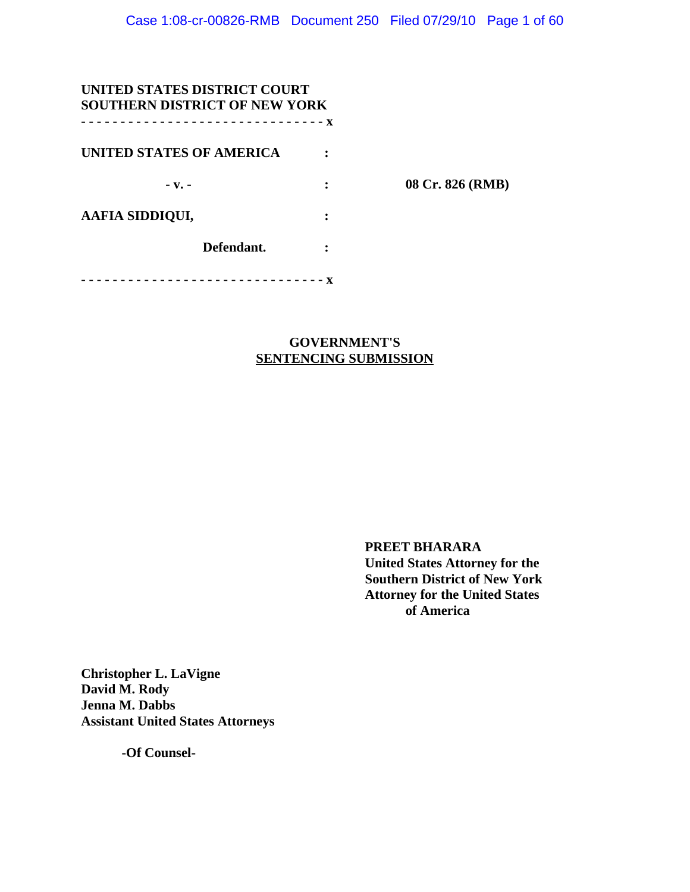**UNITED STATES DISTRICT COURT**
**SOUTHERN DISTRICT OF NEW YORK**

- - - - - - - - - - - - - - - - - - - - - - - - - - - - - - - x

**UNITED STATES OF AMERICA** :

**- v. -** : **08 Cr. 826 (RMB)**

**AAFIA SIDDIQUI,** :

**Defendant.** :

- - - - - - - - - - - - - - - - - - - - - - - - - - - - - - - x

**GOVERNMENT'S**
**<u>SENTENCING SUBMISSION</u>**

**PREET BHARARA**
**United States Attorney for the**
**Southern District of New York**
**Attorney for the United States**
**of America**

**Christopher L. LaVigne**
**David M. Rody**
**Jenna M. Dabbs**
**Assistant United States Attorneys**

**-Of Counsel-**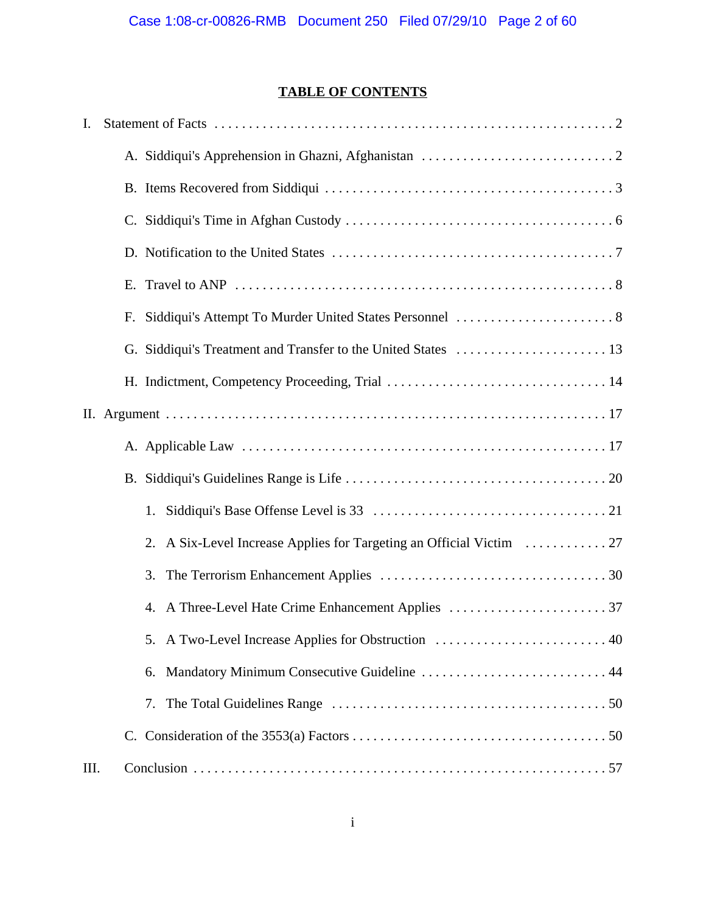## TABLE OF CONTENTS

I. Statement of Facts . . . . . . . . . . . . . . . . . . . . . . . . . . . . . . . . . . . . . . . . . . . . . . . . . . . . . . . 2

- A. Siddiqui's Apprehension in Ghazni, Afghanistan . . . . . . . . . . . . . . . . . . . . . . . . . . . . 2
- B. Items Recovered from Siddiqui . . . . . . . . . . . . . . . . . . . . . . . . . . . . . . . . . . . . . . . . . . 3
- C. Siddiqui's Time in Afghan Custody . . . . . . . . . . . . . . . . . . . . . . . . . . . . . . . . . . . . . . . 6
- D. Notification to the United States . . . . . . . . . . . . . . . . . . . . . . . . . . . . . . . . . . . . . . . . 7
- E. Travel to ANP . . . . . . . . . . . . . . . . . . . . . . . . . . . . . . . . . . . . . . . . . . . . . . . . . . . . . . 8
- F. Siddiqui's Attempt To Murder United States Personnel . . . . . . . . . . . . . . . . . . . . . . . 8
- G. Siddiqui's Treatment and Transfer to the United States . . . . . . . . . . . . . . . . . . . . . . 13
- H. Indictment, Competency Proceeding, Trial . . . . . . . . . . . . . . . . . . . . . . . . . . . . . . . . 14

II. Argument . . . . . . . . . . . . . . . . . . . . . . . . . . . . . . . . . . . . . . . . . . . . . . . . . . . . . . . . . . . 17

- A. Applicable Law . . . . . . . . . . . . . . . . . . . . . . . . . . . . . . . . . . . . . . . . . . . . . . . . . . . . . 17
- B. Siddiqui's Guidelines Range is Life . . . . . . . . . . . . . . . . . . . . . . . . . . . . . . . . . . . . . . 20
  1. Siddiqui's Base Offense Level is 33 . . . . . . . . . . . . . . . . . . . . . . . . . . . . . . . . . . 21
  2. A Six-Level Increase Applies for Targeting an Official Victim . . . . . . . . . . . . 27
  3. The Terrorism Enhancement Applies . . . . . . . . . . . . . . . . . . . . . . . . . . . . . . . . 30
  4. A Three-Level Hate Crime Enhancement Applies . . . . . . . . . . . . . . . . . . . . . . . 37
  5. A Two-Level Increase Applies for Obstruction . . . . . . . . . . . . . . . . . . . . . . . . . 40
  6. Mandatory Minimum Consecutive Guideline . . . . . . . . . . . . . . . . . . . . . . . . . . 44
  7. The Total Guidelines Range . . . . . . . . . . . . . . . . . . . . . . . . . . . . . . . . . . . . . . . 50
- C. Consideration of the 3553(a) Factors . . . . . . . . . . . . . . . . . . . . . . . . . . . . . . . . . . . . 50

III. Conclusion . . . . . . . . . . . . . . . . . . . . . . . . . . . . . . . . . . . . . . . . . . . . . . . . . . . . . . . . . 57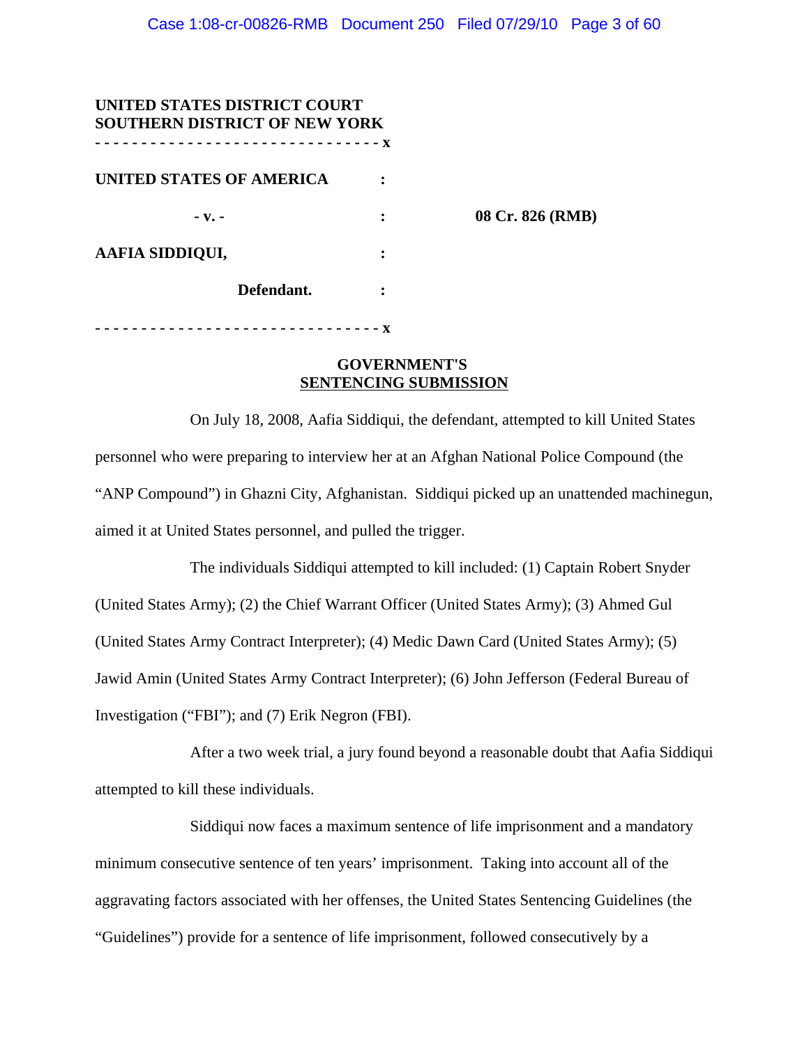**UNITED STATES DISTRICT COURT**
**SOUTHERN DISTRICT OF NEW YORK**

- - - - - - - - - - - - - - - - - - - - - - - - - - - - - - - x

| | | |
|---|---|---|
| **UNITED STATES OF AMERICA** | : | |
| **- v. -** | : | **08 Cr. 826 (RMB)** |
| **AAFIA SIDDIQUI,** | : | |
| **Defendant.** | : | |

- - - - - - - - - - - - - - - - - - - - - - - - - - - - - - - x

**GOVERNMENT'S**
**SENTENCING SUBMISSION**

On July 18, 2008, Aafia Siddiqui, the defendant, attempted to kill United States personnel who were preparing to interview her at an Afghan National Police Compound (the "ANP Compound") in Ghazni City, Afghanistan. Siddiqui picked up an unattended machinegun, aimed it at United States personnel, and pulled the trigger.

The individuals Siddiqui attempted to kill included: (1) Captain Robert Snyder (United States Army); (2) the Chief Warrant Officer (United States Army); (3) Ahmed Gul (United States Army Contract Interpreter); (4) Medic Dawn Card (United States Army); (5) Jawid Amin (United States Army Contract Interpreter); (6) John Jefferson (Federal Bureau of Investigation ("FBI"); and (7) Erik Negron (FBI).

After a two week trial, a jury found beyond a reasonable doubt that Aafia Siddiqui attempted to kill these individuals.

Siddiqui now faces a maximum sentence of life imprisonment and a mandatory minimum consecutive sentence of ten years' imprisonment. Taking into account all of the aggravating factors associated with her offenses, the United States Sentencing Guidelines (the "Guidelines") provide for a sentence of life imprisonment, followed consecutively by a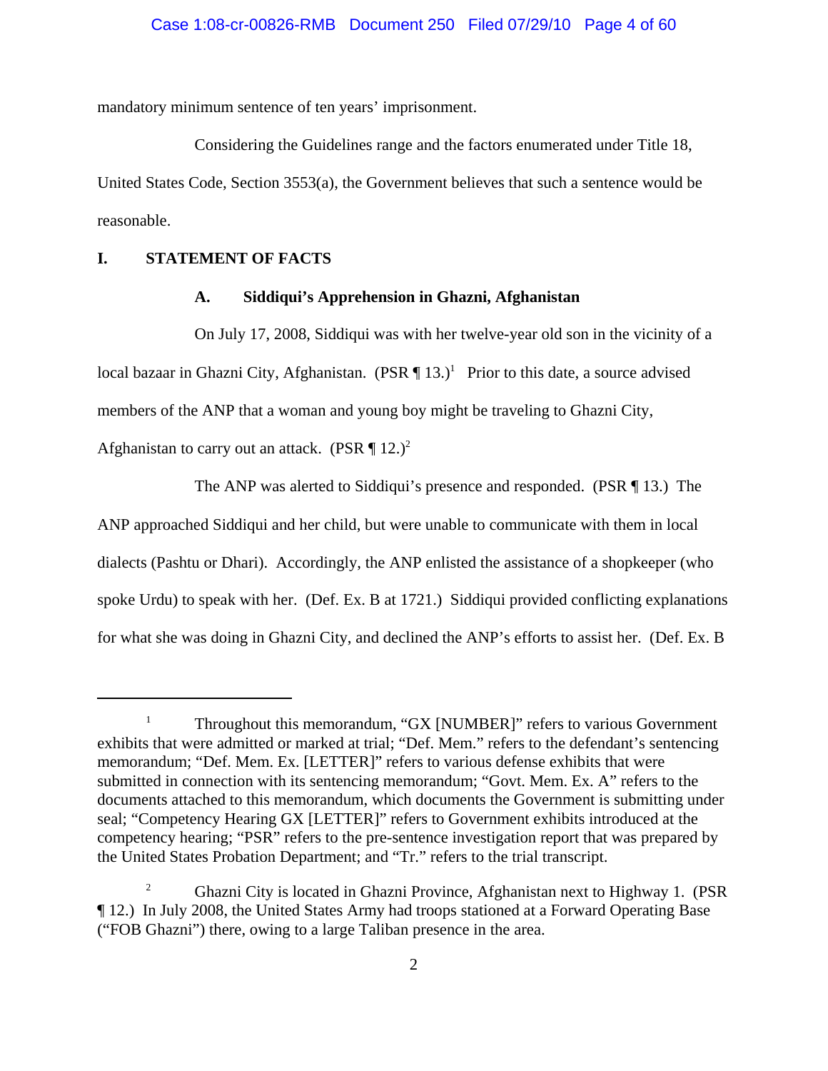mandatory minimum sentence of ten years' imprisonment.

Considering the Guidelines range and the factors enumerated under Title 18, United States Code, Section 3553(a), the Government believes that such a sentence would be reasonable.

## I. STATEMENT OF FACTS

### A. Siddiqui's Apprehension in Ghazni, Afghanistan

On July 17, 2008, Siddiqui was with her twelve-year old son in the vicinity of a local bazaar in Ghazni City, Afghanistan. (PSR ¶ 13.)[1] Prior to this date, a source advised members of the ANP that a woman and young boy might be traveling to Ghazni City, Afghanistan to carry out an attack. (PSR ¶ 12.)[2]

The ANP was alerted to Siddiqui's presence and responded. (PSR ¶ 13.) The ANP approached Siddiqui and her child, but were unable to communicate with them in local dialects (Pashtu or Dhari). Accordingly, the ANP enlisted the assistance of a shopkeeper (who spoke Urdu) to speak with her. (Def. Ex. B at 1721.) Siddiqui provided conflicting explanations for what she was doing in Ghazni City, and declined the ANP's efforts to assist her. (Def. Ex. B

---

[1] Throughout this memorandum, "GX [NUMBER]" refers to various Government exhibits that were admitted or marked at trial; "Def. Mem." refers to the defendant's sentencing memorandum; "Def. Mem. Ex. [LETTER]" refers to various defense exhibits that were submitted in connection with its sentencing memorandum; "Govt. Mem. Ex. A" refers to the documents attached to this memorandum, which documents the Government is submitting under seal; "Competency Hearing GX [LETTER]" refers to Government exhibits introduced at the competency hearing; "PSR" refers to the pre-sentence investigation report that was prepared by the United States Probation Department; and "Tr." refers to the trial transcript.

[2] Ghazni City is located in Ghazni Province, Afghanistan next to Highway 1. (PSR ¶ 12.) In July 2008, the United States Army had troops stationed at a Forward Operating Base ("FOB Ghazni") there, owing to a large Taliban presence in the area.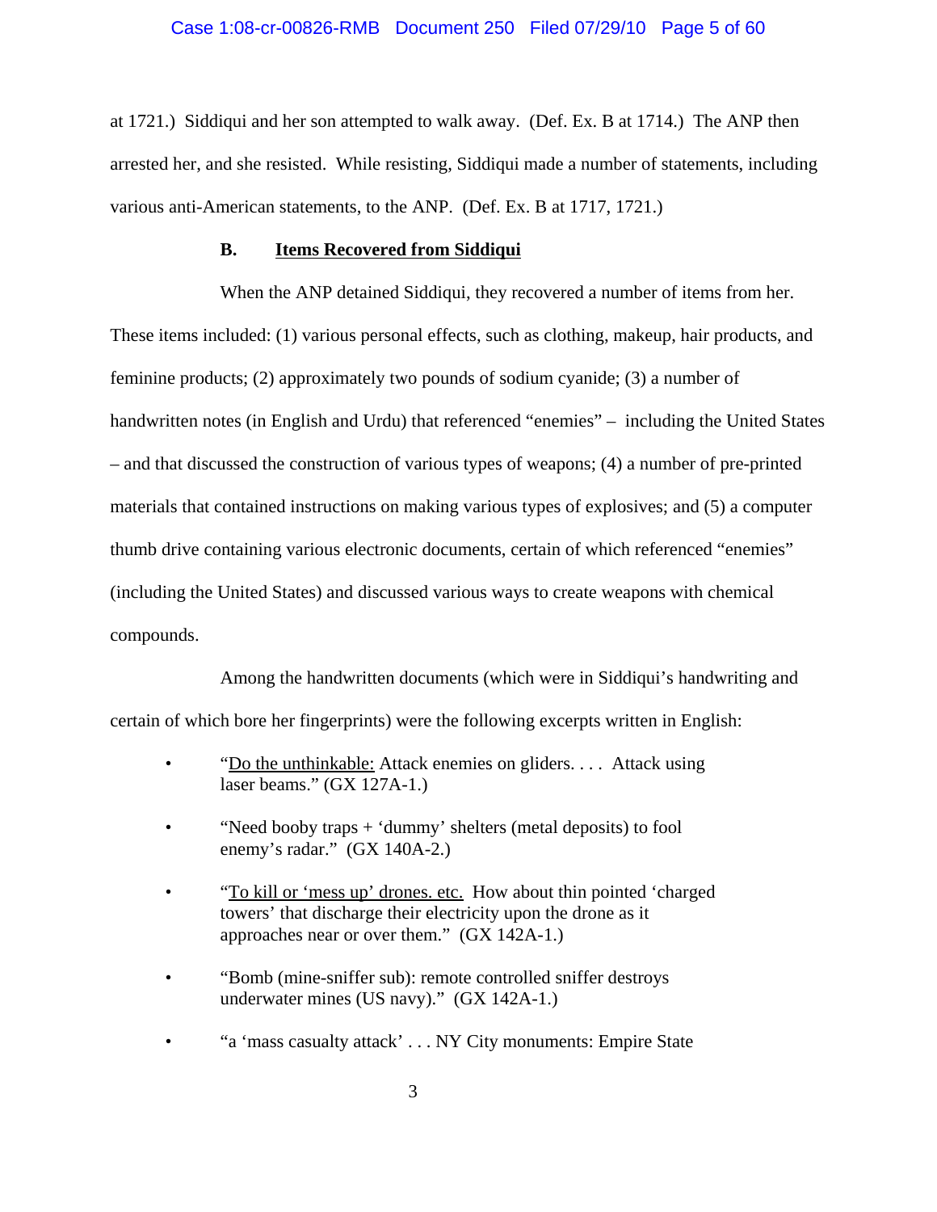at 1721.) Siddiqui and her son attempted to walk away. (Def. Ex. B at 1714.) The ANP then arrested her, and she resisted. While resisting, Siddiqui made a number of statements, including various anti-American statements, to the ANP. (Def. Ex. B at 1717, 1721.)

### B. Items Recovered from Siddiqui

When the ANP detained Siddiqui, they recovered a number of items from her. These items included: (1) various personal effects, such as clothing, makeup, hair products, and feminine products; (2) approximately two pounds of sodium cyanide; (3) a number of handwritten notes (in English and Urdu) that referenced "enemies" – including the United States – and that discussed the construction of various types of weapons; (4) a number of pre-printed materials that contained instructions on making various types of explosives; and (5) a computer thumb drive containing various electronic documents, certain of which referenced "enemies" (including the United States) and discussed various ways to create weapons with chemical compounds.

Among the handwritten documents (which were in Siddiqui's handwriting and certain of which bore her fingerprints) were the following excerpts written in English:

- "Do the unthinkable: Attack enemies on gliders. . . . Attack using laser beams." (GX 127A-1.)
- "Need booby traps + 'dummy' shelters (metal deposits) to fool enemy's radar." (GX 140A-2.)
- "To kill or 'mess up' drones. etc. How about thin pointed 'charged towers' that discharge their electricity upon the drone as it approaches near or over them." (GX 142A-1.)
- "Bomb (mine-sniffer sub): remote controlled sniffer destroys underwater mines (US navy)." (GX 142A-1.)
- "a 'mass casualty attack' . . . NY City monuments: Empire State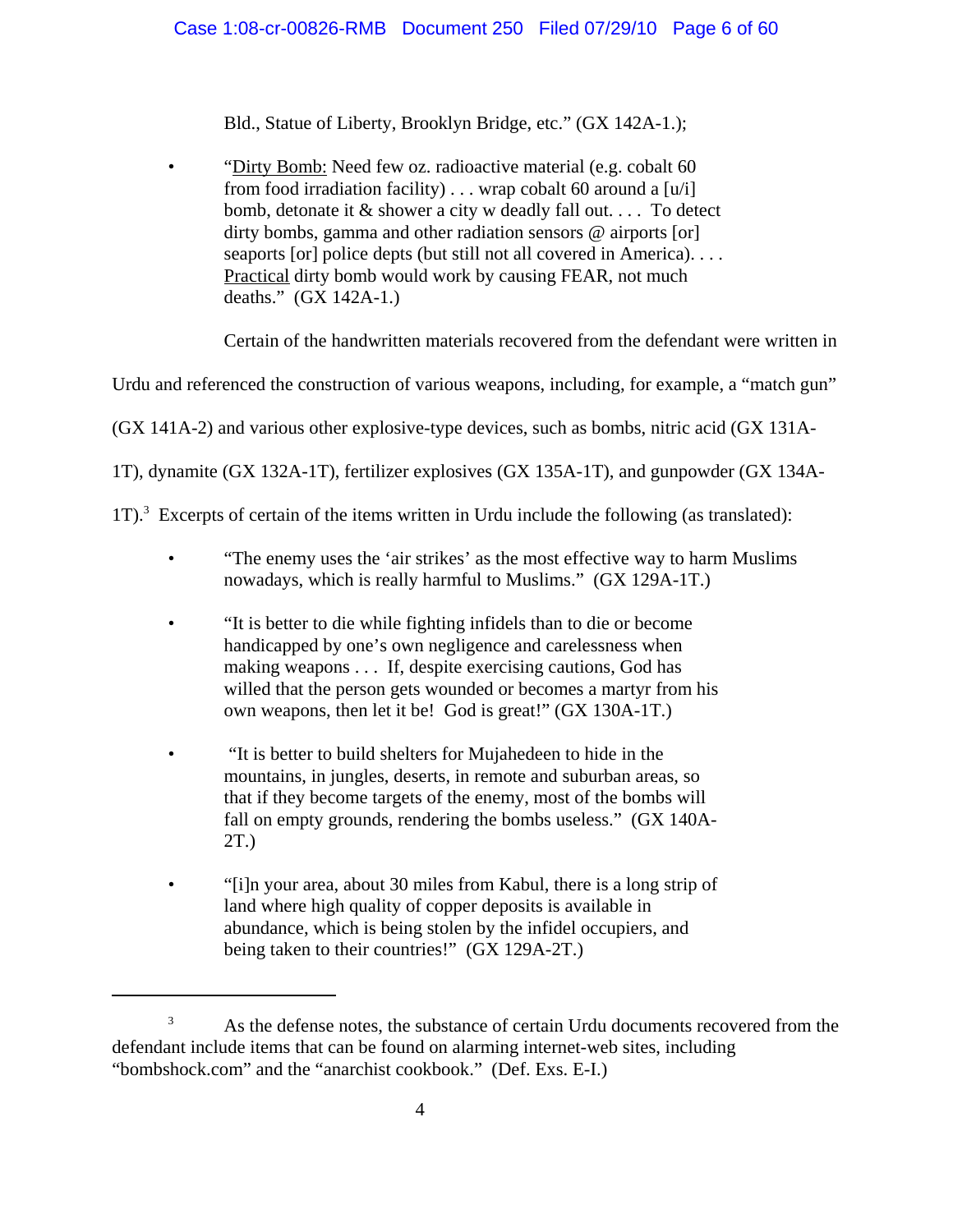Bld., Statue of Liberty, Brooklyn Bridge, etc." (GX 142A-1.);

- "Dirty Bomb: Need few oz. radioactive material (e.g. cobalt 60 from food irradiation facility) . . . wrap cobalt 60 around a [u/i] bomb, detonate it & shower a city w deadly fall out. . . . To detect dirty bombs, gamma and other radiation sensors @ airports [or] seaports [or] police depts (but still not all covered in America). . . . Practical dirty bomb would work by causing FEAR, not much deaths." (GX 142A-1.)

Certain of the handwritten materials recovered from the defendant were written in Urdu and referenced the construction of various weapons, including, for example, a "match gun" (GX 141A-2) and various other explosive-type devices, such as bombs, nitric acid (GX 131A-1T), dynamite (GX 132A-1T), fertilizer explosives (GX 135A-1T), and gunpowder (GX 134A-1T).[3] Excerpts of certain of the items written in Urdu include the following (as translated):

- "The enemy uses the 'air strikes' as the most effective way to harm Muslims nowadays, which is really harmful to Muslims." (GX 129A-1T.)

- "It is better to die while fighting infidels than to die or become handicapped by one's own negligence and carelessness when making weapons . . . If, despite exercising cautions, God has willed that the person gets wounded or becomes a martyr from his own weapons, then let it be! God is great!" (GX 130A-1T.)

- "It is better to build shelters for Mujahedeen to hide in the mountains, in jungles, deserts, in remote and suburban areas, so that if they become targets of the enemy, most of the bombs will fall on empty grounds, rendering the bombs useless." (GX 140A-2T.)

- "[i]n your area, about 30 miles from Kabul, there is a long strip of land where high quality of copper deposits is available in abundance, which is being stolen by the infidel occupiers, and being taken to their countries!" (GX 129A-2T.)

[3] As the defense notes, the substance of certain Urdu documents recovered from the defendant include items that can be found on alarming internet-web sites, including "bombshock.com" and the "anarchist cookbook." (Def. Exs. E-I.)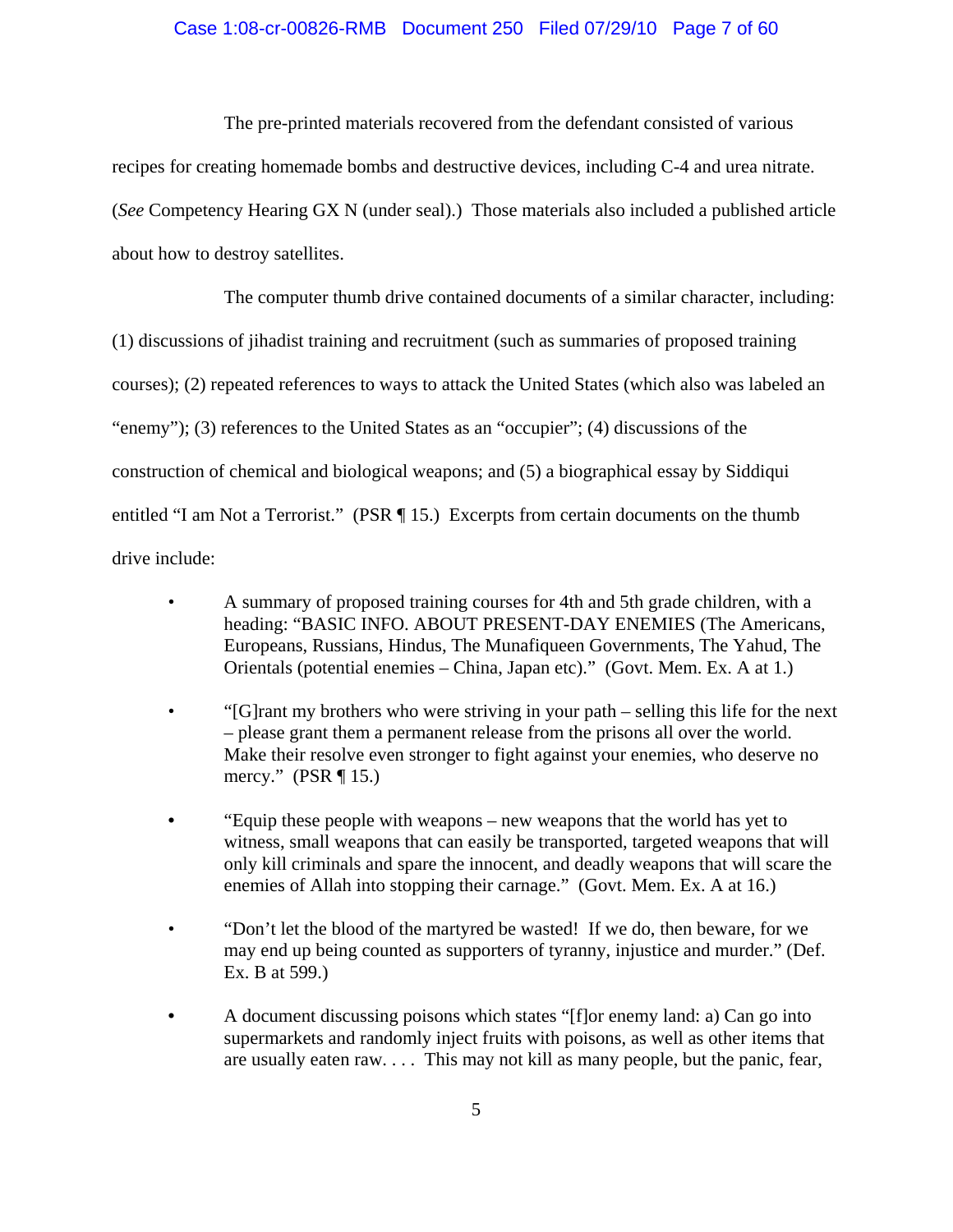The pre-printed materials recovered from the defendant consisted of various recipes for creating homemade bombs and destructive devices, including C-4 and urea nitrate. (*See* Competency Hearing GX N (under seal).) Those materials also included a published article about how to destroy satellites.

The computer thumb drive contained documents of a similar character, including: (1) discussions of jihadist training and recruitment (such as summaries of proposed training courses); (2) repeated references to ways to attack the United States (which also was labeled an "enemy"); (3) references to the United States as an "occupier"; (4) discussions of the construction of chemical and biological weapons; and (5) a biographical essay by Siddiqui entitled "I am Not a Terrorist." (PSR ¶ 15.) Excerpts from certain documents on the thumb drive include:

- A summary of proposed training courses for 4th and 5th grade children, with a heading: "BASIC INFO. ABOUT PRESENT-DAY ENEMIES (The Americans, Europeans, Russians, Hindus, The Munafiqueen Governments, The Yahud, The Orientals (potential enemies – China, Japan etc)." (Govt. Mem. Ex. A at 1.)

- "[G]rant my brothers who were striving in your path – selling this life for the next – please grant them a permanent release from the prisons all over the world. Make their resolve even stronger to fight against your enemies, who deserve no mercy." (PSR ¶ 15.)

- "Equip these people with weapons – new weapons that the world has yet to witness, small weapons that can easily be transported, targeted weapons that will only kill criminals and spare the innocent, and deadly weapons that will scare the enemies of Allah into stopping their carnage." (Govt. Mem. Ex. A at 16.)

- "Don't let the blood of the martyred be wasted! If we do, then beware, for we may end up being counted as supporters of tyranny, injustice and murder." (Def. Ex. B at 599.)

- A document discussing poisons which states "[f]or enemy land: a) Can go into supermarkets and randomly inject fruits with poisons, as well as other items that are usually eaten raw. . . . This may not kill as many people, but the panic, fear,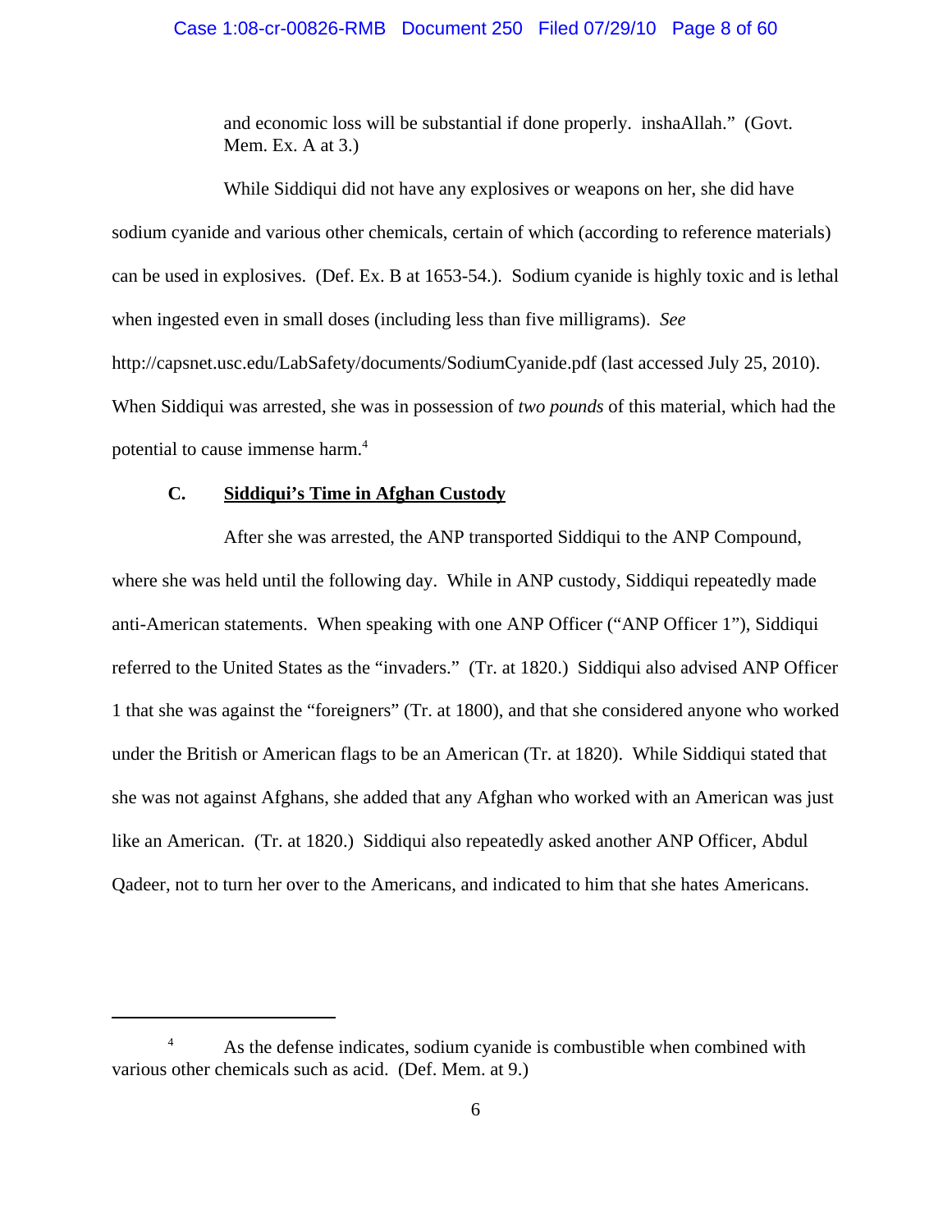and economic loss will be substantial if done properly. inshaAllah." (Govt. Mem. Ex. A at 3.)

While Siddiqui did not have any explosives or weapons on her, she did have sodium cyanide and various other chemicals, certain of which (according to reference materials) can be used in explosives. (Def. Ex. B at 1653-54.). Sodium cyanide is highly toxic and is lethal when ingested even in small doses (including less than five milligrams). *See* http://capsnet.usc.edu/LabSafety/documents/SodiumCyanide.pdf (last accessed July 25, 2010). When Siddiqui was arrested, she was in possession of *two pounds* of this material, which had the potential to cause immense harm.[4]

### C. <u>Siddiqui's Time in Afghan Custody</u>

After she was arrested, the ANP transported Siddiqui to the ANP Compound, where she was held until the following day. While in ANP custody, Siddiqui repeatedly made anti-American statements. When speaking with one ANP Officer ("ANP Officer 1"), Siddiqui referred to the United States as the "invaders." (Tr. at 1820.) Siddiqui also advised ANP Officer 1 that she was against the "foreigners" (Tr. at 1800), and that she considered anyone who worked under the British or American flags to be an American (Tr. at 1820). While Siddiqui stated that she was not against Afghans, she added that any Afghan who worked with an American was just like an American. (Tr. at 1820.) Siddiqui also repeatedly asked another ANP Officer, Abdul Qadeer, not to turn her over to the Americans, and indicated to him that she hates Americans.

---

[4] As the defense indicates, sodium cyanide is combustible when combined with various other chemicals such as acid. (Def. Mem. at 9.)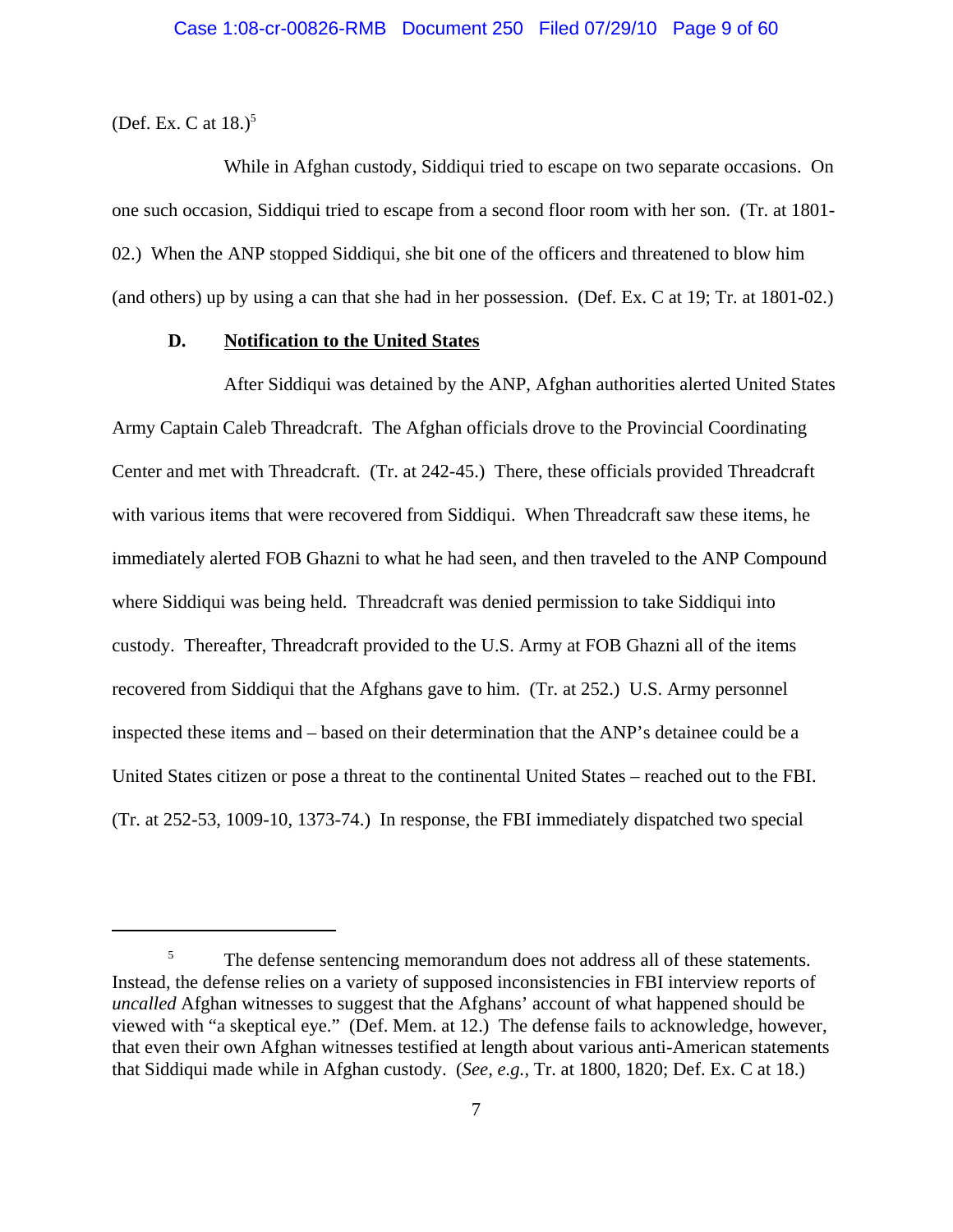(Def. Ex. C at 18.)[5]

While in Afghan custody, Siddiqui tried to escape on two separate occasions. On one such occasion, Siddiqui tried to escape from a second floor room with her son. (Tr. at 1801-02.) When the ANP stopped Siddiqui, she bit one of the officers and threatened to blow him (and others) up by using a can that she had in her possession. (Def. Ex. C at 19; Tr. at 1801-02.)

### D. Notification to the United States

After Siddiqui was detained by the ANP, Afghan authorities alerted United States Army Captain Caleb Threadcraft. The Afghan officials drove to the Provincial Coordinating Center and met with Threadcraft. (Tr. at 242-45.) There, these officials provided Threadcraft with various items that were recovered from Siddiqui. When Threadcraft saw these items, he immediately alerted FOB Ghazni to what he had seen, and then traveled to the ANP Compound where Siddiqui was being held. Threadcraft was denied permission to take Siddiqui into custody. Thereafter, Threadcraft provided to the U.S. Army at FOB Ghazni all of the items recovered from Siddiqui that the Afghans gave to him. (Tr. at 252.) U.S. Army personnel inspected these items and – based on their determination that the ANP's detainee could be a United States citizen or pose a threat to the continental United States – reached out to the FBI. (Tr. at 252-53, 1009-10, 1373-74.) In response, the FBI immediately dispatched two special

---

[5] The defense sentencing memorandum does not address all of these statements. Instead, the defense relies on a variety of supposed inconsistencies in FBI interview reports of *uncalled* Afghan witnesses to suggest that the Afghans' account of what happened should be viewed with "a skeptical eye." (Def. Mem. at 12.) The defense fails to acknowledge, however, that even their own Afghan witnesses testified at length about various anti-American statements that Siddiqui made while in Afghan custody. (*See, e.g.,* Tr. at 1800, 1820; Def. Ex. C at 18.)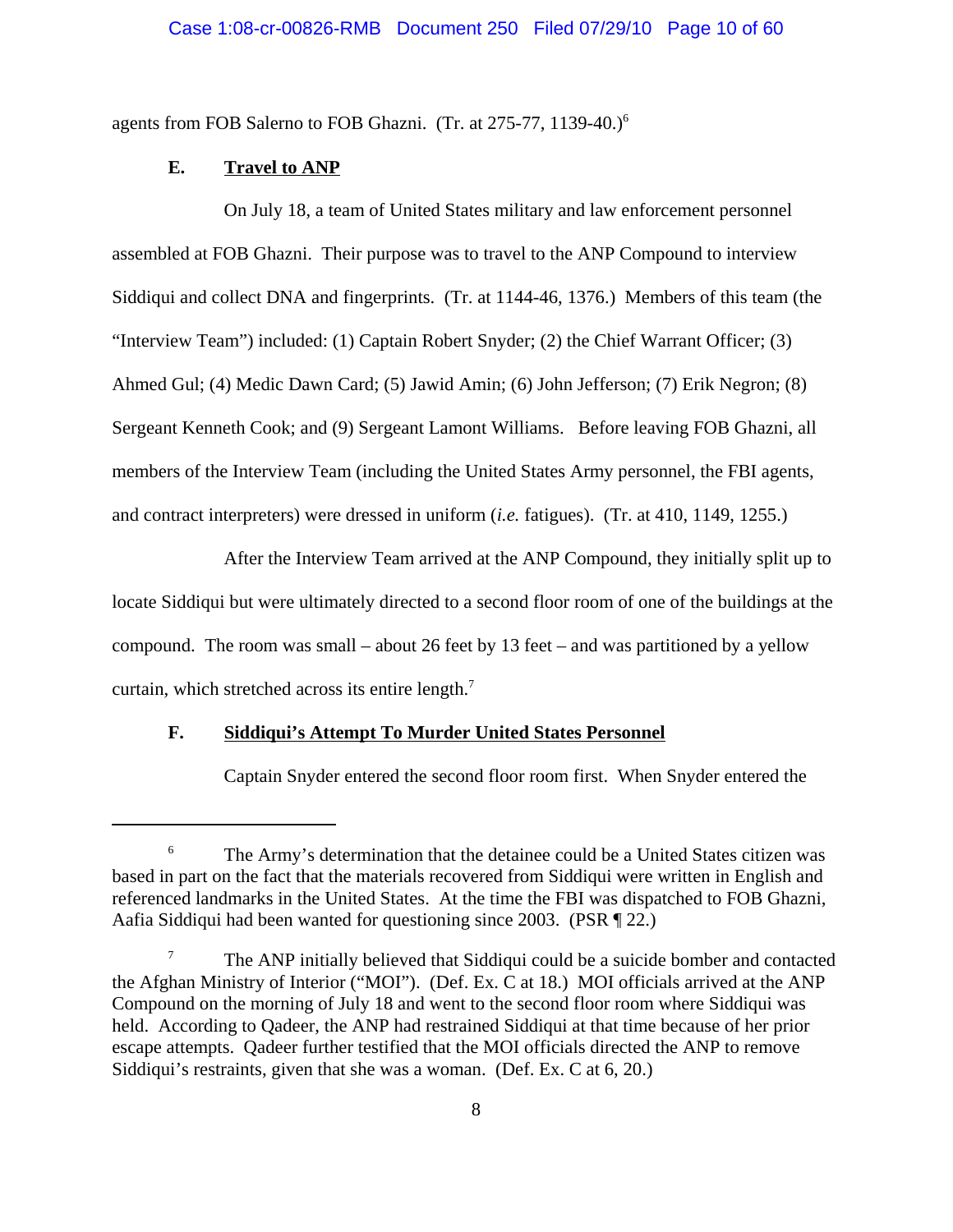agents from FOB Salerno to FOB Ghazni. (Tr. at 275-77, 1139-40.)[6]

### E. Travel to ANP

On July 18, a team of United States military and law enforcement personnel assembled at FOB Ghazni. Their purpose was to travel to the ANP Compound to interview Siddiqui and collect DNA and fingerprints. (Tr. at 1144-46, 1376.) Members of this team (the "Interview Team") included: (1) Captain Robert Snyder; (2) the Chief Warrant Officer; (3) Ahmed Gul; (4) Medic Dawn Card; (5) Jawid Amin; (6) John Jefferson; (7) Erik Negron; (8) Sergeant Kenneth Cook; and (9) Sergeant Lamont Williams. Before leaving FOB Ghazni, all members of the Interview Team (including the United States Army personnel, the FBI agents, and contract interpreters) were dressed in uniform (*i.e.* fatigues). (Tr. at 410, 1149, 1255.)

After the Interview Team arrived at the ANP Compound, they initially split up to locate Siddiqui but were ultimately directed to a second floor room of one of the buildings at the compound. The room was small – about 26 feet by 13 feet – and was partitioned by a yellow curtain, which stretched across its entire length.[7]

### F. Siddiqui's Attempt To Murder United States Personnel

Captain Snyder entered the second floor room first. When Snyder entered the

---

[6] The Army's determination that the detainee could be a United States citizen was based in part on the fact that the materials recovered from Siddiqui were written in English and referenced landmarks in the United States. At the time the FBI was dispatched to FOB Ghazni, Aafia Siddiqui had been wanted for questioning since 2003. (PSR ¶ 22.)

[7] The ANP initially believed that Siddiqui could be a suicide bomber and contacted the Afghan Ministry of Interior ("MOI"). (Def. Ex. C at 18.) MOI officials arrived at the ANP Compound on the morning of July 18 and went to the second floor room where Siddiqui was held. According to Qadeer, the ANP had restrained Siddiqui at that time because of her prior escape attempts. Qadeer further testified that the MOI officials directed the ANP to remove Siddiqui's restraints, given that she was a woman. (Def. Ex. C at 6, 20.)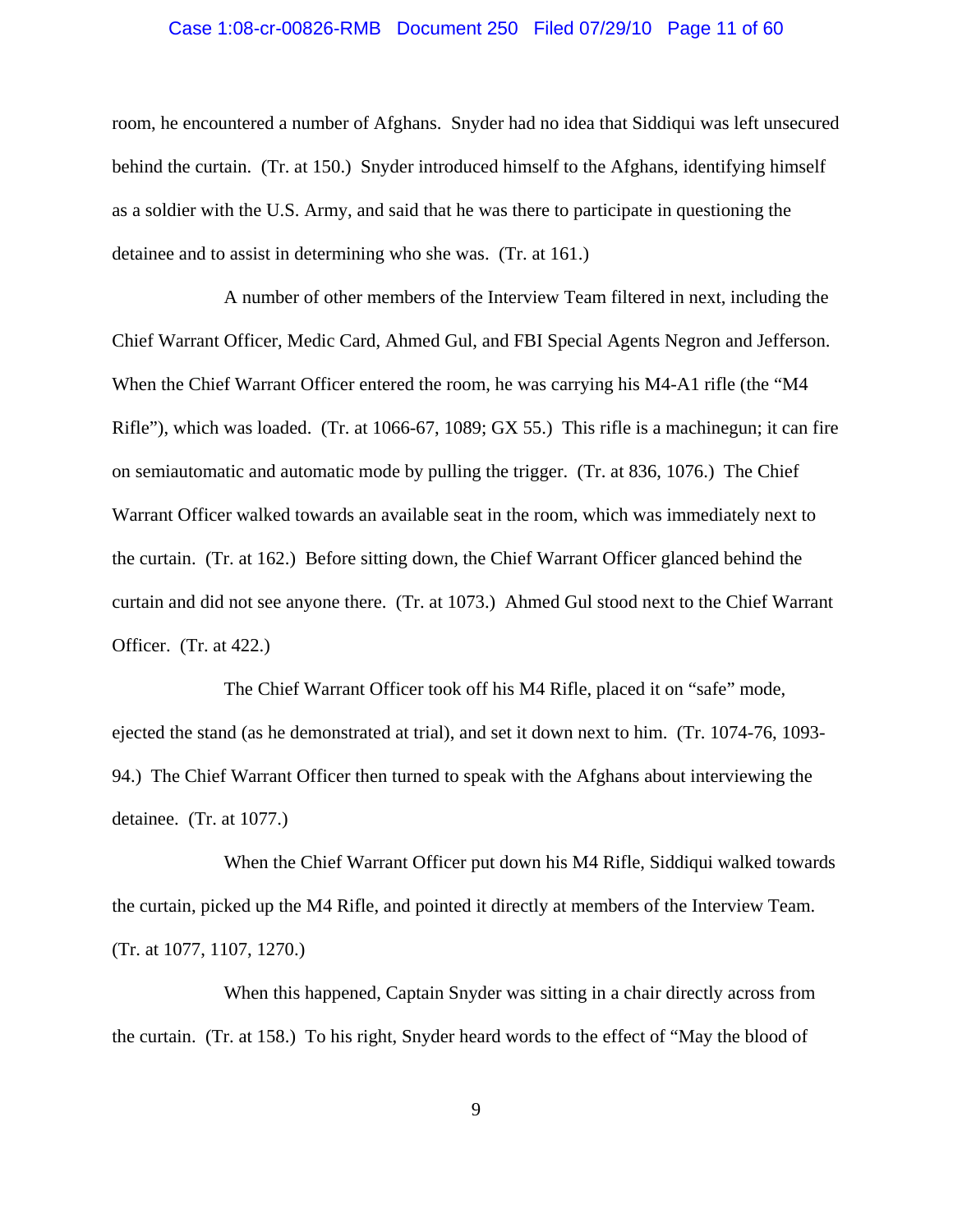room, he encountered a number of Afghans. Snyder had no idea that Siddiqui was left unsecured behind the curtain. (Tr. at 150.) Snyder introduced himself to the Afghans, identifying himself as a soldier with the U.S. Army, and said that he was there to participate in questioning the detainee and to assist in determining who she was. (Tr. at 161.)

A number of other members of the Interview Team filtered in next, including the Chief Warrant Officer, Medic Card, Ahmed Gul, and FBI Special Agents Negron and Jefferson. When the Chief Warrant Officer entered the room, he was carrying his M4-A1 rifle (the "M4 Rifle"), which was loaded. (Tr. at 1066-67, 1089; GX 55.) This rifle is a machinegun; it can fire on semiautomatic and automatic mode by pulling the trigger. (Tr. at 836, 1076.) The Chief Warrant Officer walked towards an available seat in the room, which was immediately next to the curtain. (Tr. at 162.) Before sitting down, the Chief Warrant Officer glanced behind the curtain and did not see anyone there. (Tr. at 1073.) Ahmed Gul stood next to the Chief Warrant Officer. (Tr. at 422.)

The Chief Warrant Officer took off his M4 Rifle, placed it on "safe" mode, ejected the stand (as he demonstrated at trial), and set it down next to him. (Tr. 1074-76, 1093-94.) The Chief Warrant Officer then turned to speak with the Afghans about interviewing the detainee. (Tr. at 1077.)

When the Chief Warrant Officer put down his M4 Rifle, Siddiqui walked towards the curtain, picked up the M4 Rifle, and pointed it directly at members of the Interview Team. (Tr. at 1077, 1107, 1270.)

When this happened, Captain Snyder was sitting in a chair directly across from the curtain. (Tr. at 158.) To his right, Snyder heard words to the effect of "May the blood of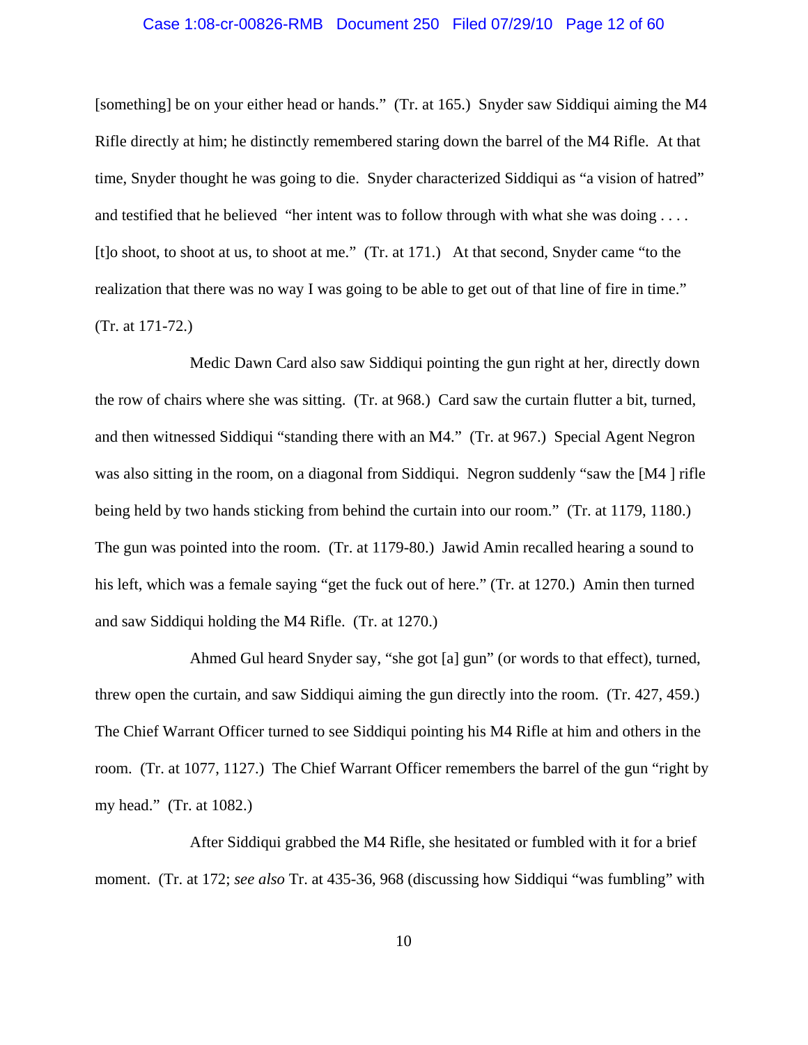[something] be on your either head or hands." (Tr. at 165.) Snyder saw Siddiqui aiming the M4 Rifle directly at him; he distinctly remembered staring down the barrel of the M4 Rifle. At that time, Snyder thought he was going to die. Snyder characterized Siddiqui as "a vision of hatred" and testified that he believed "her intent was to follow through with what she was doing . . . . [t]o shoot, to shoot at us, to shoot at me." (Tr. at 171.) At that second, Snyder came "to the realization that there was no way I was going to be able to get out of that line of fire in time." (Tr. at 171-72.)

Medic Dawn Card also saw Siddiqui pointing the gun right at her, directly down the row of chairs where she was sitting. (Tr. at 968.) Card saw the curtain flutter a bit, turned, and then witnessed Siddiqui "standing there with an M4." (Tr. at 967.) Special Agent Negron was also sitting in the room, on a diagonal from Siddiqui. Negron suddenly "saw the [M4 ] rifle being held by two hands sticking from behind the curtain into our room." (Tr. at 1179, 1180.) The gun was pointed into the room. (Tr. at 1179-80.) Jawid Amin recalled hearing a sound to his left, which was a female saying "get the fuck out of here." (Tr. at 1270.) Amin then turned and saw Siddiqui holding the M4 Rifle. (Tr. at 1270.)

Ahmed Gul heard Snyder say, "she got [a] gun" (or words to that effect), turned, threw open the curtain, and saw Siddiqui aiming the gun directly into the room. (Tr. 427, 459.) The Chief Warrant Officer turned to see Siddiqui pointing his M4 Rifle at him and others in the room. (Tr. at 1077, 1127.) The Chief Warrant Officer remembers the barrel of the gun "right by my head." (Tr. at 1082.)

After Siddiqui grabbed the M4 Rifle, she hesitated or fumbled with it for a brief moment. (Tr. at 172; *see also* Tr. at 435-36, 968 (discussing how Siddiqui "was fumbling" with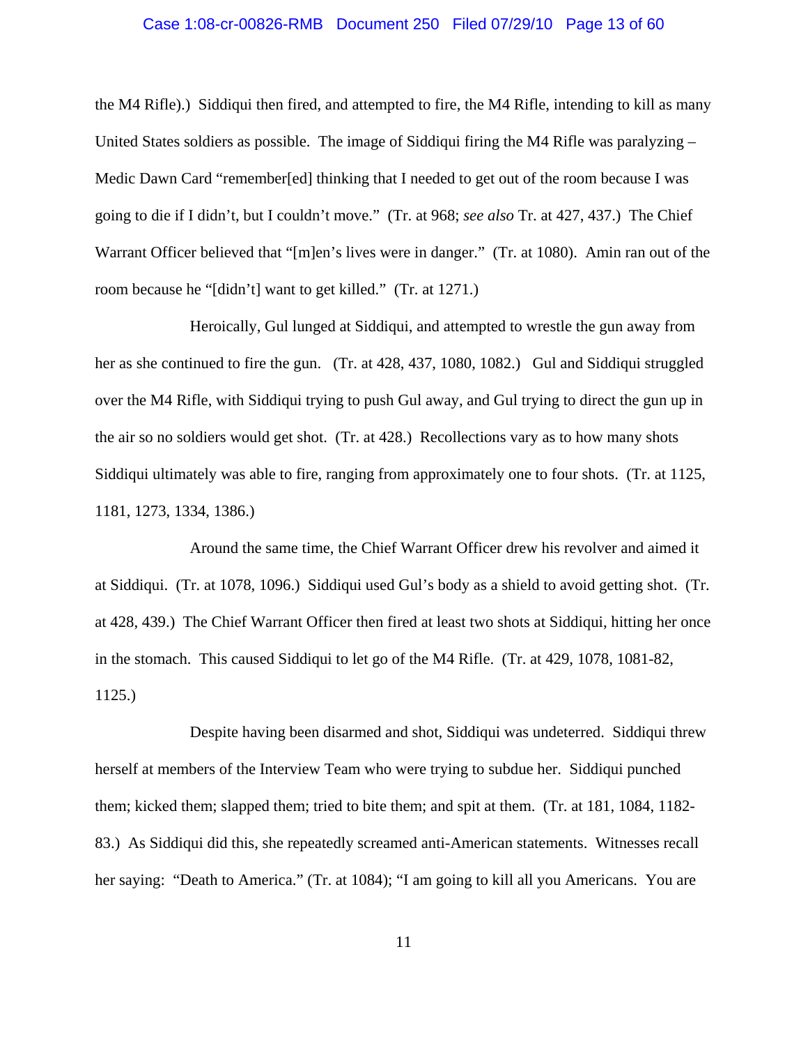the M4 Rifle).) Siddiqui then fired, and attempted to fire, the M4 Rifle, intending to kill as many United States soldiers as possible. The image of Siddiqui firing the M4 Rifle was paralyzing – Medic Dawn Card "remember[ed] thinking that I needed to get out of the room because I was going to die if I didn't, but I couldn't move." (Tr. at 968; *see also* Tr. at 427, 437.) The Chief Warrant Officer believed that "[m]en's lives were in danger." (Tr. at 1080). Amin ran out of the room because he "[didn't] want to get killed." (Tr. at 1271.)

Heroically, Gul lunged at Siddiqui, and attempted to wrestle the gun away from her as she continued to fire the gun. (Tr. at 428, 437, 1080, 1082.) Gul and Siddiqui struggled over the M4 Rifle, with Siddiqui trying to push Gul away, and Gul trying to direct the gun up in the air so no soldiers would get shot. (Tr. at 428.) Recollections vary as to how many shots Siddiqui ultimately was able to fire, ranging from approximately one to four shots. (Tr. at 1125, 1181, 1273, 1334, 1386.)

Around the same time, the Chief Warrant Officer drew his revolver and aimed it at Siddiqui. (Tr. at 1078, 1096.) Siddiqui used Gul's body as a shield to avoid getting shot. (Tr. at 428, 439.) The Chief Warrant Officer then fired at least two shots at Siddiqui, hitting her once in the stomach. This caused Siddiqui to let go of the M4 Rifle. (Tr. at 429, 1078, 1081-82, 1125.)

Despite having been disarmed and shot, Siddiqui was undeterred. Siddiqui threw herself at members of the Interview Team who were trying to subdue her. Siddiqui punched them; kicked them; slapped them; tried to bite them; and spit at them. (Tr. at 181, 1084, 1182-83.) As Siddiqui did this, she repeatedly screamed anti-American statements. Witnesses recall her saying: "Death to America." (Tr. at 1084); "I am going to kill all you Americans. You are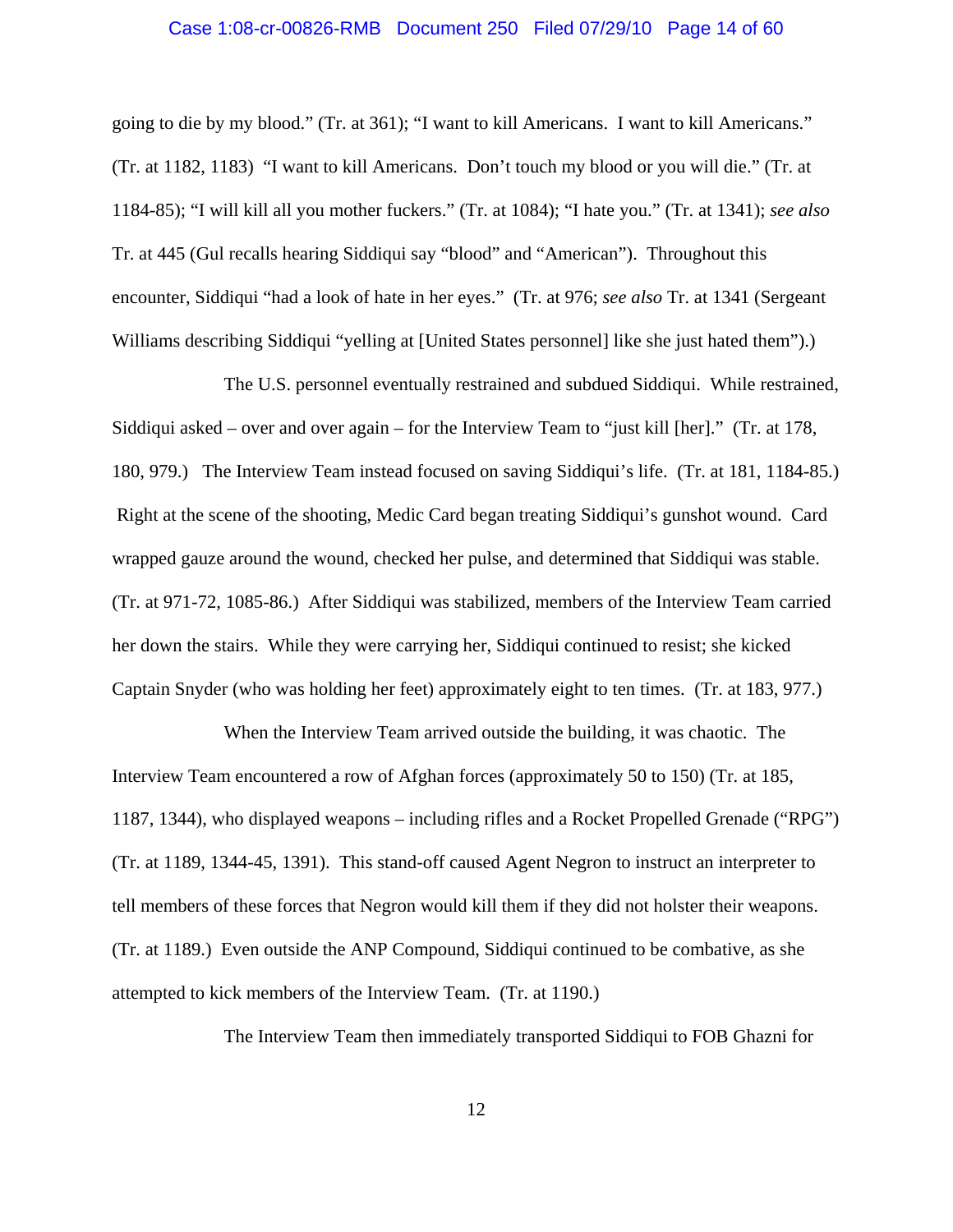going to die by my blood." (Tr. at 361); "I want to kill Americans. I want to kill Americans." (Tr. at 1182, 1183) "I want to kill Americans. Don't touch my blood or you will die." (Tr. at 1184-85); "I will kill all you mother fuckers." (Tr. at 1084); "I hate you." (Tr. at 1341); *see also* Tr. at 445 (Gul recalls hearing Siddiqui say "blood" and "American"). Throughout this encounter, Siddiqui "had a look of hate in her eyes." (Tr. at 976; *see also* Tr. at 1341 (Sergeant Williams describing Siddiqui "yelling at [United States personnel] like she just hated them").)

The U.S. personnel eventually restrained and subdued Siddiqui. While restrained, Siddiqui asked – over and over again – for the Interview Team to "just kill [her]." (Tr. at 178, 180, 979.) The Interview Team instead focused on saving Siddiqui's life. (Tr. at 181, 1184-85.) Right at the scene of the shooting, Medic Card began treating Siddiqui's gunshot wound. Card wrapped gauze around the wound, checked her pulse, and determined that Siddiqui was stable. (Tr. at 971-72, 1085-86.) After Siddiqui was stabilized, members of the Interview Team carried her down the stairs. While they were carrying her, Siddiqui continued to resist; she kicked Captain Snyder (who was holding her feet) approximately eight to ten times. (Tr. at 183, 977.)

When the Interview Team arrived outside the building, it was chaotic. The Interview Team encountered a row of Afghan forces (approximately 50 to 150) (Tr. at 185, 1187, 1344), who displayed weapons – including rifles and a Rocket Propelled Grenade ("RPG") (Tr. at 1189, 1344-45, 1391). This stand-off caused Agent Negron to instruct an interpreter to tell members of these forces that Negron would kill them if they did not holster their weapons. (Tr. at 1189.) Even outside the ANP Compound, Siddiqui continued to be combative, as she attempted to kick members of the Interview Team. (Tr. at 1190.)

The Interview Team then immediately transported Siddiqui to FOB Ghazni for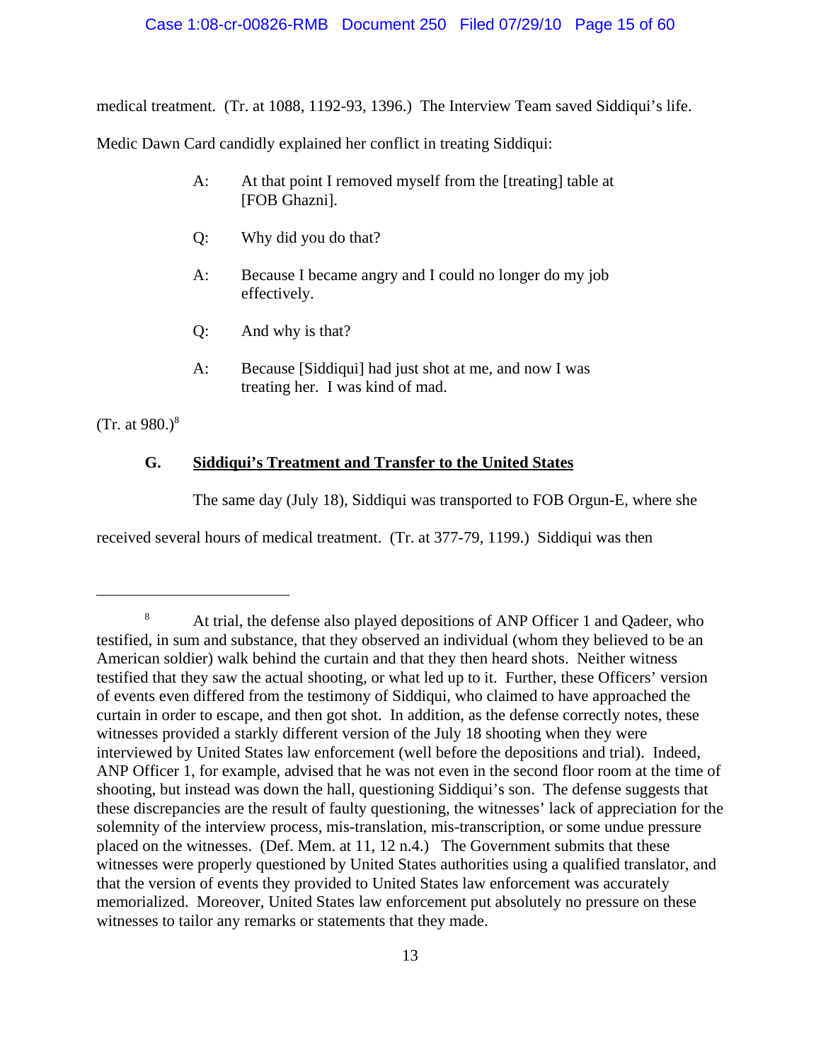medical treatment. (Tr. at 1088, 1192-93, 1396.) The Interview Team saved Siddiqui's life. Medic Dawn Card candidly explained her conflict in treating Siddiqui:

> A: At that point I removed myself from the [treating] table at [FOB Ghazni].
>
> Q: Why did you do that?
>
> A: Because I became angry and I could no longer do my job effectively.
>
> Q: And why is that?
>
> A: Because [Siddiqui] had just shot at me, and now I was treating her. I was kind of mad.

(Tr. at 980.)[8]

### G. Siddiqui's Treatment and Transfer to the United States

The same day (July 18), Siddiqui was transported to FOB Orgun-E, where she received several hours of medical treatment. (Tr. at 377-79, 1199.) Siddiqui was then

---

[8] At trial, the defense also played depositions of ANP Officer 1 and Qadeer, who testified, in sum and substance, that they observed an individual (whom they believed to be an American soldier) walk behind the curtain and that they then heard shots. Neither witness testified that they saw the actual shooting, or what led up to it. Further, these Officers' version of events even differed from the testimony of Siddiqui, who claimed to have approached the curtain in order to escape, and then got shot. In addition, as the defense correctly notes, these witnesses provided a starkly different version of the July 18 shooting when they were interviewed by United States law enforcement (well before the depositions and trial). Indeed, ANP Officer 1, for example, advised that he was not even in the second floor room at the time of shooting, but instead was down the hall, questioning Siddiqui's son. The defense suggests that these discrepancies are the result of faulty questioning, the witnesses' lack of appreciation for the solemnity of the interview process, mis-translation, mis-transcription, or some undue pressure placed on the witnesses. (Def. Mem. at 11, 12 n.4.) The Government submits that these witnesses were properly questioned by United States authorities using a qualified translator, and that the version of events they provided to United States law enforcement was accurately memorialized. Moreover, United States law enforcement put absolutely no pressure on these witnesses to tailor any remarks or statements that they made.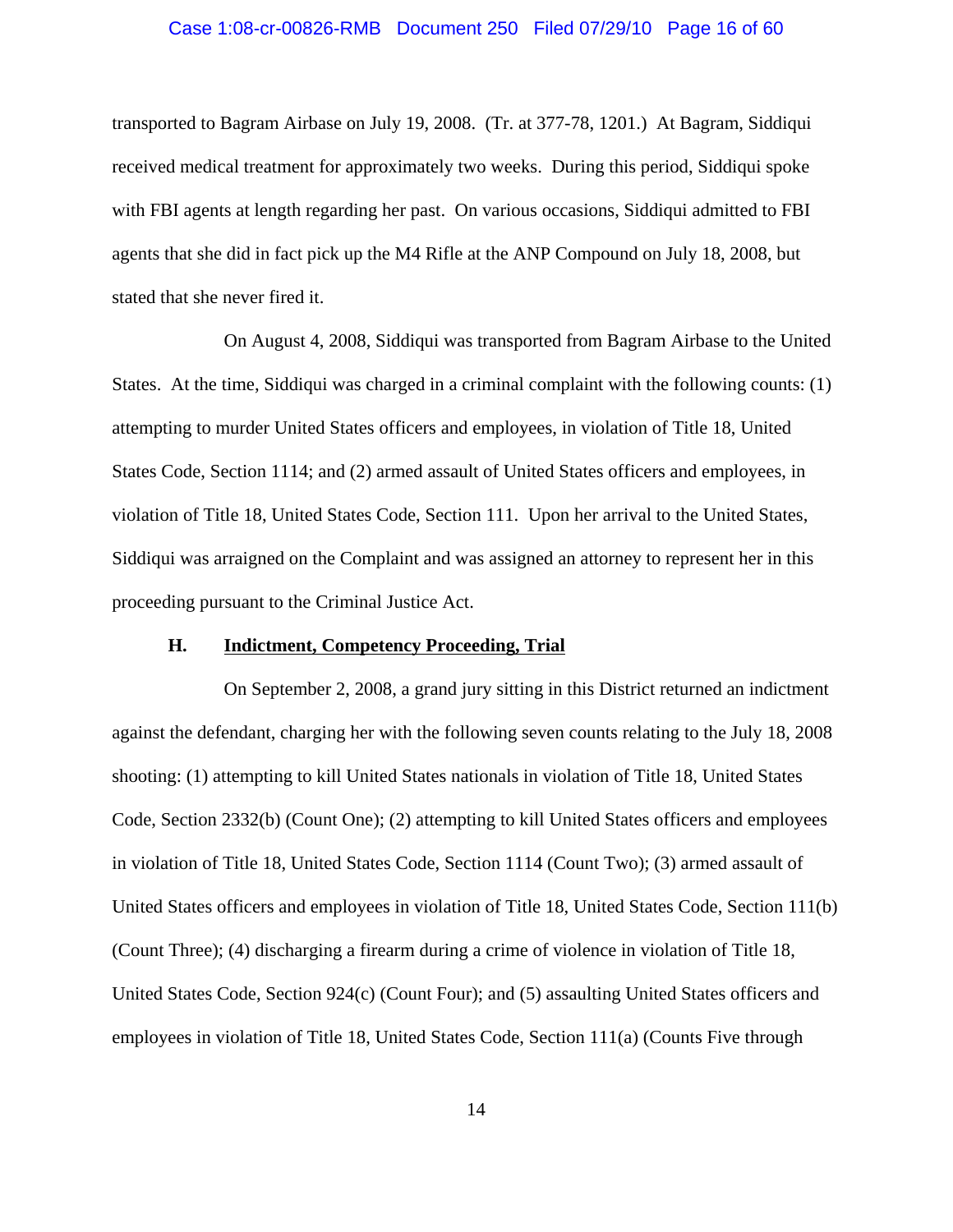transported to Bagram Airbase on July 19, 2008. (Tr. at 377-78, 1201.) At Bagram, Siddiqui received medical treatment for approximately two weeks. During this period, Siddiqui spoke with FBI agents at length regarding her past. On various occasions, Siddiqui admitted to FBI agents that she did in fact pick up the M4 Rifle at the ANP Compound on July 18, 2008, but stated that she never fired it.

On August 4, 2008, Siddiqui was transported from Bagram Airbase to the United States. At the time, Siddiqui was charged in a criminal complaint with the following counts: (1) attempting to murder United States officers and employees, in violation of Title 18, United States Code, Section 1114; and (2) armed assault of United States officers and employees, in violation of Title 18, United States Code, Section 111. Upon her arrival to the United States, Siddiqui was arraigned on the Complaint and was assigned an attorney to represent her in this proceeding pursuant to the Criminal Justice Act.

### H. <u>Indictment, Competency Proceeding, Trial</u>

On September 2, 2008, a grand jury sitting in this District returned an indictment against the defendant, charging her with the following seven counts relating to the July 18, 2008 shooting: (1) attempting to kill United States nationals in violation of Title 18, United States Code, Section 2332(b) (Count One); (2) attempting to kill United States officers and employees in violation of Title 18, United States Code, Section 1114 (Count Two); (3) armed assault of United States officers and employees in violation of Title 18, United States Code, Section 111(b) (Count Three); (4) discharging a firearm during a crime of violence in violation of Title 18, United States Code, Section 924(c) (Count Four); and (5) assaulting United States officers and employees in violation of Title 18, United States Code, Section 111(a) (Counts Five through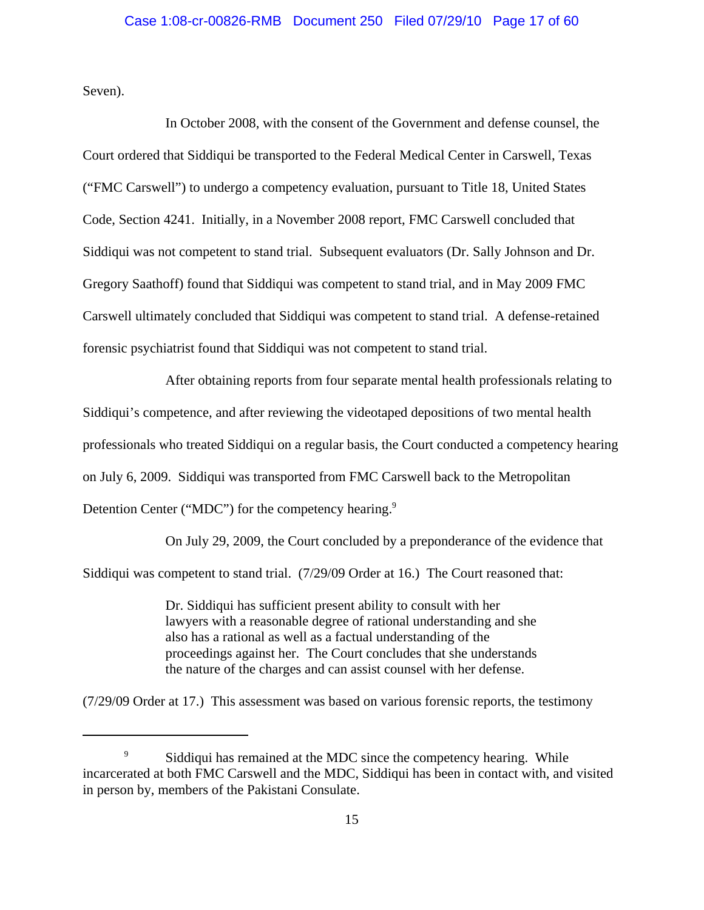Seven).

In October 2008, with the consent of the Government and defense counsel, the Court ordered that Siddiqui be transported to the Federal Medical Center in Carswell, Texas ("FMC Carswell") to undergo a competency evaluation, pursuant to Title 18, United States Code, Section 4241. Initially, in a November 2008 report, FMC Carswell concluded that Siddiqui was not competent to stand trial. Subsequent evaluators (Dr. Sally Johnson and Dr. Gregory Saathoff) found that Siddiqui was competent to stand trial, and in May 2009 FMC Carswell ultimately concluded that Siddiqui was competent to stand trial. A defense-retained forensic psychiatrist found that Siddiqui was not competent to stand trial.

After obtaining reports from four separate mental health professionals relating to Siddiqui's competence, and after reviewing the videotaped depositions of two mental health professionals who treated Siddiqui on a regular basis, the Court conducted a competency hearing on July 6, 2009. Siddiqui was transported from FMC Carswell back to the Metropolitan Detention Center ("MDC") for the competency hearing.[9]

On July 29, 2009, the Court concluded by a preponderance of the evidence that Siddiqui was competent to stand trial. (7/29/09 Order at 16.) The Court reasoned that:

> Dr. Siddiqui has sufficient present ability to consult with her lawyers with a reasonable degree of rational understanding and she also has a rational as well as a factual understanding of the proceedings against her. The Court concludes that she understands the nature of the charges and can assist counsel with her defense.

(7/29/09 Order at 17.) This assessment was based on various forensic reports, the testimony

---

[9] Siddiqui has remained at the MDC since the competency hearing. While incarcerated at both FMC Carswell and the MDC, Siddiqui has been in contact with, and visited in person by, members of the Pakistani Consulate.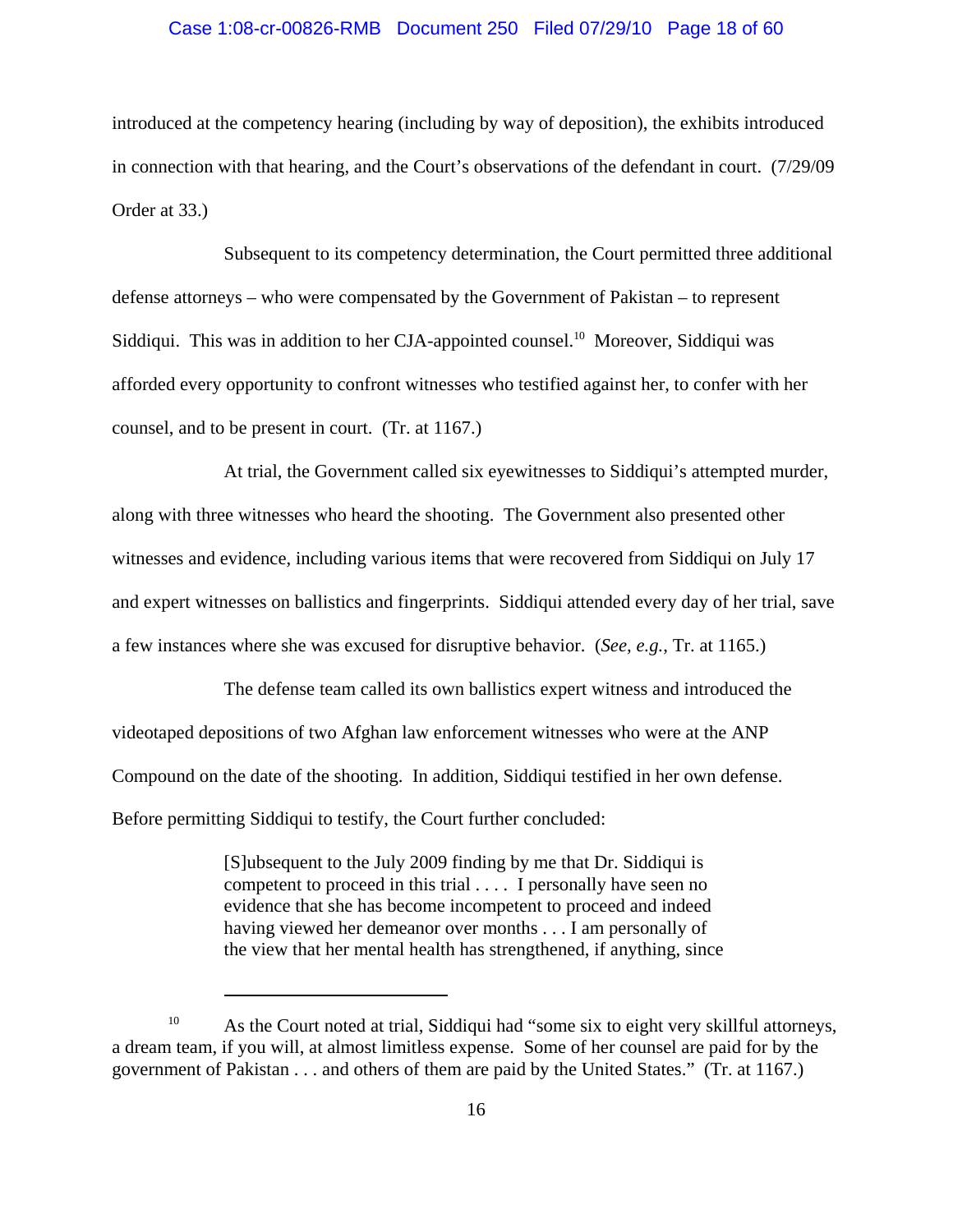introduced at the competency hearing (including by way of deposition), the exhibits introduced in connection with that hearing, and the Court's observations of the defendant in court. (7/29/09 Order at 33.)

Subsequent to its competency determination, the Court permitted three additional defense attorneys – who were compensated by the Government of Pakistan – to represent Siddiqui. This was in addition to her CJA-appointed counsel.[10] Moreover, Siddiqui was afforded every opportunity to confront witnesses who testified against her, to confer with her counsel, and to be present in court. (Tr. at 1167.)

At trial, the Government called six eyewitnesses to Siddiqui's attempted murder, along with three witnesses who heard the shooting. The Government also presented other witnesses and evidence, including various items that were recovered from Siddiqui on July 17 and expert witnesses on ballistics and fingerprints. Siddiqui attended every day of her trial, save a few instances where she was excused for disruptive behavior. (*See, e.g.*, Tr. at 1165.)

The defense team called its own ballistics expert witness and introduced the videotaped depositions of two Afghan law enforcement witnesses who were at the ANP Compound on the date of the shooting. In addition, Siddiqui testified in her own defense. Before permitting Siddiqui to testify, the Court further concluded:

> [S]ubsequent to the July 2009 finding by me that Dr. Siddiqui is competent to proceed in this trial . . . . I personally have seen no evidence that she has become incompetent to proceed and indeed having viewed her demeanor over months . . . I am personally of the view that her mental health has strengthened, if anything, since

---

[10] As the Court noted at trial, Siddiqui had "some six to eight very skillful attorneys, a dream team, if you will, at almost limitless expense. Some of her counsel are paid for by the government of Pakistan . . . and others of them are paid by the United States." (Tr. at 1167.)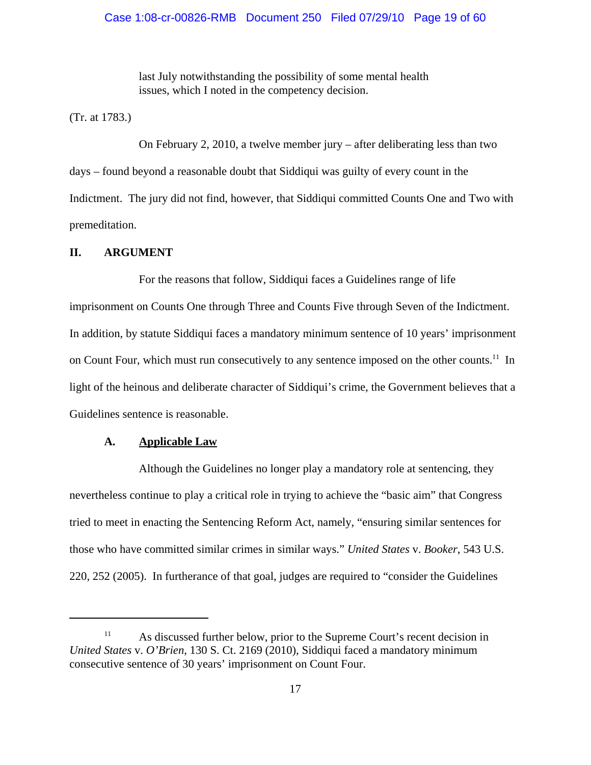last July notwithstanding the possibility of some mental health issues, which I noted in the competency decision.

(Tr. at 1783.)

On February 2, 2010, a twelve member jury – after deliberating less than two days – found beyond a reasonable doubt that Siddiqui was guilty of every count in the Indictment. The jury did not find, however, that Siddiqui committed Counts One and Two with premeditation.

## II. ARGUMENT

For the reasons that follow, Siddiqui faces a Guidelines range of life imprisonment on Counts One through Three and Counts Five through Seven of the Indictment. In addition, by statute Siddiqui faces a mandatory minimum sentence of 10 years' imprisonment on Count Four, which must run consecutively to any sentence imposed on the other counts.[11] In light of the heinous and deliberate character of Siddiqui's crime, the Government believes that a Guidelines sentence is reasonable.

### A. Applicable Law

Although the Guidelines no longer play a mandatory role at sentencing, they nevertheless continue to play a critical role in trying to achieve the "basic aim" that Congress tried to meet in enacting the Sentencing Reform Act, namely, "ensuring similar sentences for those who have committed similar crimes in similar ways." *United States* v. *Booker*, 543 U.S. 220, 252 (2005). In furtherance of that goal, judges are required to "consider the Guidelines

---

[11] As discussed further below, prior to the Supreme Court's recent decision in *United States* v. *O'Brien*, 130 S. Ct. 2169 (2010), Siddiqui faced a mandatory minimum consecutive sentence of 30 years' imprisonment on Count Four.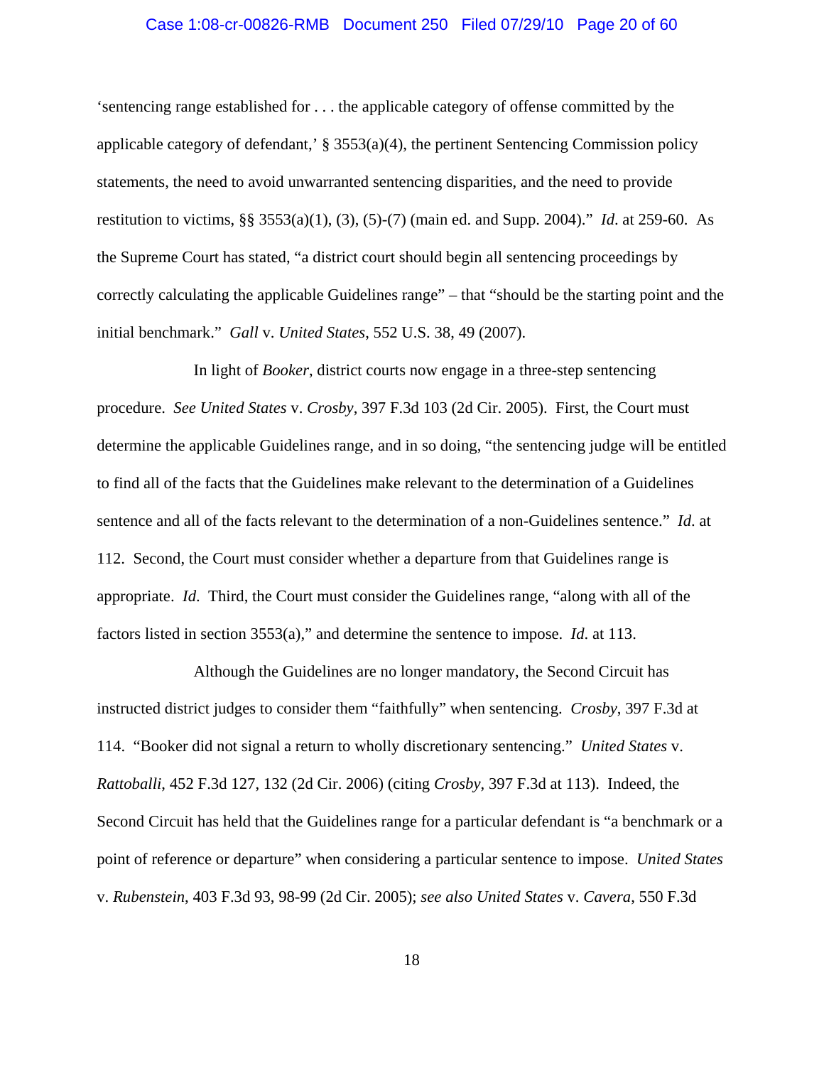'sentencing range established for . . . the applicable category of offense committed by the applicable category of defendant,' § 3553(a)(4), the pertinent Sentencing Commission policy statements, the need to avoid unwarranted sentencing disparities, and the need to provide restitution to victims, §§ 3553(a)(1), (3), (5)-(7) (main ed. and Supp. 2004)." *Id*. at 259-60. As the Supreme Court has stated, "a district court should begin all sentencing proceedings by correctly calculating the applicable Guidelines range" – that "should be the starting point and the initial benchmark." *Gall* v. *United States*, 552 U.S. 38, 49 (2007).

In light of *Booker*, district courts now engage in a three-step sentencing procedure. *See United States* v. *Crosby*, 397 F.3d 103 (2d Cir. 2005). First, the Court must determine the applicable Guidelines range, and in so doing, "the sentencing judge will be entitled to find all of the facts that the Guidelines make relevant to the determination of a Guidelines sentence and all of the facts relevant to the determination of a non-Guidelines sentence." *Id*. at 112. Second, the Court must consider whether a departure from that Guidelines range is appropriate. *Id*. Third, the Court must consider the Guidelines range, "along with all of the factors listed in section 3553(a)," and determine the sentence to impose. *Id*. at 113.

Although the Guidelines are no longer mandatory, the Second Circuit has instructed district judges to consider them "faithfully" when sentencing. *Crosby*, 397 F.3d at 114. "Booker did not signal a return to wholly discretionary sentencing." *United States* v. *Rattoballi*, 452 F.3d 127, 132 (2d Cir. 2006) (citing *Crosby*, 397 F.3d at 113). Indeed, the Second Circuit has held that the Guidelines range for a particular defendant is "a benchmark or a point of reference or departure" when considering a particular sentence to impose. *United States* v. *Rubenstein*, 403 F.3d 93, 98-99 (2d Cir. 2005); *see also United States* v. *Cavera*, 550 F.3d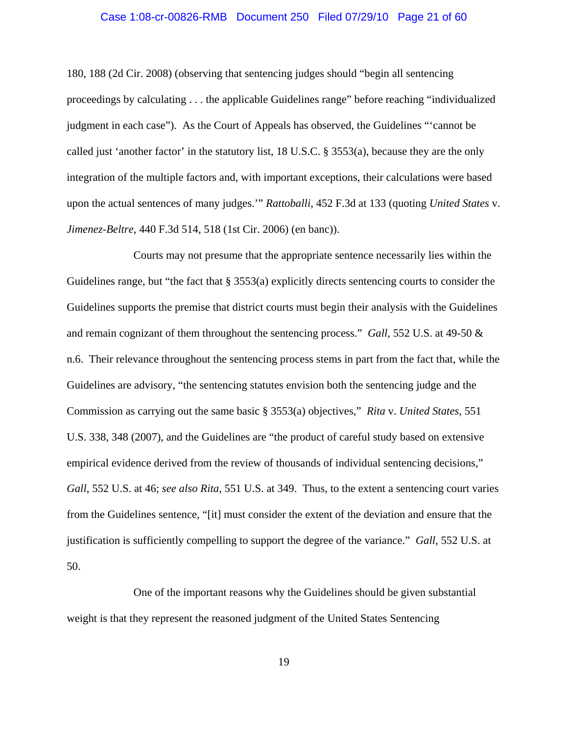180, 188 (2d Cir. 2008) (observing that sentencing judges should "begin all sentencing proceedings by calculating . . . the applicable Guidelines range" before reaching "individualized judgment in each case"). As the Court of Appeals has observed, the Guidelines "'cannot be called just 'another factor' in the statutory list, 18 U.S.C. § 3553(a), because they are the only integration of the multiple factors and, with important exceptions, their calculations were based upon the actual sentences of many judges.'" *Rattoballi*, 452 F.3d at 133 (quoting *United States* v. *Jimenez-Beltre*, 440 F.3d 514, 518 (1st Cir. 2006) (en banc)).

Courts may not presume that the appropriate sentence necessarily lies within the Guidelines range, but "the fact that § 3553(a) explicitly directs sentencing courts to consider the Guidelines supports the premise that district courts must begin their analysis with the Guidelines and remain cognizant of them throughout the sentencing process." *Gall*, 552 U.S. at 49-50 & n.6. Their relevance throughout the sentencing process stems in part from the fact that, while the Guidelines are advisory, "the sentencing statutes envision both the sentencing judge and the Commission as carrying out the same basic § 3553(a) objectives," *Rita* v. *United States*, 551 U.S. 338, 348 (2007), and the Guidelines are "the product of careful study based on extensive empirical evidence derived from the review of thousands of individual sentencing decisions," *Gall*, 552 U.S. at 46; *see also Rita*, 551 U.S. at 349. Thus, to the extent a sentencing court varies from the Guidelines sentence, "[it] must consider the extent of the deviation and ensure that the justification is sufficiently compelling to support the degree of the variance." *Gall*, 552 U.S. at 50.

One of the important reasons why the Guidelines should be given substantial weight is that they represent the reasoned judgment of the United States Sentencing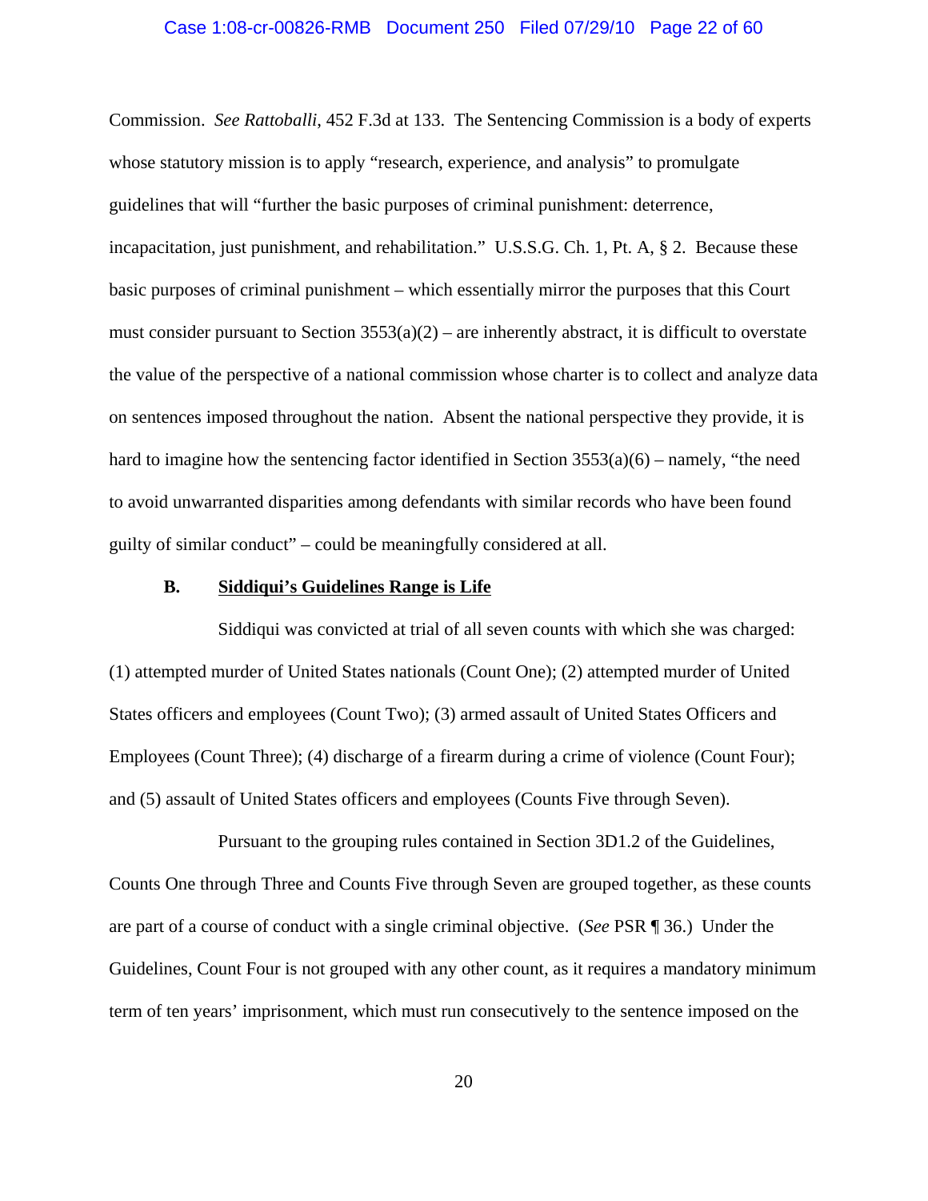Commission. *See Rattoballi*, 452 F.3d at 133. The Sentencing Commission is a body of experts whose statutory mission is to apply "research, experience, and analysis" to promulgate guidelines that will "further the basic purposes of criminal punishment: deterrence, incapacitation, just punishment, and rehabilitation." U.S.S.G. Ch. 1, Pt. A, § 2. Because these basic purposes of criminal punishment – which essentially mirror the purposes that this Court must consider pursuant to Section 3553(a)(2) – are inherently abstract, it is difficult to overstate the value of the perspective of a national commission whose charter is to collect and analyze data on sentences imposed throughout the nation. Absent the national perspective they provide, it is hard to imagine how the sentencing factor identified in Section 3553(a)(6) – namely, "the need to avoid unwarranted disparities among defendants with similar records who have been found guilty of similar conduct" – could be meaningfully considered at all.

### B. <u>Siddiqui's Guidelines Range is Life</u>

Siddiqui was convicted at trial of all seven counts with which she was charged: (1) attempted murder of United States nationals (Count One); (2) attempted murder of United States officers and employees (Count Two); (3) armed assault of United States Officers and Employees (Count Three); (4) discharge of a firearm during a crime of violence (Count Four); and (5) assault of United States officers and employees (Counts Five through Seven).

Pursuant to the grouping rules contained in Section 3D1.2 of the Guidelines, Counts One through Three and Counts Five through Seven are grouped together, as these counts are part of a course of conduct with a single criminal objective. (*See* PSR ¶ 36.) Under the Guidelines, Count Four is not grouped with any other count, as it requires a mandatory minimum term of ten years' imprisonment, which must run consecutively to the sentence imposed on the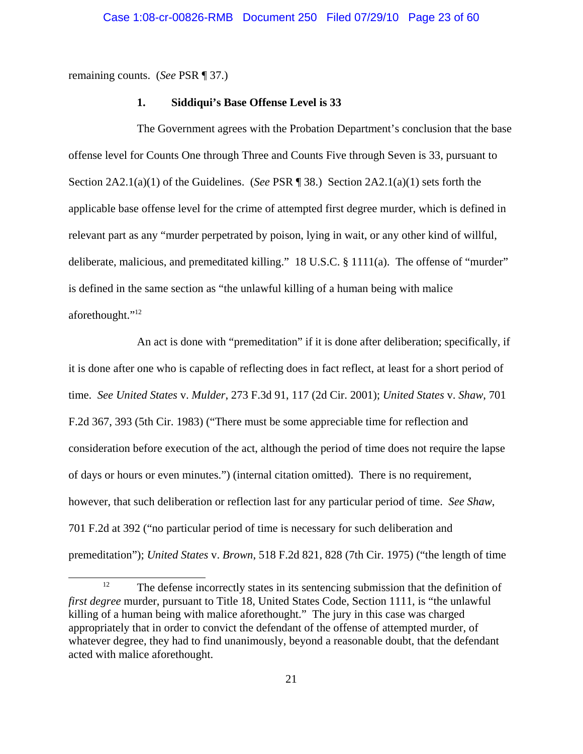remaining counts. (*See* PSR ¶ 37.)

**1. Siddiqui's Base Offense Level is 33**

The Government agrees with the Probation Department's conclusion that the base offense level for Counts One through Three and Counts Five through Seven is 33, pursuant to Section 2A2.1(a)(1) of the Guidelines. (*See* PSR ¶ 38.) Section 2A2.1(a)(1) sets forth the applicable base offense level for the crime of attempted first degree murder, which is defined in relevant part as any "murder perpetrated by poison, lying in wait, or any other kind of willful, deliberate, malicious, and premeditated killing." 18 U.S.C. § 1111(a). The offense of "murder" is defined in the same section as "the unlawful killing of a human being with malice aforethought."[12]

An act is done with "premeditation" if it is done after deliberation; specifically, if it is done after one who is capable of reflecting does in fact reflect, at least for a short period of time. *See United States* v. *Mulder*, 273 F.3d 91, 117 (2d Cir. 2001); *United States* v. *Shaw*, 701 F.2d 367, 393 (5th Cir. 1983) ("There must be some appreciable time for reflection and consideration before execution of the act, although the period of time does not require the lapse of days or hours or even minutes.") (internal citation omitted). There is no requirement, however, that such deliberation or reflection last for any particular period of time. *See Shaw*, 701 F.2d at 392 ("no particular period of time is necessary for such deliberation and premeditation"); *United States* v. *Brown*, 518 F.2d 821, 828 (7th Cir. 1975) ("the length of time

[12] The defense incorrectly states in its sentencing submission that the definition of *first degree* murder, pursuant to Title 18, United States Code, Section 1111, is "the unlawful killing of a human being with malice aforethought." The jury in this case was charged appropriately that in order to convict the defendant of the offense of attempted murder, of whatever degree, they had to find unanimously, beyond a reasonable doubt, that the defendant acted with malice aforethought.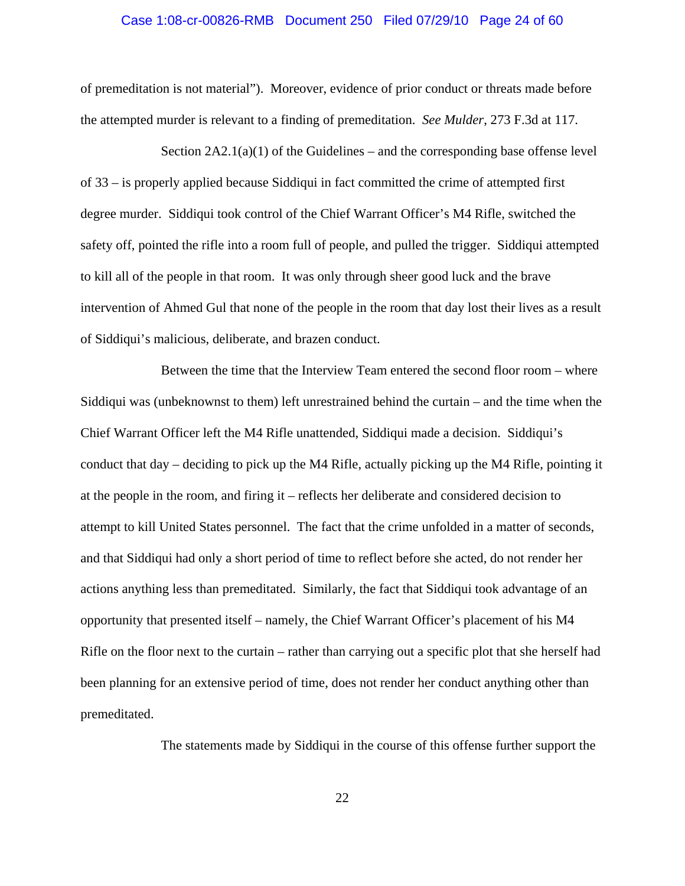of premeditation is not material"). Moreover, evidence of prior conduct or threats made before the attempted murder is relevant to a finding of premeditation. *See Mulder*, 273 F.3d at 117.

Section 2A2.1(a)(1) of the Guidelines – and the corresponding base offense level of 33 – is properly applied because Siddiqui in fact committed the crime of attempted first degree murder. Siddiqui took control of the Chief Warrant Officer's M4 Rifle, switched the safety off, pointed the rifle into a room full of people, and pulled the trigger. Siddiqui attempted to kill all of the people in that room. It was only through sheer good luck and the brave intervention of Ahmed Gul that none of the people in the room that day lost their lives as a result of Siddiqui's malicious, deliberate, and brazen conduct.

Between the time that the Interview Team entered the second floor room – where Siddiqui was (unbeknownst to them) left unrestrained behind the curtain – and the time when the Chief Warrant Officer left the M4 Rifle unattended, Siddiqui made a decision. Siddiqui's conduct that day – deciding to pick up the M4 Rifle, actually picking up the M4 Rifle, pointing it at the people in the room, and firing it – reflects her deliberate and considered decision to attempt to kill United States personnel. The fact that the crime unfolded in a matter of seconds, and that Siddiqui had only a short period of time to reflect before she acted, do not render her actions anything less than premeditated. Similarly, the fact that Siddiqui took advantage of an opportunity that presented itself – namely, the Chief Warrant Officer's placement of his M4 Rifle on the floor next to the curtain – rather than carrying out a specific plot that she herself had been planning for an extensive period of time, does not render her conduct anything other than premeditated.

The statements made by Siddiqui in the course of this offense further support the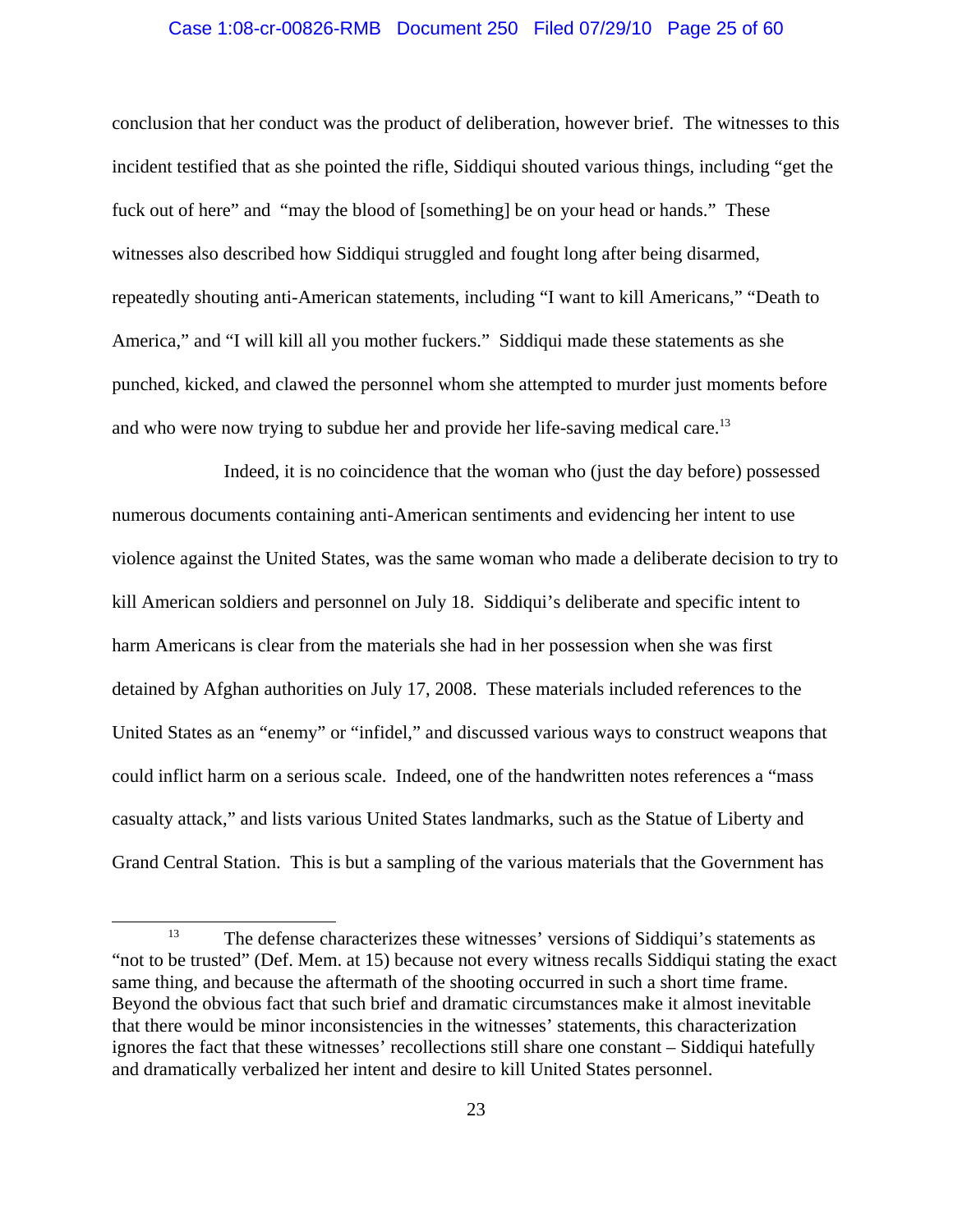conclusion that her conduct was the product of deliberation, however brief. The witnesses to this incident testified that as she pointed the rifle, Siddiqui shouted various things, including "get the fuck out of here" and "may the blood of [something] be on your head or hands." These witnesses also described how Siddiqui struggled and fought long after being disarmed, repeatedly shouting anti-American statements, including "I want to kill Americans," "Death to America," and "I will kill all you mother fuckers." Siddiqui made these statements as she punched, kicked, and clawed the personnel whom she attempted to murder just moments before and who were now trying to subdue her and provide her life-saving medical care.[13]

Indeed, it is no coincidence that the woman who (just the day before) possessed numerous documents containing anti-American sentiments and evidencing her intent to use violence against the United States, was the same woman who made a deliberate decision to try to kill American soldiers and personnel on July 18. Siddiqui's deliberate and specific intent to harm Americans is clear from the materials she had in her possession when she was first detained by Afghan authorities on July 17, 2008. These materials included references to the United States as an "enemy" or "infidel," and discussed various ways to construct weapons that could inflict harm on a serious scale. Indeed, one of the handwritten notes references a "mass casualty attack," and lists various United States landmarks, such as the Statue of Liberty and Grand Central Station. This is but a sampling of the various materials that the Government has

---

[13] The defense characterizes these witnesses' versions of Siddiqui's statements as "not to be trusted" (Def. Mem. at 15) because not every witness recalls Siddiqui stating the exact same thing, and because the aftermath of the shooting occurred in such a short time frame. Beyond the obvious fact that such brief and dramatic circumstances make it almost inevitable that there would be minor inconsistencies in the witnesses' statements, this characterization ignores the fact that these witnesses' recollections still share one constant – Siddiqui hatefully and dramatically verbalized her intent and desire to kill United States personnel.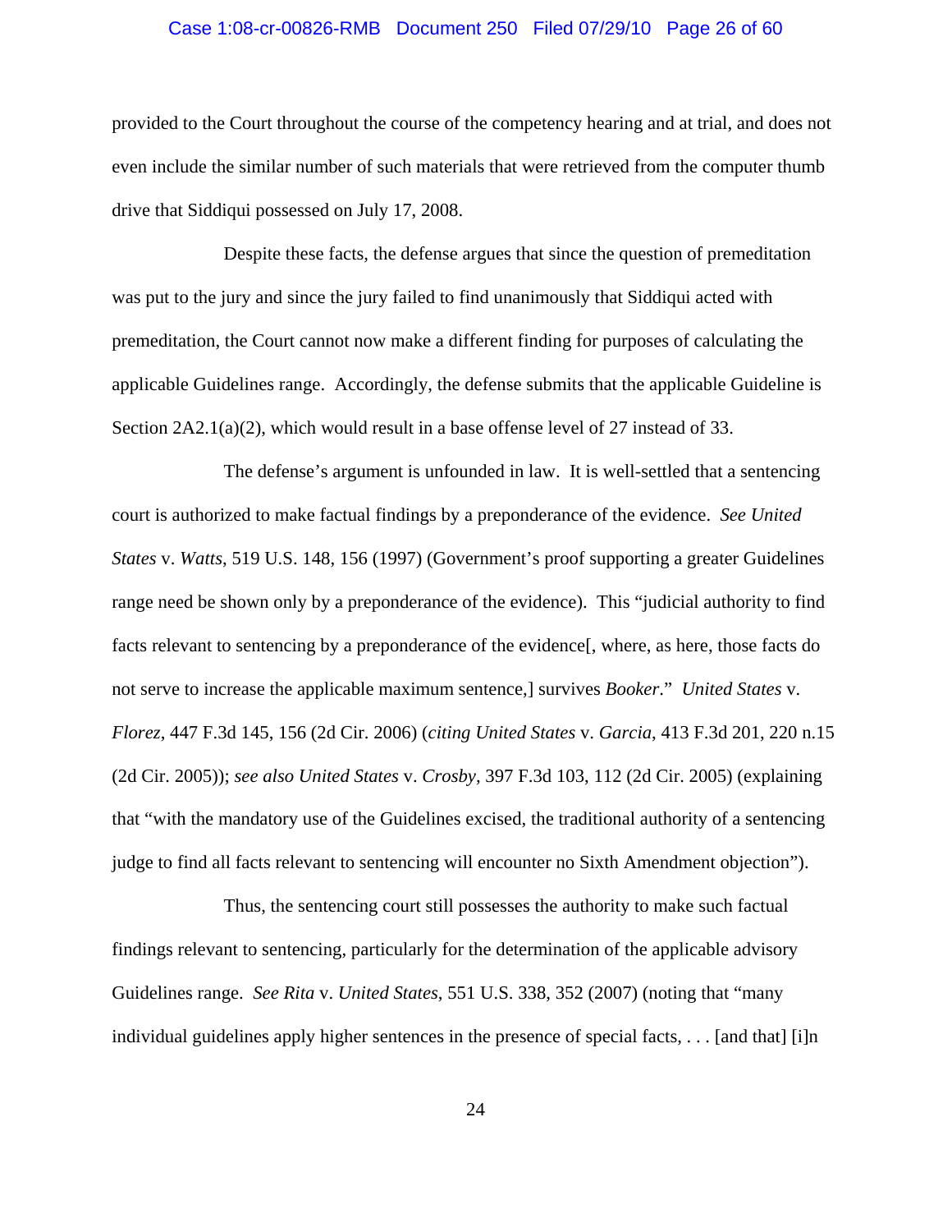provided to the Court throughout the course of the competency hearing and at trial, and does not even include the similar number of such materials that were retrieved from the computer thumb drive that Siddiqui possessed on July 17, 2008.

Despite these facts, the defense argues that since the question of premeditation was put to the jury and since the jury failed to find unanimously that Siddiqui acted with premeditation, the Court cannot now make a different finding for purposes of calculating the applicable Guidelines range. Accordingly, the defense submits that the applicable Guideline is Section 2A2.1(a)(2), which would result in a base offense level of 27 instead of 33.

The defense's argument is unfounded in law. It is well-settled that a sentencing court is authorized to make factual findings by a preponderance of the evidence. *See United States* v. *Watts*, 519 U.S. 148, 156 (1997) (Government's proof supporting a greater Guidelines range need be shown only by a preponderance of the evidence). This "judicial authority to find facts relevant to sentencing by a preponderance of the evidence[, where, as here, those facts do not serve to increase the applicable maximum sentence,] survives *Booker*." *United States* v. *Florez*, 447 F.3d 145, 156 (2d Cir. 2006) (*citing United States* v. *Garcia*, 413 F.3d 201, 220 n.15 (2d Cir. 2005)); *see also United States* v. *Crosby*, 397 F.3d 103, 112 (2d Cir. 2005) (explaining that "with the mandatory use of the Guidelines excised, the traditional authority of a sentencing judge to find all facts relevant to sentencing will encounter no Sixth Amendment objection").

Thus, the sentencing court still possesses the authority to make such factual findings relevant to sentencing, particularly for the determination of the applicable advisory Guidelines range. *See Rita* v. *United States*, 551 U.S. 338, 352 (2007) (noting that "many individual guidelines apply higher sentences in the presence of special facts, . . . [and that] [i]n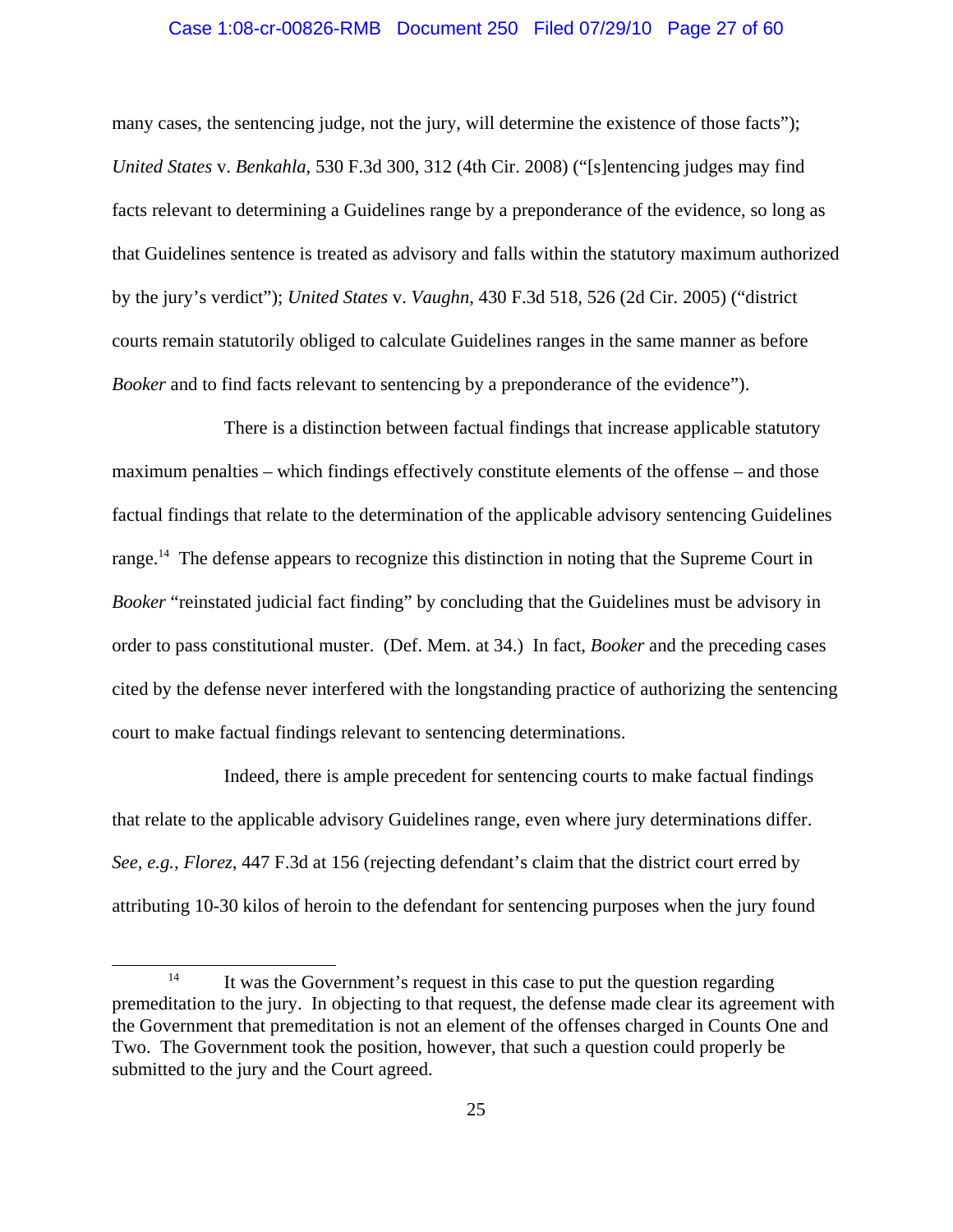many cases, the sentencing judge, not the jury, will determine the existence of those facts"); *United States* v. *Benkahla*, 530 F.3d 300, 312 (4th Cir. 2008) ("[s]entencing judges may find facts relevant to determining a Guidelines range by a preponderance of the evidence, so long as that Guidelines sentence is treated as advisory and falls within the statutory maximum authorized by the jury's verdict"); *United States* v. *Vaughn*, 430 F.3d 518, 526 (2d Cir. 2005) ("district courts remain statutorily obliged to calculate Guidelines ranges in the same manner as before *Booker* and to find facts relevant to sentencing by a preponderance of the evidence").

There is a distinction between factual findings that increase applicable statutory maximum penalties – which findings effectively constitute elements of the offense – and those factual findings that relate to the determination of the applicable advisory sentencing Guidelines range.[14] The defense appears to recognize this distinction in noting that the Supreme Court in *Booker* "reinstated judicial fact finding" by concluding that the Guidelines must be advisory in order to pass constitutional muster. (Def. Mem. at 34.) In fact, *Booker* and the preceding cases cited by the defense never interfered with the longstanding practice of authorizing the sentencing court to make factual findings relevant to sentencing determinations.

Indeed, there is ample precedent for sentencing courts to make factual findings that relate to the applicable advisory Guidelines range, even where jury determinations differ. *See, e.g., Florez*, 447 F.3d at 156 (rejecting defendant's claim that the district court erred by attributing 10-30 kilos of heroin to the defendant for sentencing purposes when the jury found

---

[14] It was the Government's request in this case to put the question regarding premeditation to the jury. In objecting to that request, the defense made clear its agreement with the Government that premeditation is not an element of the offenses charged in Counts One and Two. The Government took the position, however, that such a question could properly be submitted to the jury and the Court agreed.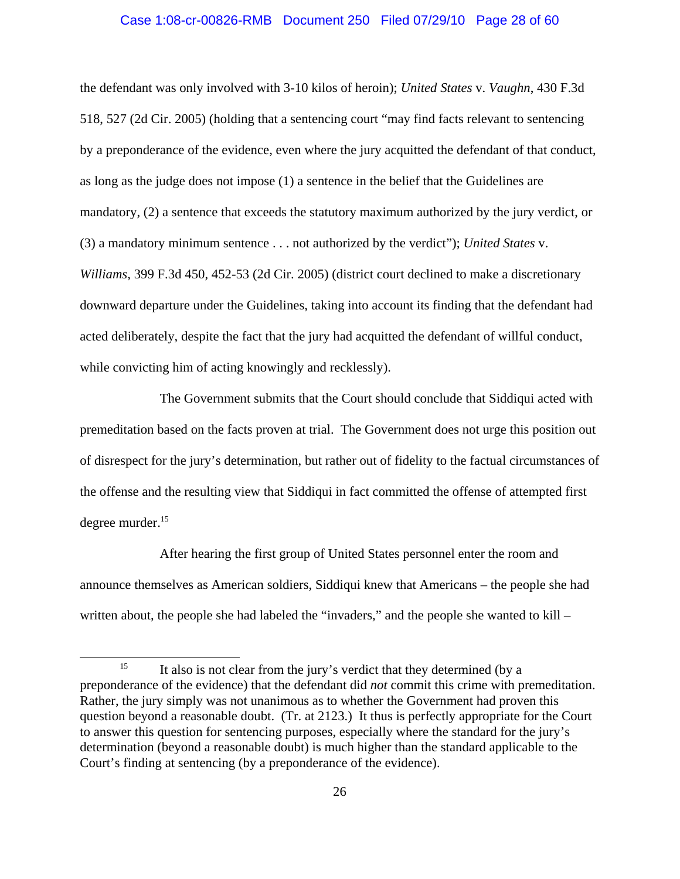the defendant was only involved with 3-10 kilos of heroin); *United States* v. *Vaughn*, 430 F.3d 518, 527 (2d Cir. 2005) (holding that a sentencing court "may find facts relevant to sentencing by a preponderance of the evidence, even where the jury acquitted the defendant of that conduct, as long as the judge does not impose (1) a sentence in the belief that the Guidelines are mandatory, (2) a sentence that exceeds the statutory maximum authorized by the jury verdict, or (3) a mandatory minimum sentence . . . not authorized by the verdict"); *United States* v. *Williams*, 399 F.3d 450, 452-53 (2d Cir. 2005) (district court declined to make a discretionary downward departure under the Guidelines, taking into account its finding that the defendant had acted deliberately, despite the fact that the jury had acquitted the defendant of willful conduct, while convicting him of acting knowingly and recklessly).

The Government submits that the Court should conclude that Siddiqui acted with premeditation based on the facts proven at trial. The Government does not urge this position out of disrespect for the jury's determination, but rather out of fidelity to the factual circumstances of the offense and the resulting view that Siddiqui in fact committed the offense of attempted first degree murder.[15]

After hearing the first group of United States personnel enter the room and announce themselves as American soldiers, Siddiqui knew that Americans – the people she had written about, the people she had labeled the "invaders," and the people she wanted to kill –

[15] It also is not clear from the jury's verdict that they determined (by a preponderance of the evidence) that the defendant did *not* commit this crime with premeditation. Rather, the jury simply was not unanimous as to whether the Government had proven this question beyond a reasonable doubt. (Tr. at 2123.) It thus is perfectly appropriate for the Court to answer this question for sentencing purposes, especially where the standard for the jury's determination (beyond a reasonable doubt) is much higher than the standard applicable to the Court's finding at sentencing (by a preponderance of the evidence).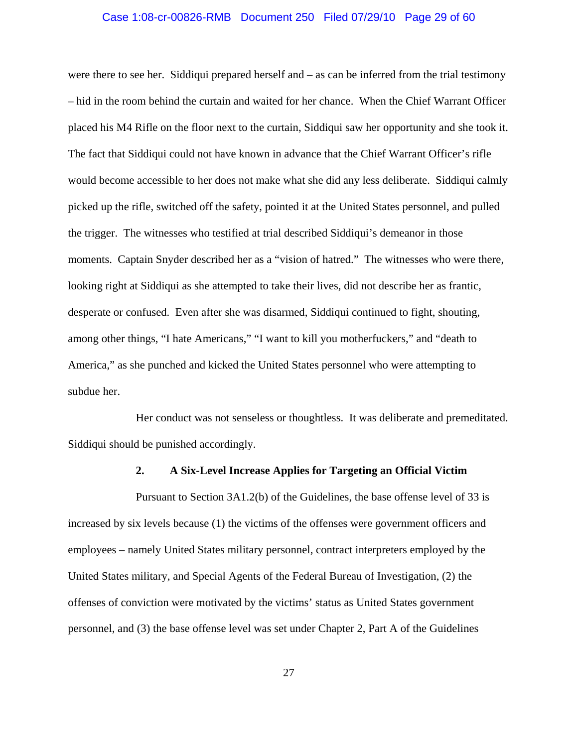were there to see her. Siddiqui prepared herself and – as can be inferred from the trial testimony – hid in the room behind the curtain and waited for her chance. When the Chief Warrant Officer placed his M4 Rifle on the floor next to the curtain, Siddiqui saw her opportunity and she took it. The fact that Siddiqui could not have known in advance that the Chief Warrant Officer's rifle would become accessible to her does not make what she did any less deliberate. Siddiqui calmly picked up the rifle, switched off the safety, pointed it at the United States personnel, and pulled the trigger. The witnesses who testified at trial described Siddiqui's demeanor in those moments. Captain Snyder described her as a "vision of hatred." The witnesses who were there, looking right at Siddiqui as she attempted to take their lives, did not describe her as frantic, desperate or confused. Even after she was disarmed, Siddiqui continued to fight, shouting, among other things, "I hate Americans," "I want to kill you motherfuckers," and "death to America," as she punched and kicked the United States personnel who were attempting to subdue her.

Her conduct was not senseless or thoughtless. It was deliberate and premeditated. Siddiqui should be punished accordingly.

**2. A Six-Level Increase Applies for Targeting an Official Victim**

Pursuant to Section 3A1.2(b) of the Guidelines, the base offense level of 33 is increased by six levels because (1) the victims of the offenses were government officers and employees – namely United States military personnel, contract interpreters employed by the United States military, and Special Agents of the Federal Bureau of Investigation, (2) the offenses of conviction were motivated by the victims' status as United States government personnel, and (3) the base offense level was set under Chapter 2, Part A of the Guidelines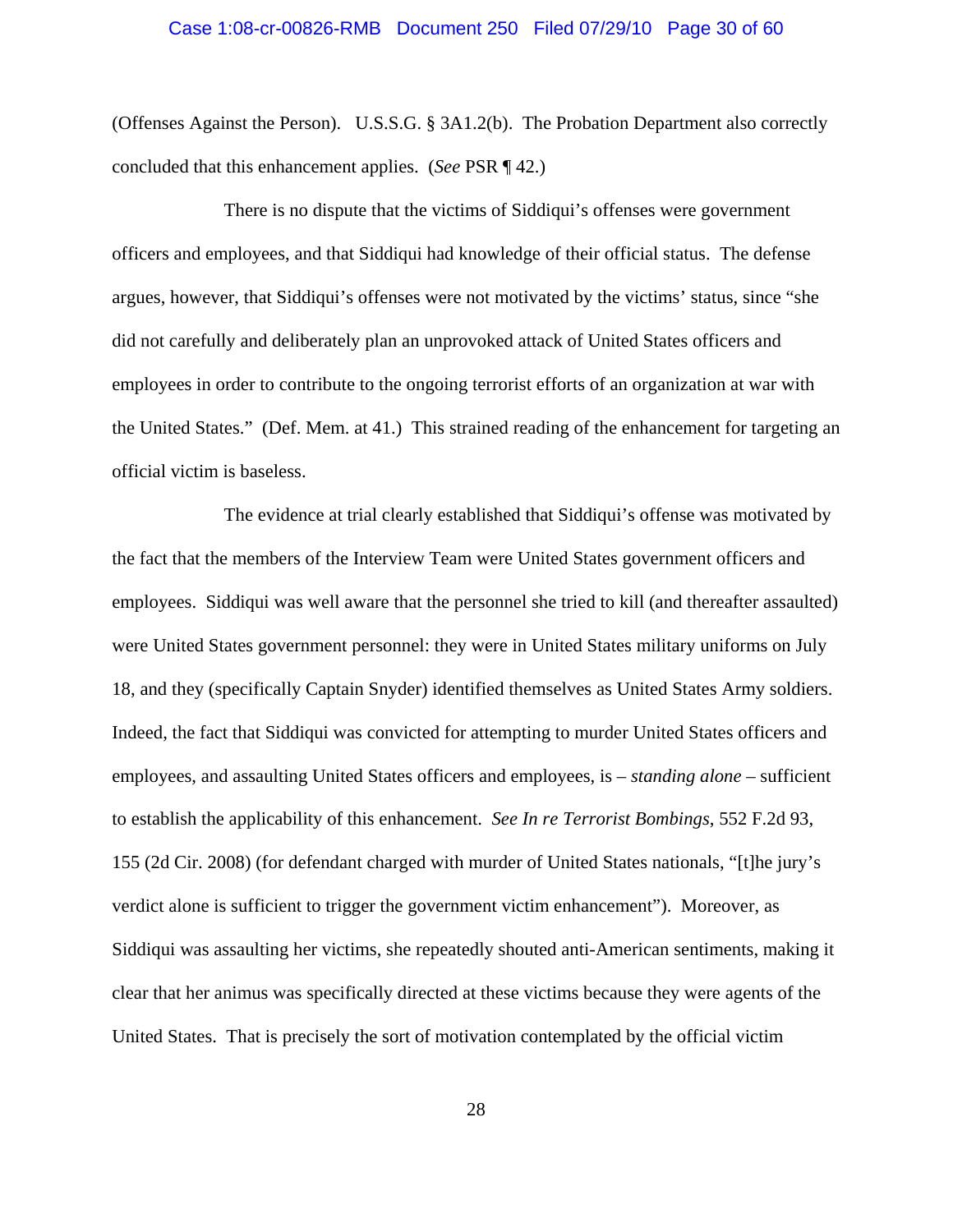(Offenses Against the Person). U.S.S.G. § 3A1.2(b). The Probation Department also correctly concluded that this enhancement applies. (*See* PSR ¶ 42.)

There is no dispute that the victims of Siddiqui's offenses were government officers and employees, and that Siddiqui had knowledge of their official status. The defense argues, however, that Siddiqui's offenses were not motivated by the victims' status, since "she did not carefully and deliberately plan an unprovoked attack of United States officers and employees in order to contribute to the ongoing terrorist efforts of an organization at war with the United States." (Def. Mem. at 41.) This strained reading of the enhancement for targeting an official victim is baseless.

The evidence at trial clearly established that Siddiqui's offense was motivated by the fact that the members of the Interview Team were United States government officers and employees. Siddiqui was well aware that the personnel she tried to kill (and thereafter assaulted) were United States government personnel: they were in United States military uniforms on July 18, and they (specifically Captain Snyder) identified themselves as United States Army soldiers. Indeed, the fact that Siddiqui was convicted for attempting to murder United States officers and employees, and assaulting United States officers and employees, is – *standing alone* – sufficient to establish the applicability of this enhancement. *See In re Terrorist Bombings*, 552 F.2d 93, 155 (2d Cir. 2008) (for defendant charged with murder of United States nationals, "[t]he jury's verdict alone is sufficient to trigger the government victim enhancement"). Moreover, as Siddiqui was assaulting her victims, she repeatedly shouted anti-American sentiments, making it clear that her animus was specifically directed at these victims because they were agents of the United States. That is precisely the sort of motivation contemplated by the official victim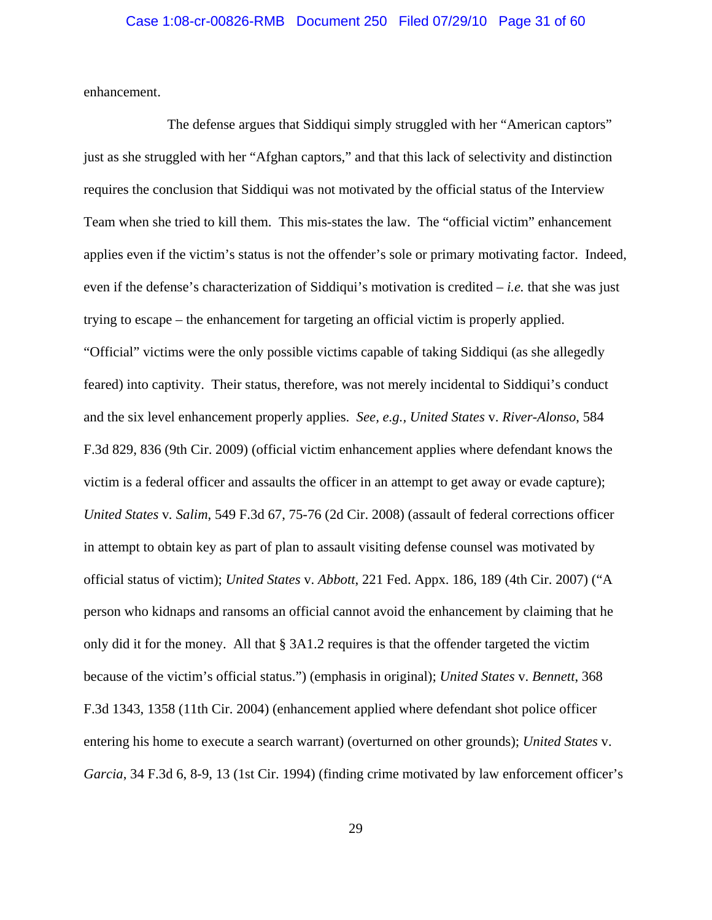enhancement.

The defense argues that Siddiqui simply struggled with her "American captors" just as she struggled with her "Afghan captors," and that this lack of selectivity and distinction requires the conclusion that Siddiqui was not motivated by the official status of the Interview Team when she tried to kill them. This mis-states the law. The "official victim" enhancement applies even if the victim's status is not the offender's sole or primary motivating factor. Indeed, even if the defense's characterization of Siddiqui's motivation is credited – *i.e.* that she was just trying to escape – the enhancement for targeting an official victim is properly applied. "Official" victims were the only possible victims capable of taking Siddiqui (as she allegedly feared) into captivity. Their status, therefore, was not merely incidental to Siddiqui's conduct and the six level enhancement properly applies. *See, e.g., United States* v. *River-Alonso*, 584 F.3d 829, 836 (9th Cir. 2009) (official victim enhancement applies where defendant knows the victim is a federal officer and assaults the officer in an attempt to get away or evade capture); *United States* v. *Salim*, 549 F.3d 67, 75-76 (2d Cir. 2008) (assault of federal corrections officer in attempt to obtain key as part of plan to assault visiting defense counsel was motivated by official status of victim); *United States* v. *Abbott*, 221 Fed. Appx. 186, 189 (4th Cir. 2007) ("A person who kidnaps and ransoms an official cannot avoid the enhancement by claiming that he only did it for the money. All that § 3A1.2 requires is that the offender targeted the victim because of the victim's official status.") (emphasis in original); *United States* v. *Bennett*, 368 F.3d 1343, 1358 (11th Cir. 2004) (enhancement applied where defendant shot police officer entering his home to execute a search warrant) (overturned on other grounds); *United States* v. *Garcia*, 34 F.3d 6, 8-9, 13 (1st Cir. 1994) (finding crime motivated by law enforcement officer's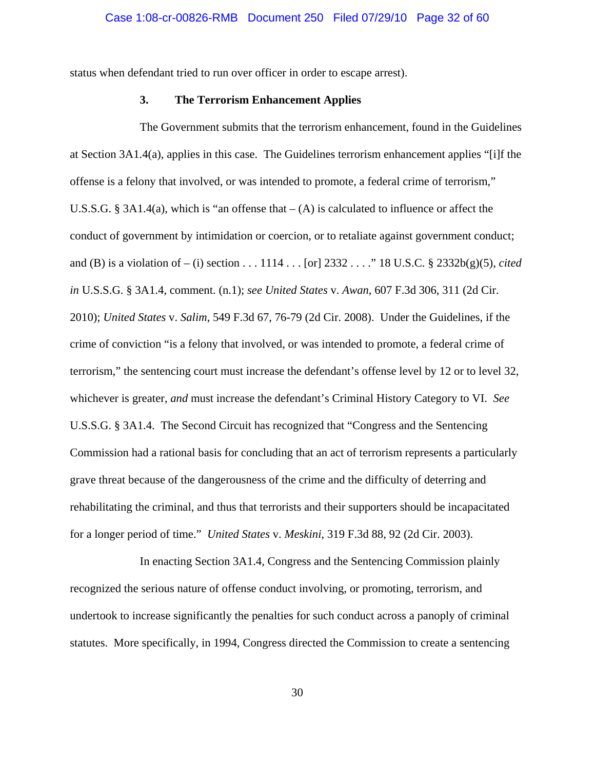status when defendant tried to run over officer in order to escape arrest).

### 3. The Terrorism Enhancement Applies

The Government submits that the terrorism enhancement, found in the Guidelines at Section 3A1.4(a), applies in this case. The Guidelines terrorism enhancement applies "[i]f the offense is a felony that involved, or was intended to promote, a federal crime of terrorism," U.S.S.G. § 3A1.4(a), which is "an offense that – (A) is calculated to influence or affect the conduct of government by intimidation or coercion, or to retaliate against government conduct; and (B) is a violation of – (i) section . . . 1114 . . . [or] 2332 . . . ." 18 U.S.C. § 2332b(g)(5), *cited in* U.S.S.G. § 3A1.4, comment. (n.1); *see United States* v. *Awan*, 607 F.3d 306, 311 (2d Cir. 2010); *United States* v. *Salim*, 549 F.3d 67, 76-79 (2d Cir. 2008). Under the Guidelines, if the crime of conviction "is a felony that involved, or was intended to promote, a federal crime of terrorism," the sentencing court must increase the defendant's offense level by 12 or to level 32, whichever is greater, *and* must increase the defendant's Criminal History Category to VI. *See* U.S.S.G. § 3A1.4. The Second Circuit has recognized that "Congress and the Sentencing Commission had a rational basis for concluding that an act of terrorism represents a particularly grave threat because of the dangerousness of the crime and the difficulty of deterring and rehabilitating the criminal, and thus that terrorists and their supporters should be incapacitated for a longer period of time." *United States* v. *Meskini*, 319 F.3d 88, 92 (2d Cir. 2003).

In enacting Section 3A1.4, Congress and the Sentencing Commission plainly recognized the serious nature of offense conduct involving, or promoting, terrorism, and undertook to increase significantly the penalties for such conduct across a panoply of criminal statutes. More specifically, in 1994, Congress directed the Commission to create a sentencing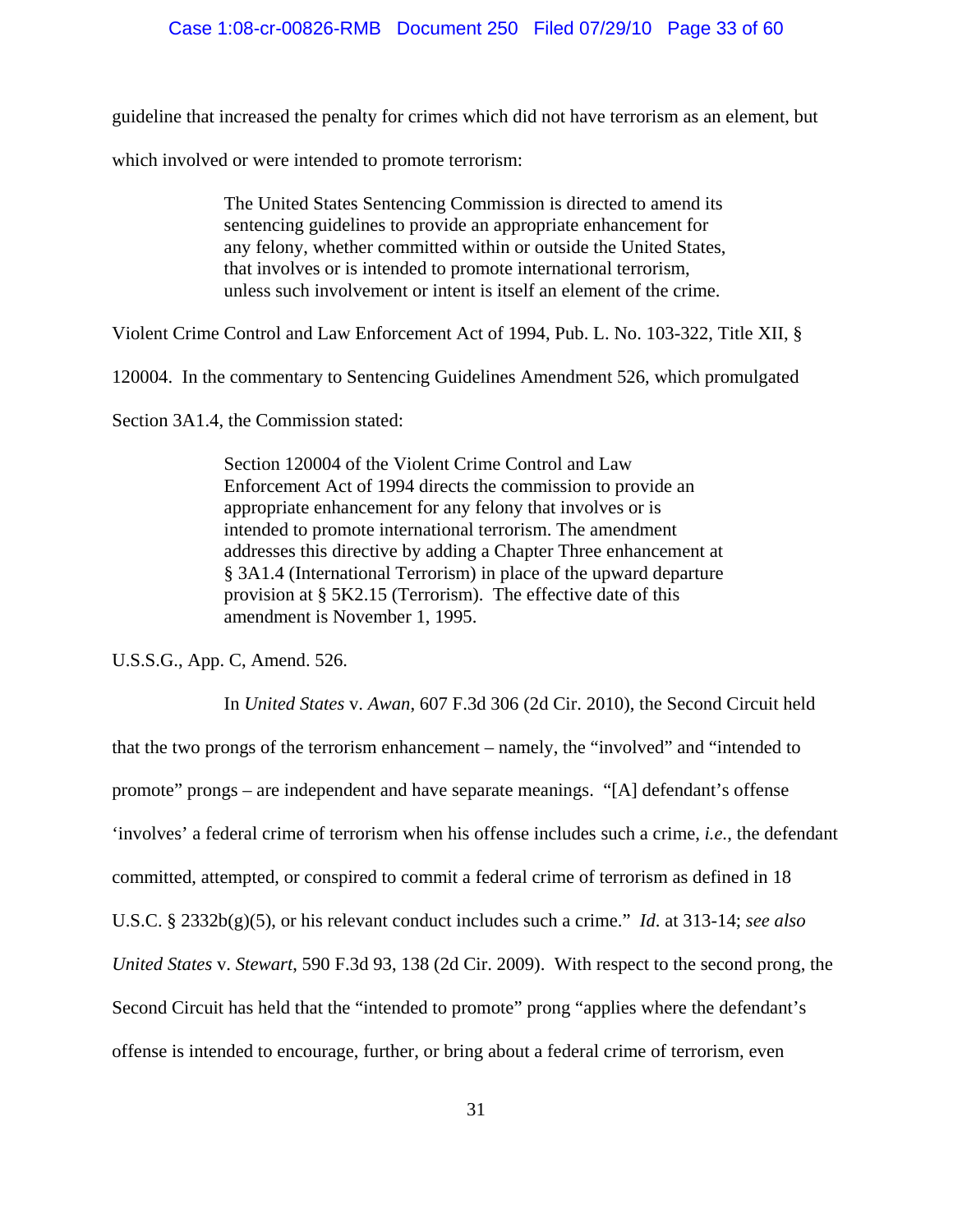guideline that increased the penalty for crimes which did not have terrorism as an element, but which involved or were intended to promote terrorism:

> The United States Sentencing Commission is directed to amend its sentencing guidelines to provide an appropriate enhancement for any felony, whether committed within or outside the United States, that involves or is intended to promote international terrorism, unless such involvement or intent is itself an element of the crime.

Violent Crime Control and Law Enforcement Act of 1994, Pub. L. No. 103-322, Title XII, § 120004. In the commentary to Sentencing Guidelines Amendment 526, which promulgated Section 3A1.4, the Commission stated:

> Section 120004 of the Violent Crime Control and Law Enforcement Act of 1994 directs the commission to provide an appropriate enhancement for any felony that involves or is intended to promote international terrorism. The amendment addresses this directive by adding a Chapter Three enhancement at § 3A1.4 (International Terrorism) in place of the upward departure provision at § 5K2.15 (Terrorism). The effective date of this amendment is November 1, 1995.

U.S.S.G., App. C, Amend. 526.

In *United States* v. *Awan*, 607 F.3d 306 (2d Cir. 2010), the Second Circuit held that the two prongs of the terrorism enhancement – namely, the "involved" and "intended to promote" prongs – are independent and have separate meanings. "[A] defendant's offense 'involves' a federal crime of terrorism when his offense includes such a crime, *i.e.*, the defendant committed, attempted, or conspired to commit a federal crime of terrorism as defined in 18 U.S.C. § 2332b(g)(5), or his relevant conduct includes such a crime." *Id.* at 313-14; *see also United States* v. *Stewart*, 590 F.3d 93, 138 (2d Cir. 2009). With respect to the second prong, the Second Circuit has held that the "intended to promote" prong "applies where the defendant's offense is intended to encourage, further, or bring about a federal crime of terrorism, even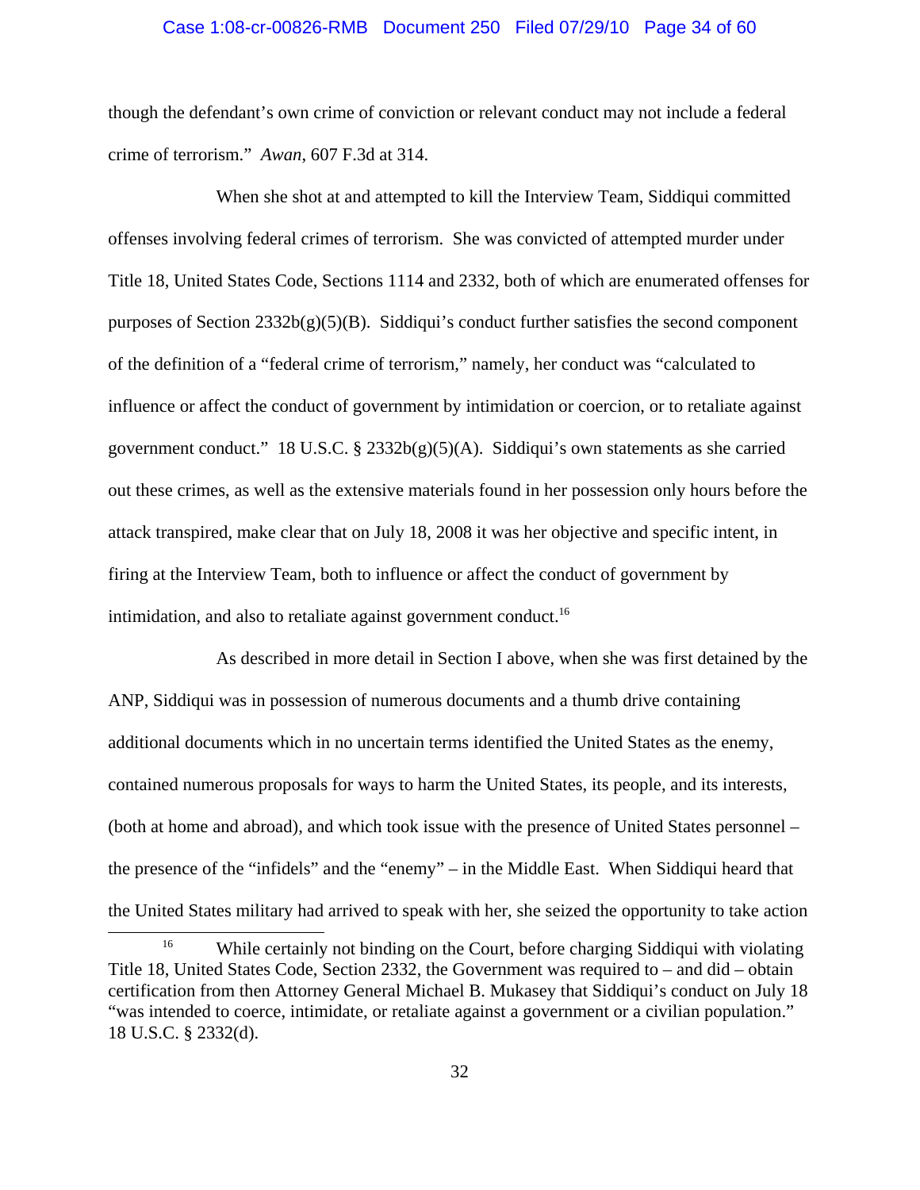though the defendant's own crime of conviction or relevant conduct may not include a federal crime of terrorism." *Awan*, 607 F.3d at 314.

When she shot at and attempted to kill the Interview Team, Siddiqui committed offenses involving federal crimes of terrorism. She was convicted of attempted murder under Title 18, United States Code, Sections 1114 and 2332, both of which are enumerated offenses for purposes of Section 2332b(g)(5)(B). Siddiqui's conduct further satisfies the second component of the definition of a "federal crime of terrorism," namely, her conduct was "calculated to influence or affect the conduct of government by intimidation or coercion, or to retaliate against government conduct." 18 U.S.C. § 2332b(g)(5)(A). Siddiqui's own statements as she carried out these crimes, as well as the extensive materials found in her possession only hours before the attack transpired, make clear that on July 18, 2008 it was her objective and specific intent, in firing at the Interview Team, both to influence or affect the conduct of government by intimidation, and also to retaliate against government conduct.[16]

As described in more detail in Section I above, when she was first detained by the ANP, Siddiqui was in possession of numerous documents and a thumb drive containing additional documents which in no uncertain terms identified the United States as the enemy, contained numerous proposals for ways to harm the United States, its people, and its interests, (both at home and abroad), and which took issue with the presence of United States personnel – the presence of the "infidels" and the "enemy" – in the Middle East. When Siddiqui heard that the United States military had arrived to speak with her, she seized the opportunity to take action

[16] While certainly not binding on the Court, before charging Siddiqui with violating Title 18, United States Code, Section 2332, the Government was required to – and did – obtain certification from then Attorney General Michael B. Mukasey that Siddiqui's conduct on July 18 "was intended to coerce, intimidate, or retaliate against a government or a civilian population." 18 U.S.C. § 2332(d).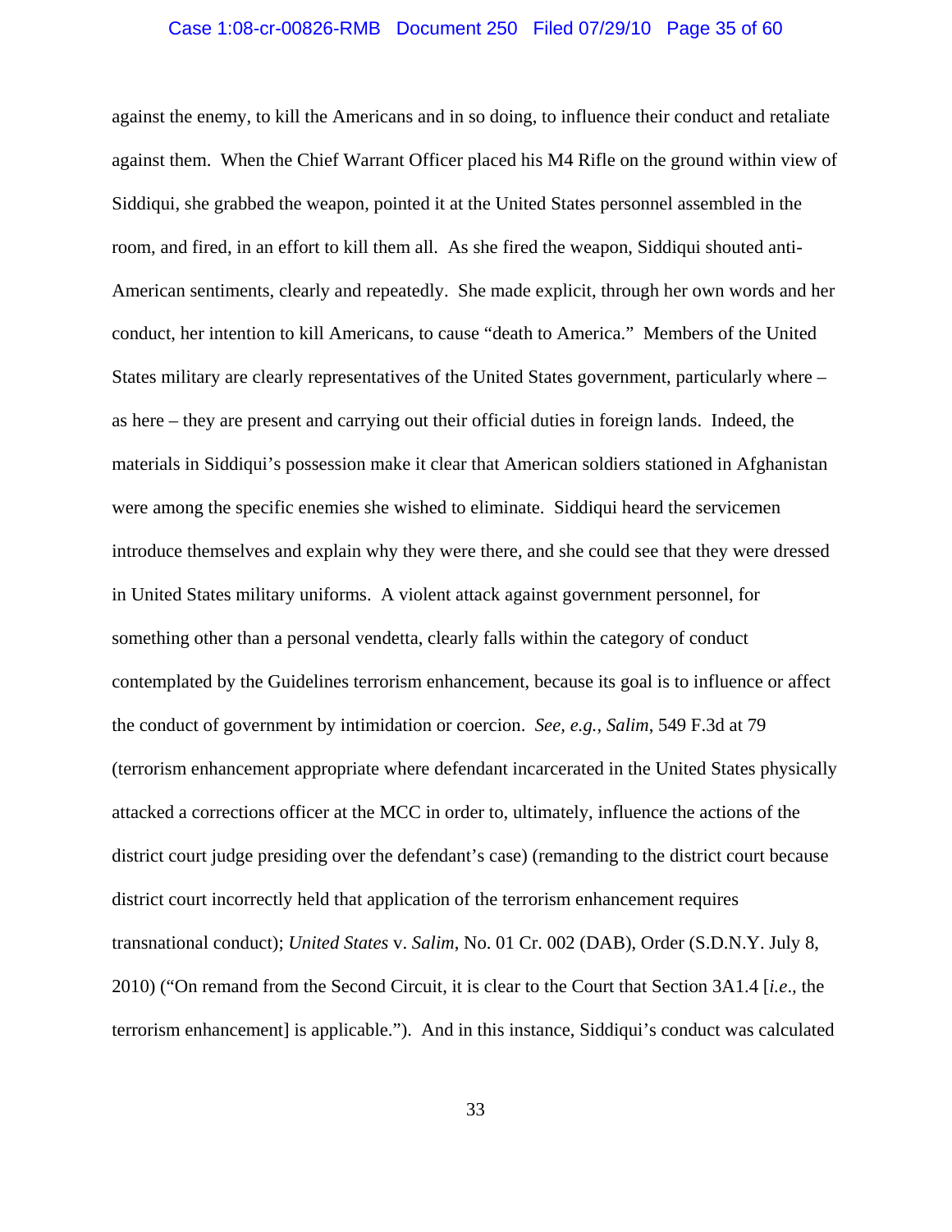against the enemy, to kill the Americans and in so doing, to influence their conduct and retaliate against them. When the Chief Warrant Officer placed his M4 Rifle on the ground within view of Siddiqui, she grabbed the weapon, pointed it at the United States personnel assembled in the room, and fired, in an effort to kill them all. As she fired the weapon, Siddiqui shouted anti-American sentiments, clearly and repeatedly. She made explicit, through her own words and her conduct, her intention to kill Americans, to cause "death to America." Members of the United States military are clearly representatives of the United States government, particularly where – as here – they are present and carrying out their official duties in foreign lands. Indeed, the materials in Siddiqui's possession make it clear that American soldiers stationed in Afghanistan were among the specific enemies she wished to eliminate. Siddiqui heard the servicemen introduce themselves and explain why they were there, and she could see that they were dressed in United States military uniforms. A violent attack against government personnel, for something other than a personal vendetta, clearly falls within the category of conduct contemplated by the Guidelines terrorism enhancement, because its goal is to influence or affect the conduct of government by intimidation or coercion. *See, e.g.*, *Salim*, 549 F.3d at 79 (terrorism enhancement appropriate where defendant incarcerated in the United States physically attacked a corrections officer at the MCC in order to, ultimately, influence the actions of the district court judge presiding over the defendant's case) (remanding to the district court because district court incorrectly held that application of the terrorism enhancement requires transnational conduct); *United States* v. *Salim*, No. 01 Cr. 002 (DAB), Order (S.D.N.Y. July 8, 2010) ("On remand from the Second Circuit, it is clear to the Court that Section 3A1.4 [*i.e.*, the terrorism enhancement] is applicable."). And in this instance, Siddiqui's conduct was calculated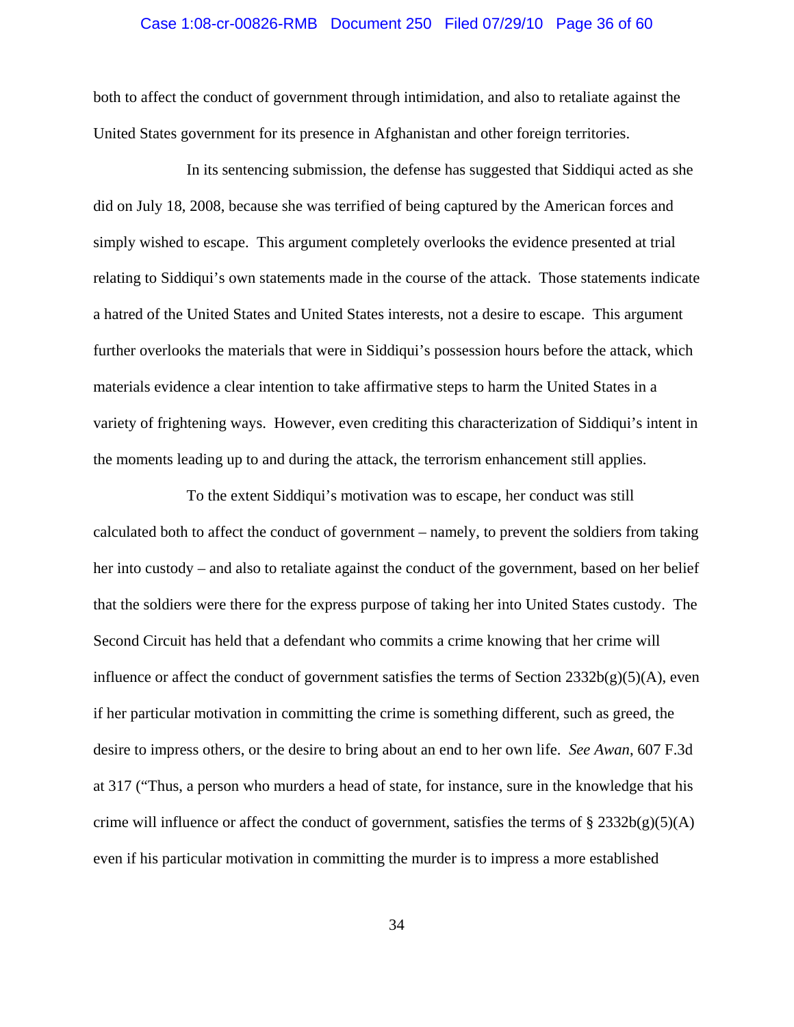both to affect the conduct of government through intimidation, and also to retaliate against the United States government for its presence in Afghanistan and other foreign territories.

In its sentencing submission, the defense has suggested that Siddiqui acted as she did on July 18, 2008, because she was terrified of being captured by the American forces and simply wished to escape. This argument completely overlooks the evidence presented at trial relating to Siddiqui's own statements made in the course of the attack. Those statements indicate a hatred of the United States and United States interests, not a desire to escape. This argument further overlooks the materials that were in Siddiqui's possession hours before the attack, which materials evidence a clear intention to take affirmative steps to harm the United States in a variety of frightening ways. However, even crediting this characterization of Siddiqui's intent in the moments leading up to and during the attack, the terrorism enhancement still applies.

To the extent Siddiqui's motivation was to escape, her conduct was still calculated both to affect the conduct of government – namely, to prevent the soldiers from taking her into custody – and also to retaliate against the conduct of the government, based on her belief that the soldiers were there for the express purpose of taking her into United States custody. The Second Circuit has held that a defendant who commits a crime knowing that her crime will influence or affect the conduct of government satisfies the terms of Section 2332b(g)(5)(A), even if her particular motivation in committing the crime is something different, such as greed, the desire to impress others, or the desire to bring about an end to her own life. *See Awan*, 607 F.3d at 317 ("Thus, a person who murders a head of state, for instance, sure in the knowledge that his crime will influence or affect the conduct of government, satisfies the terms of § 2332b(g)(5)(A) even if his particular motivation in committing the murder is to impress a more established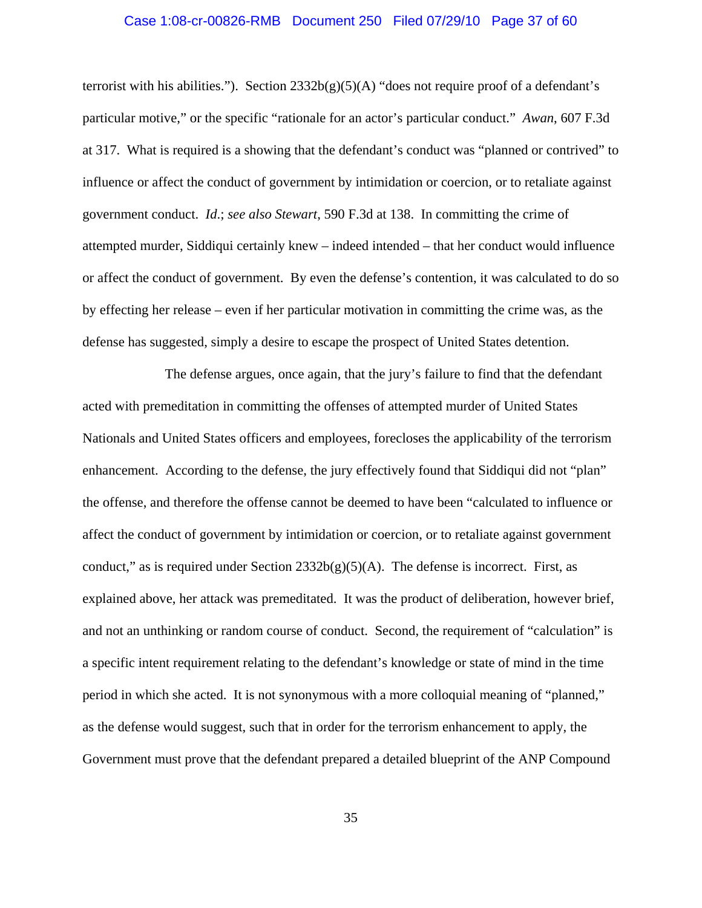terrorist with his abilities."). Section 2332b(g)(5)(A) "does not require proof of a defendant's particular motive," or the specific "rationale for an actor's particular conduct." *Awan*, 607 F.3d at 317. What is required is a showing that the defendant's conduct was "planned or contrived" to influence or affect the conduct of government by intimidation or coercion, or to retaliate against government conduct. *Id*.; *see also Stewart*, 590 F.3d at 138. In committing the crime of attempted murder, Siddiqui certainly knew – indeed intended – that her conduct would influence or affect the conduct of government. By even the defense's contention, it was calculated to do so by effecting her release – even if her particular motivation in committing the crime was, as the defense has suggested, simply a desire to escape the prospect of United States detention.

The defense argues, once again, that the jury's failure to find that the defendant acted with premeditation in committing the offenses of attempted murder of United States Nationals and United States officers and employees, forecloses the applicability of the terrorism enhancement. According to the defense, the jury effectively found that Siddiqui did not "plan" the offense, and therefore the offense cannot be deemed to have been "calculated to influence or affect the conduct of government by intimidation or coercion, or to retaliate against government conduct," as is required under Section 2332b(g)(5)(A). The defense is incorrect. First, as explained above, her attack was premeditated. It was the product of deliberation, however brief, and not an unthinking or random course of conduct. Second, the requirement of "calculation" is a specific intent requirement relating to the defendant's knowledge or state of mind in the time period in which she acted. It is not synonymous with a more colloquial meaning of "planned," as the defense would suggest, such that in order for the terrorism enhancement to apply, the Government must prove that the defendant prepared a detailed blueprint of the ANP Compound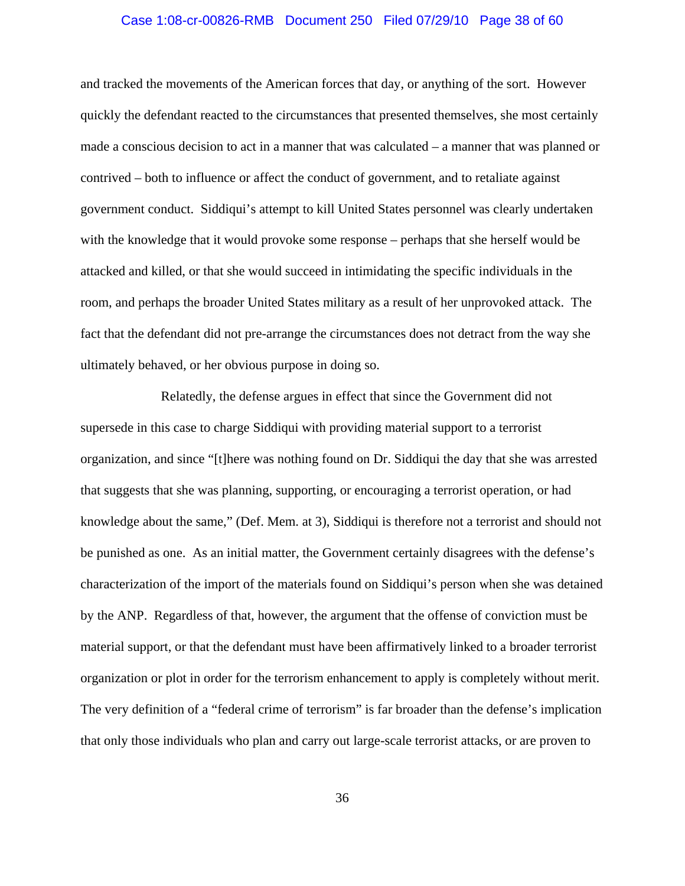and tracked the movements of the American forces that day, or anything of the sort. However quickly the defendant reacted to the circumstances that presented themselves, she most certainly made a conscious decision to act in a manner that was calculated – a manner that was planned or contrived – both to influence or affect the conduct of government, and to retaliate against government conduct. Siddiqui's attempt to kill United States personnel was clearly undertaken with the knowledge that it would provoke some response – perhaps that she herself would be attacked and killed, or that she would succeed in intimidating the specific individuals in the room, and perhaps the broader United States military as a result of her unprovoked attack. The fact that the defendant did not pre-arrange the circumstances does not detract from the way she ultimately behaved, or her obvious purpose in doing so.

Relatedly, the defense argues in effect that since the Government did not supersede in this case to charge Siddiqui with providing material support to a terrorist organization, and since "[t]here was nothing found on Dr. Siddiqui the day that she was arrested that suggests that she was planning, supporting, or encouraging a terrorist operation, or had knowledge about the same," (Def. Mem. at 3), Siddiqui is therefore not a terrorist and should not be punished as one. As an initial matter, the Government certainly disagrees with the defense's characterization of the import of the materials found on Siddiqui's person when she was detained by the ANP. Regardless of that, however, the argument that the offense of conviction must be material support, or that the defendant must have been affirmatively linked to a broader terrorist organization or plot in order for the terrorism enhancement to apply is completely without merit. The very definition of a "federal crime of terrorism" is far broader than the defense's implication that only those individuals who plan and carry out large-scale terrorist attacks, or are proven to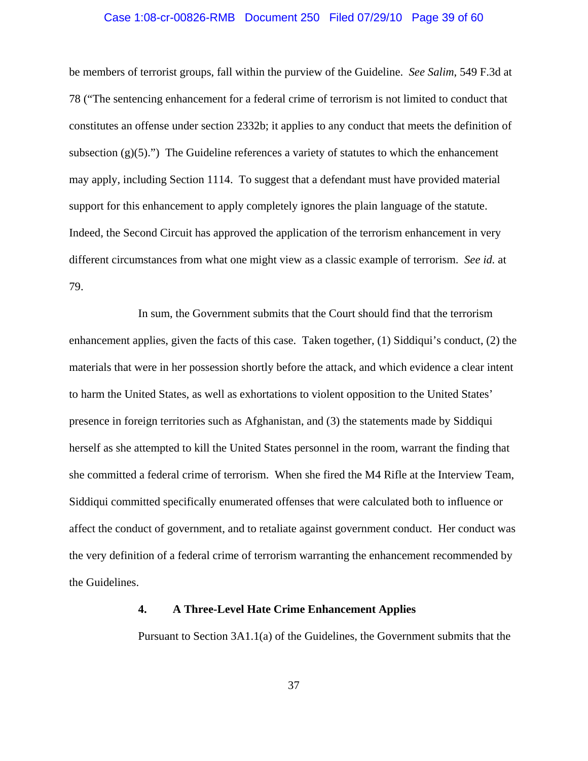be members of terrorist groups, fall within the purview of the Guideline. *See Salim*, 549 F.3d at 78 ("The sentencing enhancement for a federal crime of terrorism is not limited to conduct that constitutes an offense under section 2332b; it applies to any conduct that meets the definition of subsection (g)(5).") The Guideline references a variety of statutes to which the enhancement may apply, including Section 1114. To suggest that a defendant must have provided material support for this enhancement to apply completely ignores the plain language of the statute. Indeed, the Second Circuit has approved the application of the terrorism enhancement in very different circumstances from what one might view as a classic example of terrorism. *See id.* at 79.

In sum, the Government submits that the Court should find that the terrorism enhancement applies, given the facts of this case. Taken together, (1) Siddiqui's conduct, (2) the materials that were in her possession shortly before the attack, and which evidence a clear intent to harm the United States, as well as exhortations to violent opposition to the United States' presence in foreign territories such as Afghanistan, and (3) the statements made by Siddiqui herself as she attempted to kill the United States personnel in the room, warrant the finding that she committed a federal crime of terrorism. When she fired the M4 Rifle at the Interview Team, Siddiqui committed specifically enumerated offenses that were calculated both to influence or affect the conduct of government, and to retaliate against government conduct. Her conduct was the very definition of a federal crime of terrorism warranting the enhancement recommended by the Guidelines.

**4. A Three-Level Hate Crime Enhancement Applies**

Pursuant to Section 3A1.1(a) of the Guidelines, the Government submits that the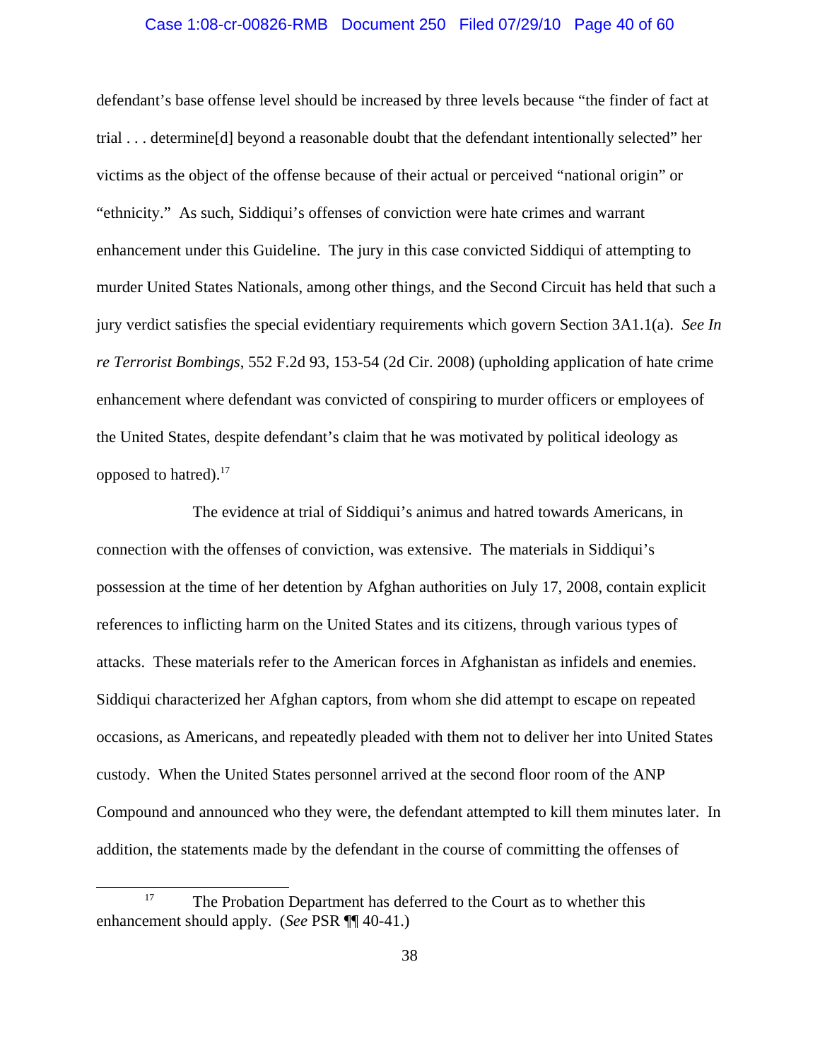defendant's base offense level should be increased by three levels because "the finder of fact at trial . . . determine[d] beyond a reasonable doubt that the defendant intentionally selected" her victims as the object of the offense because of their actual or perceived "national origin" or "ethnicity." As such, Siddiqui's offenses of conviction were hate crimes and warrant enhancement under this Guideline. The jury in this case convicted Siddiqui of attempting to murder United States Nationals, among other things, and the Second Circuit has held that such a jury verdict satisfies the special evidentiary requirements which govern Section 3A1.1(a). *See In re Terrorist Bombings*, 552 F.2d 93, 153-54 (2d Cir. 2008) (upholding application of hate crime enhancement where defendant was convicted of conspiring to murder officers or employees of the United States, despite defendant's claim that he was motivated by political ideology as opposed to hatred).[17]

The evidence at trial of Siddiqui's animus and hatred towards Americans, in connection with the offenses of conviction, was extensive. The materials in Siddiqui's possession at the time of her detention by Afghan authorities on July 17, 2008, contain explicit references to inflicting harm on the United States and its citizens, through various types of attacks. These materials refer to the American forces in Afghanistan as infidels and enemies. Siddiqui characterized her Afghan captors, from whom she did attempt to escape on repeated occasions, as Americans, and repeatedly pleaded with them not to deliver her into United States custody. When the United States personnel arrived at the second floor room of the ANP Compound and announced who they were, the defendant attempted to kill them minutes later. In addition, the statements made by the defendant in the course of committing the offenses of

[17] The Probation Department has deferred to the Court as to whether this enhancement should apply. (*See* PSR ¶¶ 40-41.)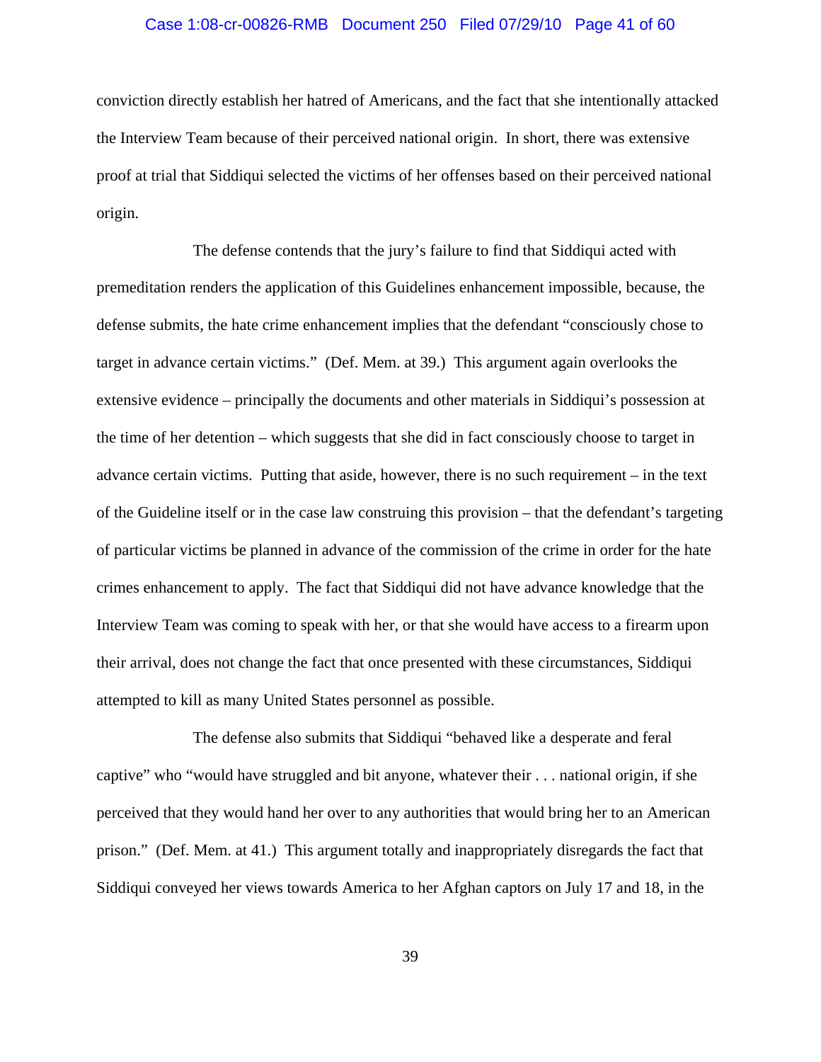conviction directly establish her hatred of Americans, and the fact that she intentionally attacked the Interview Team because of their perceived national origin. In short, there was extensive proof at trial that Siddiqui selected the victims of her offenses based on their perceived national origin.

The defense contends that the jury's failure to find that Siddiqui acted with premeditation renders the application of this Guidelines enhancement impossible, because, the defense submits, the hate crime enhancement implies that the defendant "consciously chose to target in advance certain victims." (Def. Mem. at 39.) This argument again overlooks the extensive evidence – principally the documents and other materials in Siddiqui's possession at the time of her detention – which suggests that she did in fact consciously choose to target in advance certain victims. Putting that aside, however, there is no such requirement – in the text of the Guideline itself or in the case law construing this provision – that the defendant's targeting of particular victims be planned in advance of the commission of the crime in order for the hate crimes enhancement to apply. The fact that Siddiqui did not have advance knowledge that the Interview Team was coming to speak with her, or that she would have access to a firearm upon their arrival, does not change the fact that once presented with these circumstances, Siddiqui attempted to kill as many United States personnel as possible.

The defense also submits that Siddiqui "behaved like a desperate and feral captive" who "would have struggled and bit anyone, whatever their . . . national origin, if she perceived that they would hand her over to any authorities that would bring her to an American prison." (Def. Mem. at 41.) This argument totally and inappropriately disregards the fact that Siddiqui conveyed her views towards America to her Afghan captors on July 17 and 18, in the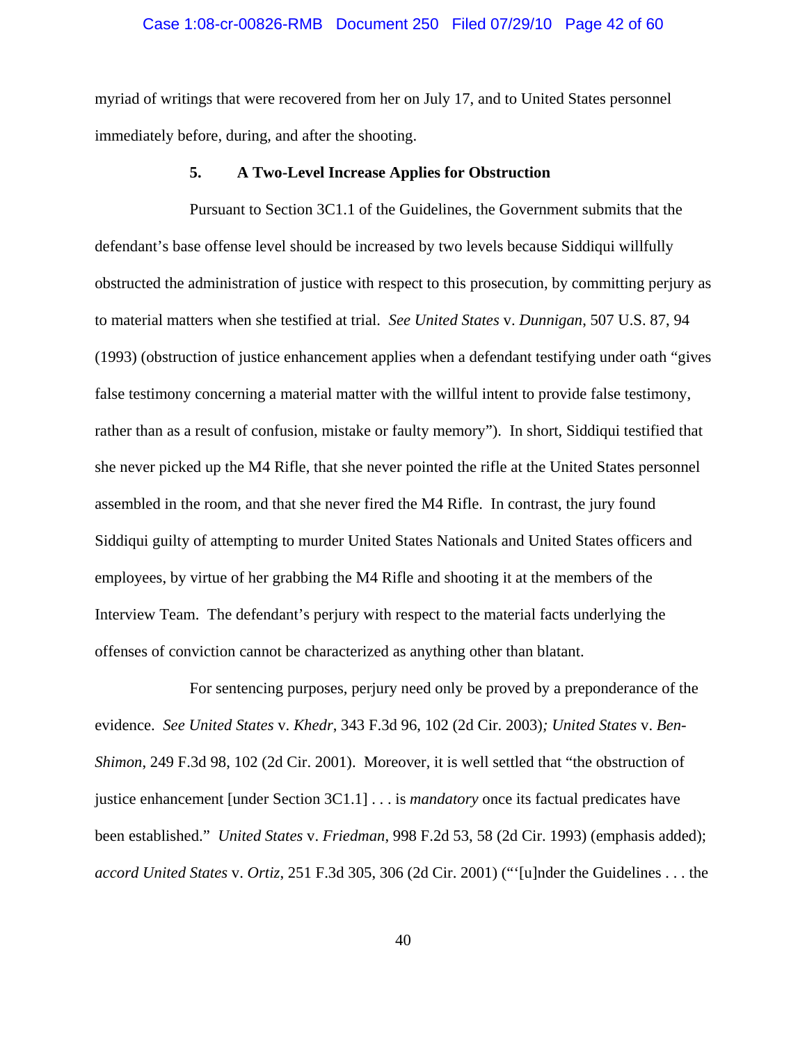myriad of writings that were recovered from her on July 17, and to United States personnel immediately before, during, and after the shooting.

### 5. A Two-Level Increase Applies for Obstruction

Pursuant to Section 3C1.1 of the Guidelines, the Government submits that the defendant's base offense level should be increased by two levels because Siddiqui willfully obstructed the administration of justice with respect to this prosecution, by committing perjury as to material matters when she testified at trial. *See United States* v. *Dunnigan*, 507 U.S. 87, 94 (1993) (obstruction of justice enhancement applies when a defendant testifying under oath "gives false testimony concerning a material matter with the willful intent to provide false testimony, rather than as a result of confusion, mistake or faulty memory"). In short, Siddiqui testified that she never picked up the M4 Rifle, that she never pointed the rifle at the United States personnel assembled in the room, and that she never fired the M4 Rifle. In contrast, the jury found Siddiqui guilty of attempting to murder United States Nationals and United States officers and employees, by virtue of her grabbing the M4 Rifle and shooting it at the members of the Interview Team. The defendant's perjury with respect to the material facts underlying the offenses of conviction cannot be characterized as anything other than blatant.

For sentencing purposes, perjury need only be proved by a preponderance of the evidence. *See United States* v. *Khedr*, 343 F.3d 96, 102 (2d Cir. 2003)*; United States* v. *Ben-Shimon*, 249 F.3d 98, 102 (2d Cir. 2001). Moreover, it is well settled that "the obstruction of justice enhancement [under Section 3C1.1] . . . is *mandatory* once its factual predicates have been established." *United States* v. *Friedman*, 998 F.2d 53, 58 (2d Cir. 1993) (emphasis added); *accord United States* v. *Ortiz*, 251 F.3d 305, 306 (2d Cir. 2001) ("'[u]nder the Guidelines . . . the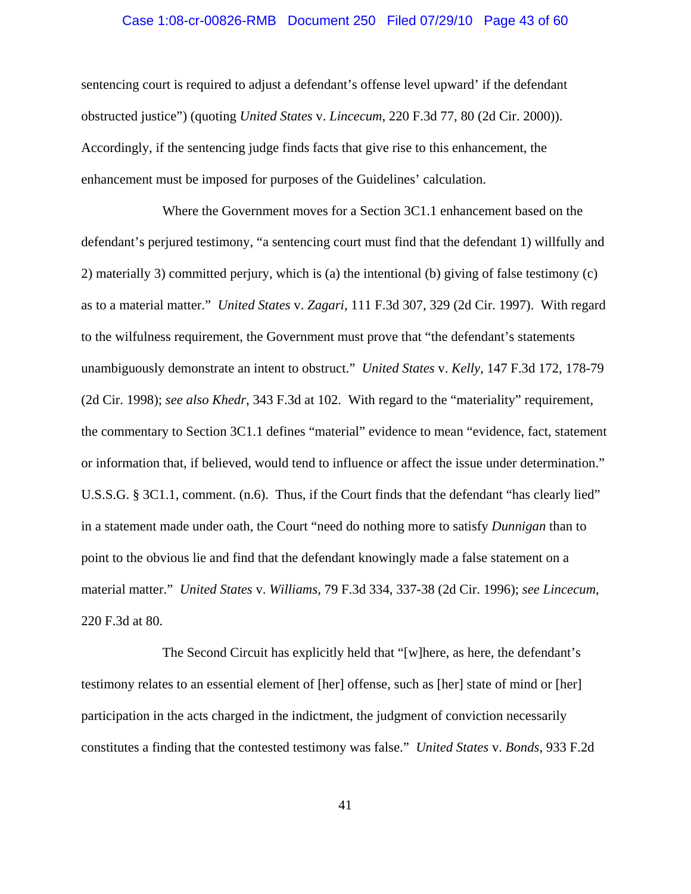sentencing court is required to adjust a defendant's offense level upward' if the defendant obstructed justice") (quoting *United States* v. *Lincecum*, 220 F.3d 77, 80 (2d Cir. 2000)). Accordingly, if the sentencing judge finds facts that give rise to this enhancement, the enhancement must be imposed for purposes of the Guidelines' calculation.

Where the Government moves for a Section 3C1.1 enhancement based on the defendant's perjured testimony, "a sentencing court must find that the defendant 1) willfully and 2) materially 3) committed perjury, which is (a) the intentional (b) giving of false testimony (c) as to a material matter." *United States* v. *Zagari*, 111 F.3d 307, 329 (2d Cir. 1997). With regard to the wilfulness requirement, the Government must prove that "the defendant's statements unambiguously demonstrate an intent to obstruct." *United States* v. *Kelly*, 147 F.3d 172, 178-79 (2d Cir. 1998); *see also Khedr*, 343 F.3d at 102. With regard to the "materiality" requirement, the commentary to Section 3C1.1 defines "material" evidence to mean "evidence, fact, statement or information that, if believed, would tend to influence or affect the issue under determination." U.S.S.G. § 3C1.1, comment. (n.6). Thus, if the Court finds that the defendant "has clearly lied" in a statement made under oath, the Court "need do nothing more to satisfy *Dunnigan* than to point to the obvious lie and find that the defendant knowingly made a false statement on a material matter." *United States* v. *Williams*, 79 F.3d 334, 337-38 (2d Cir. 1996); *see Lincecum*, 220 F.3d at 80.

The Second Circuit has explicitly held that "[w]here, as here, the defendant's testimony relates to an essential element of [her] offense, such as [her] state of mind or [her] participation in the acts charged in the indictment, the judgment of conviction necessarily constitutes a finding that the contested testimony was false." *United States* v. *Bonds*, 933 F.2d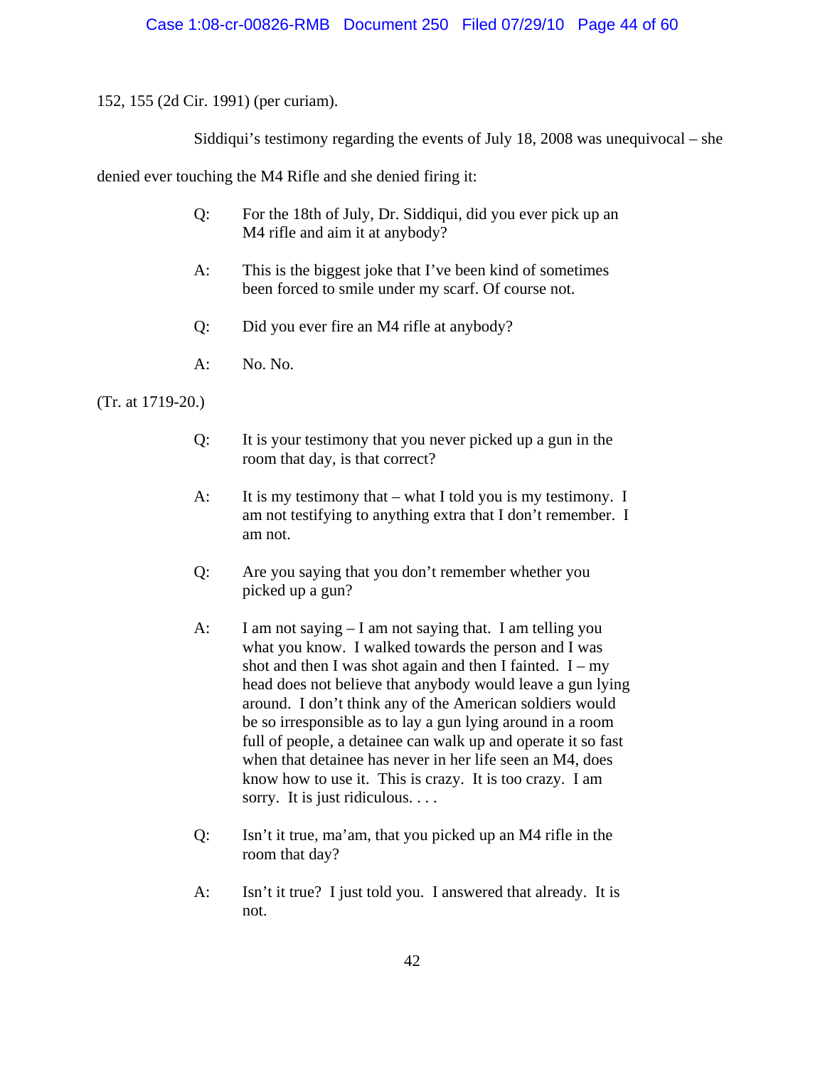152, 155 (2d Cir. 1991) (per curiam).

Siddiqui's testimony regarding the events of July 18, 2008 was unequivocal – she denied ever touching the M4 Rifle and she denied firing it:

> Q: For the 18th of July, Dr. Siddiqui, did you ever pick up an M4 rifle and aim it at anybody?
>
> A: This is the biggest joke that I've been kind of sometimes been forced to smile under my scarf. Of course not.
>
> Q: Did you ever fire an M4 rifle at anybody?
>
> A: No. No.

(Tr. at 1719-20.)

> Q: It is your testimony that you never picked up a gun in the room that day, is that correct?
>
> A: It is my testimony that – what I told you is my testimony. I am not testifying to anything extra that I don't remember. I am not.
>
> Q: Are you saying that you don't remember whether you picked up a gun?
>
> A: I am not saying – I am not saying that. I am telling you what you know. I walked towards the person and I was shot and then I was shot again and then I fainted. I – my head does not believe that anybody would leave a gun lying around. I don't think any of the American soldiers would be so irresponsible as to lay a gun lying around in a room full of people, a detainee can walk up and operate it so fast when that detainee has never in her life seen an M4, does know how to use it. This is crazy. It is too crazy. I am sorry. It is just ridiculous. . . .
>
> Q: Isn't it true, ma'am, that you picked up an M4 rifle in the room that day?
>
> A: Isn't it true? I just told you. I answered that already. It is not.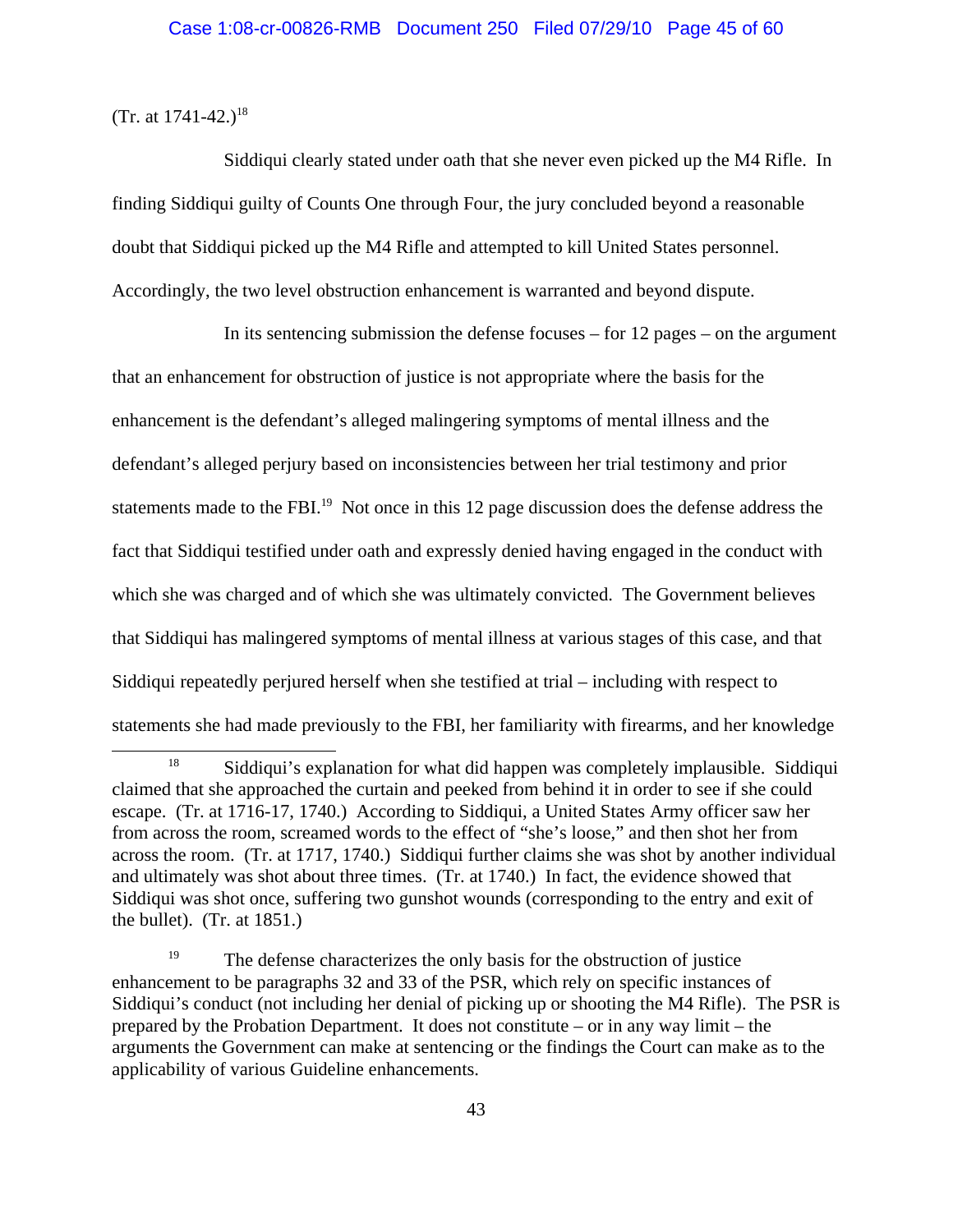(Tr. at 1741-42.)[18]

Siddiqui clearly stated under oath that she never even picked up the M4 Rifle. In finding Siddiqui guilty of Counts One through Four, the jury concluded beyond a reasonable doubt that Siddiqui picked up the M4 Rifle and attempted to kill United States personnel. Accordingly, the two level obstruction enhancement is warranted and beyond dispute.

In its sentencing submission the defense focuses – for 12 pages – on the argument that an enhancement for obstruction of justice is not appropriate where the basis for the enhancement is the defendant's alleged malingering symptoms of mental illness and the defendant's alleged perjury based on inconsistencies between her trial testimony and prior statements made to the FBI.[19] Not once in this 12 page discussion does the defense address the fact that Siddiqui testified under oath and expressly denied having engaged in the conduct with which she was charged and of which she was ultimately convicted. The Government believes that Siddiqui has malingered symptoms of mental illness at various stages of this case, and that Siddiqui repeatedly perjured herself when she testified at trial – including with respect to statements she had made previously to the FBI, her familiarity with firearms, and her knowledge

---

[18] Siddiqui's explanation for what did happen was completely implausible. Siddiqui claimed that she approached the curtain and peeked from behind it in order to see if she could escape. (Tr. at 1716-17, 1740.) According to Siddiqui, a United States Army officer saw her from across the room, screamed words to the effect of "she's loose," and then shot her from across the room. (Tr. at 1717, 1740.) Siddiqui further claims she was shot by another individual and ultimately was shot about three times. (Tr. at 1740.) In fact, the evidence showed that Siddiqui was shot once, suffering two gunshot wounds (corresponding to the entry and exit of the bullet). (Tr. at 1851.)

[19] The defense characterizes the only basis for the obstruction of justice enhancement to be paragraphs 32 and 33 of the PSR, which rely on specific instances of Siddiqui's conduct (not including her denial of picking up or shooting the M4 Rifle). The PSR is prepared by the Probation Department. It does not constitute – or in any way limit – the arguments the Government can make at sentencing or the findings the Court can make as to the applicability of various Guideline enhancements.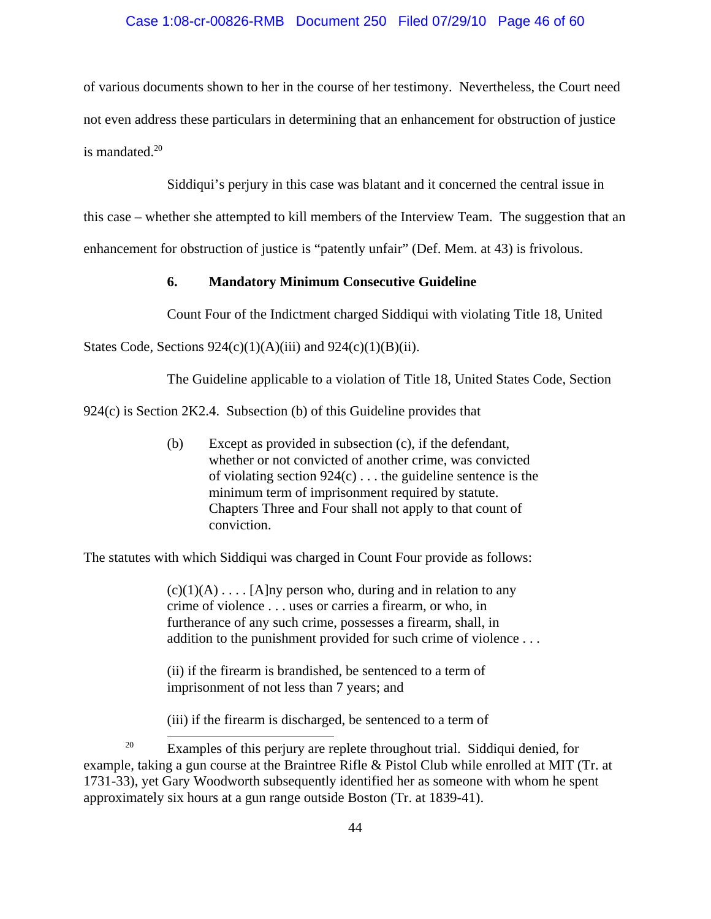of various documents shown to her in the course of her testimony. Nevertheless, the Court need not even address these particulars in determining that an enhancement for obstruction of justice is mandated.[20]

Siddiqui's perjury in this case was blatant and it concerned the central issue in this case – whether she attempted to kill members of the Interview Team. The suggestion that an enhancement for obstruction of justice is "patently unfair" (Def. Mem. at 43) is frivolous.

**6. Mandatory Minimum Consecutive Guideline**

Count Four of the Indictment charged Siddiqui with violating Title 18, United States Code, Sections 924(c)(1)(A)(iii) and 924(c)(1)(B)(ii).

The Guideline applicable to a violation of Title 18, United States Code, Section 924(c) is Section 2K2.4. Subsection (b) of this Guideline provides that

> (b) Except as provided in subsection (c), if the defendant, whether or not convicted of another crime, was convicted of violating section 924(c) . . . the guideline sentence is the minimum term of imprisonment required by statute. Chapters Three and Four shall not apply to that count of conviction.

The statutes with which Siddiqui was charged in Count Four provide as follows:

> (c)(1)(A) . . . . [A]ny person who, during and in relation to any crime of violence . . . uses or carries a firearm, or who, in furtherance of any such crime, possesses a firearm, shall, in addition to the punishment provided for such crime of violence . . .
>
> (ii) if the firearm is brandished, be sentenced to a term of imprisonment of not less than 7 years; and
>
> (iii) if the firearm is discharged, be sentenced to a term of

[20] Examples of this perjury are replete throughout trial. Siddiqui denied, for example, taking a gun course at the Braintree Rifle & Pistol Club while enrolled at MIT (Tr. at 1731-33), yet Gary Woodworth subsequently identified her as someone with whom he spent approximately six hours at a gun range outside Boston (Tr. at 1839-41).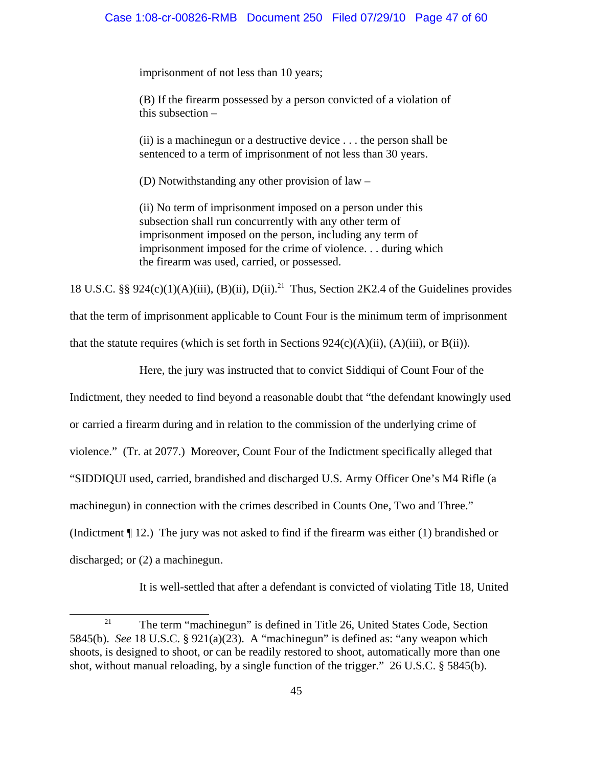> imprisonment of not less than 10 years;
>
> (B) If the firearm possessed by a person convicted of a violation of this subsection –
>
> (ii) is a machinegun or a destructive device . . . the person shall be sentenced to a term of imprisonment of not less than 30 years.
>
> (D) Notwithstanding any other provision of law –
>
> (ii) No term of imprisonment imposed on a person under this subsection shall run concurrently with any other term of imprisonment imposed on the person, including any term of imprisonment imposed for the crime of violence. . . during which the firearm was used, carried, or possessed.

18 U.S.C. §§ 924(c)(1)(A)(iii), (B)(ii), D(ii).[21] Thus, Section 2K2.4 of the Guidelines provides that the term of imprisonment applicable to Count Four is the minimum term of imprisonment that the statute requires (which is set forth in Sections 924(c)(A)(ii), (A)(iii), or B(ii)).

Here, the jury was instructed that to convict Siddiqui of Count Four of the Indictment, they needed to find beyond a reasonable doubt that "the defendant knowingly used or carried a firearm during and in relation to the commission of the underlying crime of violence." (Tr. at 2077.) Moreover, Count Four of the Indictment specifically alleged that "SIDDIQUI used, carried, brandished and discharged U.S. Army Officer One's M4 Rifle (a machinegun) in connection with the crimes described in Counts One, Two and Three." (Indictment ¶ 12.) The jury was not asked to find if the firearm was either (1) brandished or discharged; or (2) a machinegun.

It is well-settled that after a defendant is convicted of violating Title 18, United

---

[21] The term "machinegun" is defined in Title 26, United States Code, Section 5845(b). *See* 18 U.S.C. § 921(a)(23). A "machinegun" is defined as: "any weapon which shoots, is designed to shoot, or can be readily restored to shoot, automatically more than one shot, without manual reloading, by a single function of the trigger." 26 U.S.C. § 5845(b).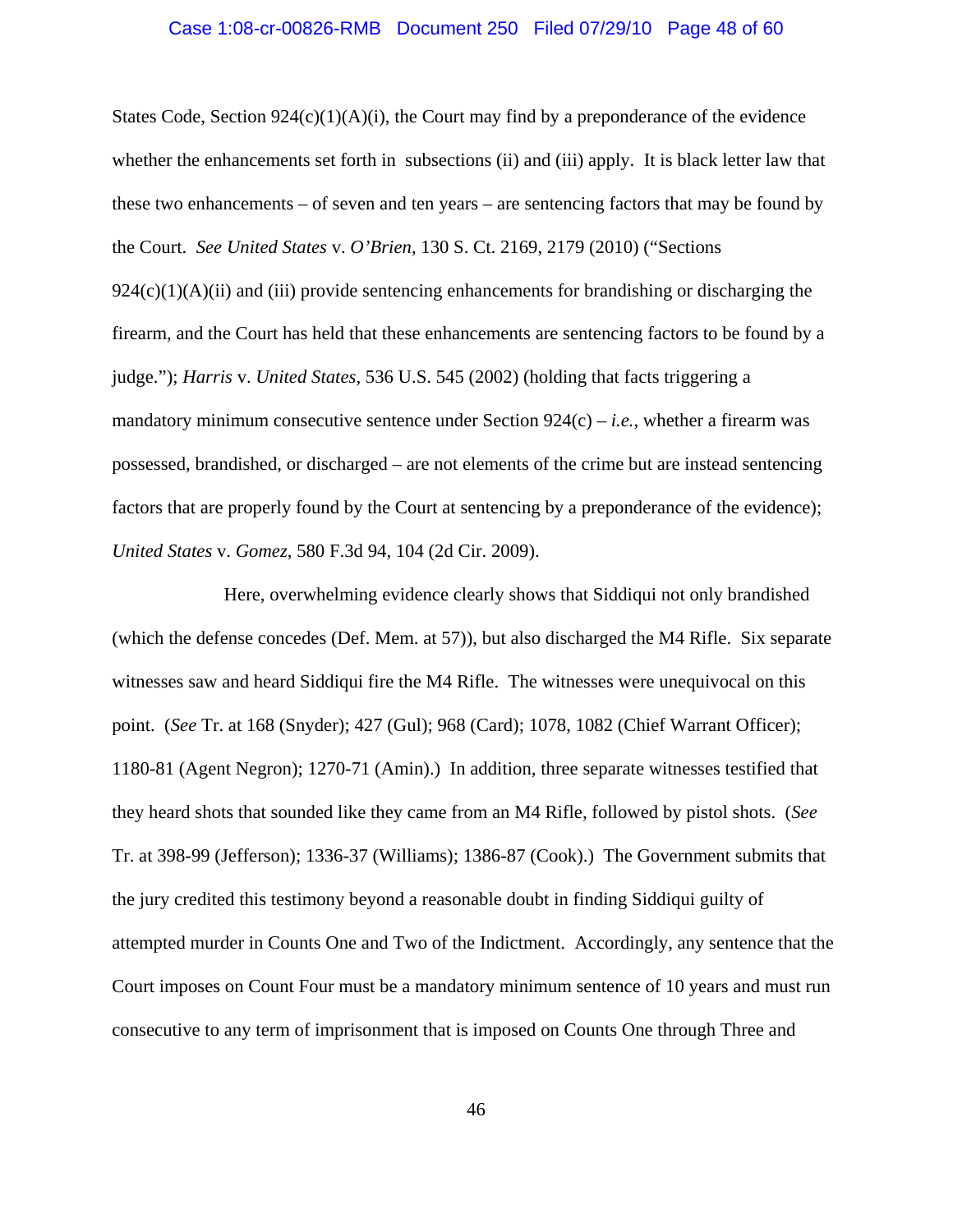States Code, Section 924(c)(1)(A)(i), the Court may find by a preponderance of the evidence whether the enhancements set forth in subsections (ii) and (iii) apply. It is black letter law that these two enhancements – of seven and ten years – are sentencing factors that may be found by the Court. *See United States* v. *O'Brien*, 130 S. Ct. 2169, 2179 (2010) ("Sections 924(c)(1)(A)(ii) and (iii) provide sentencing enhancements for brandishing or discharging the firearm, and the Court has held that these enhancements are sentencing factors to be found by a judge."); *Harris* v. *United States*, 536 U.S. 545 (2002) (holding that facts triggering a mandatory minimum consecutive sentence under Section 924(c) – *i.e.*, whether a firearm was possessed, brandished, or discharged – are not elements of the crime but are instead sentencing factors that are properly found by the Court at sentencing by a preponderance of the evidence); *United States* v. *Gomez*, 580 F.3d 94, 104 (2d Cir. 2009).

Here, overwhelming evidence clearly shows that Siddiqui not only brandished (which the defense concedes (Def. Mem. at 57)), but also discharged the M4 Rifle. Six separate witnesses saw and heard Siddiqui fire the M4 Rifle. The witnesses were unequivocal on this point. (*See* Tr. at 168 (Snyder); 427 (Gul); 968 (Card); 1078, 1082 (Chief Warrant Officer); 1180-81 (Agent Negron); 1270-71 (Amin).) In addition, three separate witnesses testified that they heard shots that sounded like they came from an M4 Rifle, followed by pistol shots. (*See* Tr. at 398-99 (Jefferson); 1336-37 (Williams); 1386-87 (Cook).) The Government submits that the jury credited this testimony beyond a reasonable doubt in finding Siddiqui guilty of attempted murder in Counts One and Two of the Indictment. Accordingly, any sentence that the Court imposes on Count Four must be a mandatory minimum sentence of 10 years and must run consecutive to any term of imprisonment that is imposed on Counts One through Three and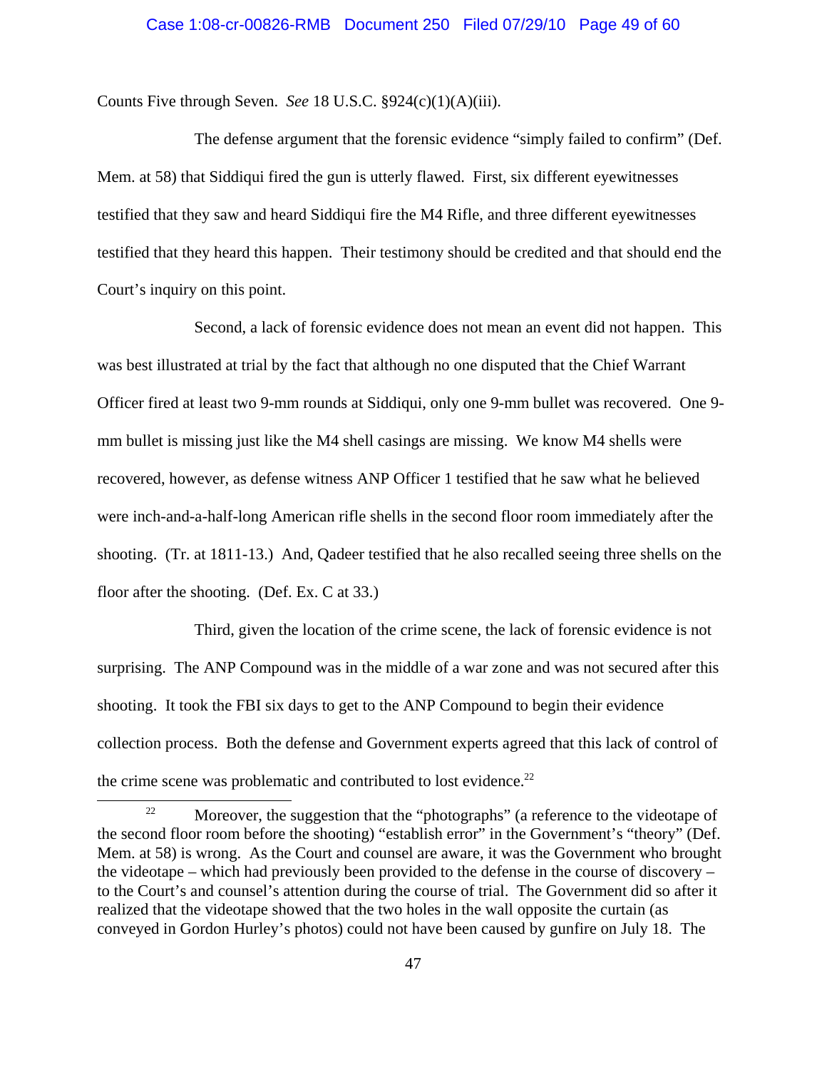Counts Five through Seven. *See* 18 U.S.C. §924(c)(1)(A)(iii).

The defense argument that the forensic evidence "simply failed to confirm" (Def. Mem. at 58) that Siddiqui fired the gun is utterly flawed. First, six different eyewitnesses testified that they saw and heard Siddiqui fire the M4 Rifle, and three different eyewitnesses testified that they heard this happen. Their testimony should be credited and that should end the Court's inquiry on this point.

Second, a lack of forensic evidence does not mean an event did not happen. This was best illustrated at trial by the fact that although no one disputed that the Chief Warrant Officer fired at least two 9-mm rounds at Siddiqui, only one 9-mm bullet was recovered. One 9-mm bullet is missing just like the M4 shell casings are missing. We know M4 shells were recovered, however, as defense witness ANP Officer 1 testified that he saw what he believed were inch-and-a-half-long American rifle shells in the second floor room immediately after the shooting. (Tr. at 1811-13.) And, Qadeer testified that he also recalled seeing three shells on the floor after the shooting. (Def. Ex. C at 33.)

Third, given the location of the crime scene, the lack of forensic evidence is not surprising. The ANP Compound was in the middle of a war zone and was not secured after this shooting. It took the FBI six days to get to the ANP Compound to begin their evidence collection process. Both the defense and Government experts agreed that this lack of control of the crime scene was problematic and contributed to lost evidence.[22]

---

[22] Moreover, the suggestion that the "photographs" (a reference to the videotape of the second floor room before the shooting) "establish error" in the Government's "theory" (Def. Mem. at 58) is wrong. As the Court and counsel are aware, it was the Government who brought the videotape – which had previously been provided to the defense in the course of discovery – to the Court's and counsel's attention during the course of trial. The Government did so after it realized that the videotape showed that the two holes in the wall opposite the curtain (as conveyed in Gordon Hurley's photos) could not have been caused by gunfire on July 18. The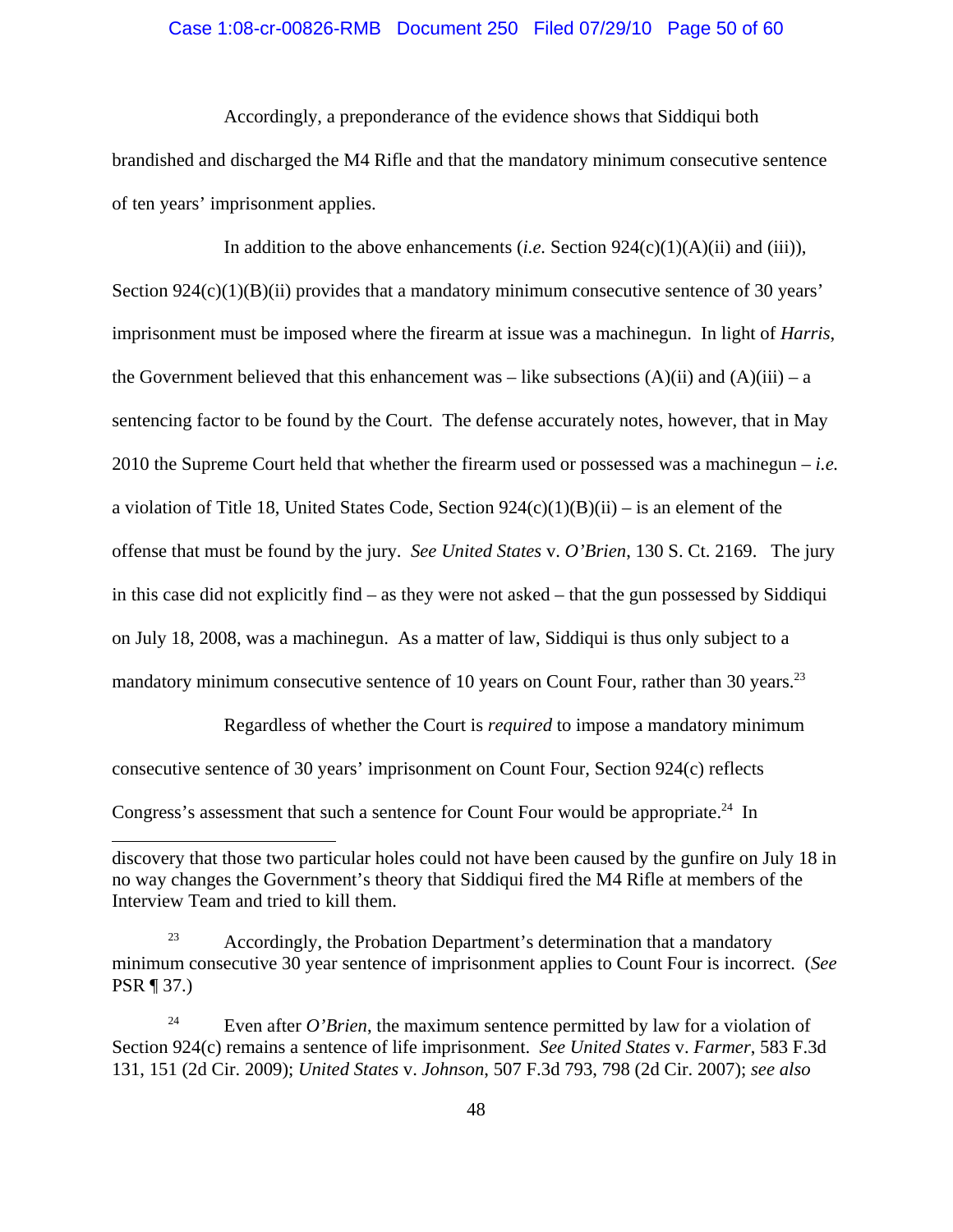Accordingly, a preponderance of the evidence shows that Siddiqui both brandished and discharged the M4 Rifle and that the mandatory minimum consecutive sentence of ten years' imprisonment applies.

In addition to the above enhancements (*i.e.* Section 924(c)(1)(A)(ii) and (iii)), Section 924(c)(1)(B)(ii) provides that a mandatory minimum consecutive sentence of 30 years' imprisonment must be imposed where the firearm at issue was a machinegun. In light of *Harris*, the Government believed that this enhancement was – like subsections (A)(ii) and (A)(iii) – a sentencing factor to be found by the Court. The defense accurately notes, however, that in May 2010 the Supreme Court held that whether the firearm used or possessed was a machinegun – *i.e.* a violation of Title 18, United States Code, Section 924(c)(1)(B)(ii) – is an element of the offense that must be found by the jury. *See United States* v. *O'Brien*, 130 S. Ct. 2169. The jury in this case did not explicitly find – as they were not asked – that the gun possessed by Siddiqui on July 18, 2008, was a machinegun. As a matter of law, Siddiqui is thus only subject to a mandatory minimum consecutive sentence of 10 years on Count Four, rather than 30 years.[23]

Regardless of whether the Court is *required* to impose a mandatory minimum consecutive sentence of 30 years' imprisonment on Count Four, Section 924(c) reflects Congress's assessment that such a sentence for Count Four would be appropriate.[24] In

---

discovery that those two particular holes could not have been caused by the gunfire on July 18 in no way changes the Government's theory that Siddiqui fired the M4 Rifle at members of the Interview Team and tried to kill them.

[23] Accordingly, the Probation Department's determination that a mandatory minimum consecutive 30 year sentence of imprisonment applies to Count Four is incorrect. (*See* PSR ¶ 37.)

[24] Even after *O'Brien*, the maximum sentence permitted by law for a violation of Section 924(c) remains a sentence of life imprisonment. *See United States* v. *Farmer*, 583 F.3d 131, 151 (2d Cir. 2009); *United States* v. *Johnson*, 507 F.3d 793, 798 (2d Cir. 2007); *see also*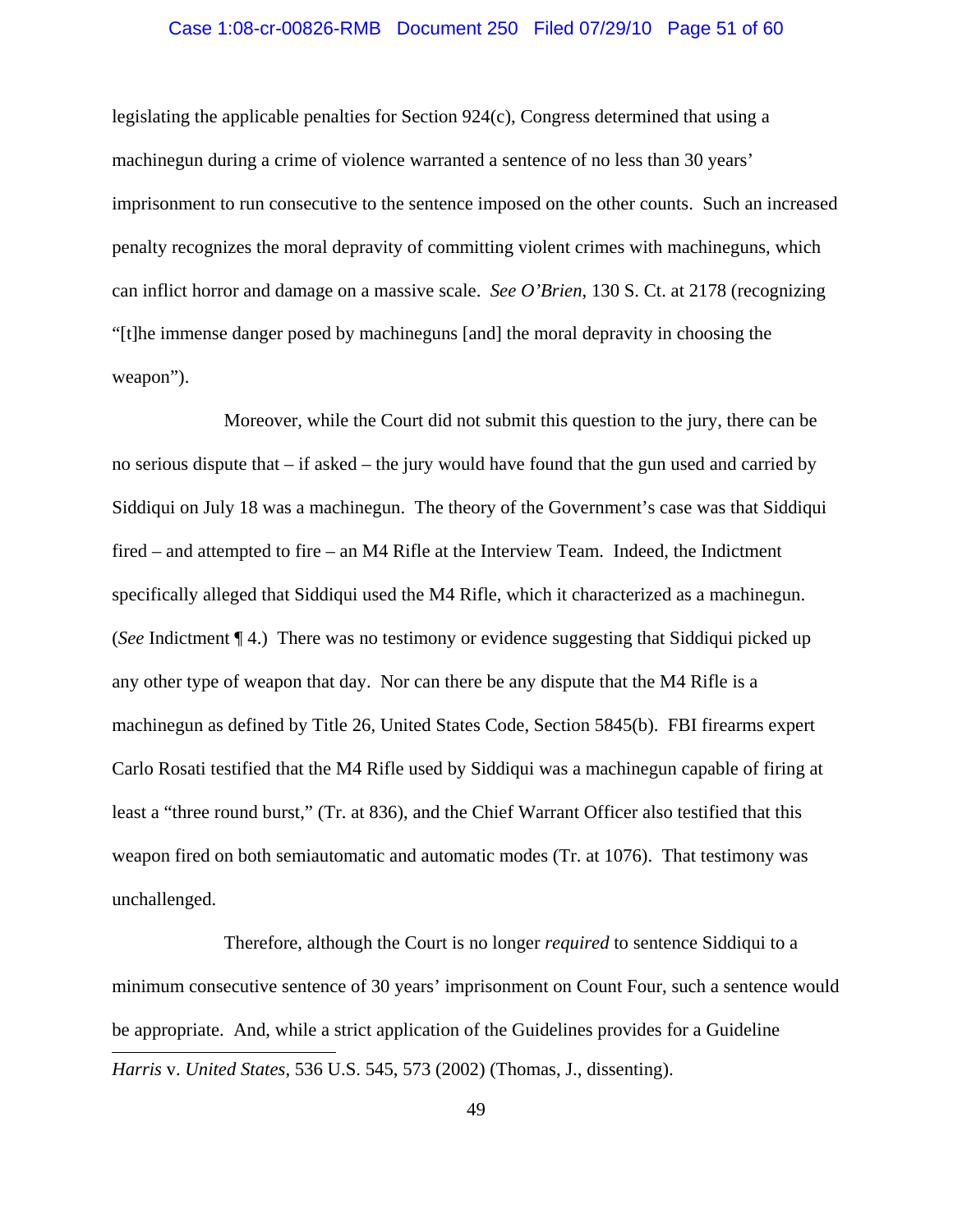legislating the applicable penalties for Section 924(c), Congress determined that using a machinegun during a crime of violence warranted a sentence of no less than 30 years' imprisonment to run consecutive to the sentence imposed on the other counts. Such an increased penalty recognizes the moral depravity of committing violent crimes with machineguns, which can inflict horror and damage on a massive scale. *See O'Brien*, 130 S. Ct. at 2178 (recognizing "[t]he immense danger posed by machineguns [and] the moral depravity in choosing the weapon").

Moreover, while the Court did not submit this question to the jury, there can be no serious dispute that – if asked – the jury would have found that the gun used and carried by Siddiqui on July 18 was a machinegun. The theory of the Government's case was that Siddiqui fired – and attempted to fire – an M4 Rifle at the Interview Team. Indeed, the Indictment specifically alleged that Siddiqui used the M4 Rifle, which it characterized as a machinegun. (*See* Indictment ¶ 4.) There was no testimony or evidence suggesting that Siddiqui picked up any other type of weapon that day. Nor can there be any dispute that the M4 Rifle is a machinegun as defined by Title 26, United States Code, Section 5845(b). FBI firearms expert Carlo Rosati testified that the M4 Rifle used by Siddiqui was a machinegun capable of firing at least a "three round burst," (Tr. at 836), and the Chief Warrant Officer also testified that this weapon fired on both semiautomatic and automatic modes (Tr. at 1076). That testimony was unchallenged.

Therefore, although the Court is no longer *required* to sentence Siddiqui to a minimum consecutive sentence of 30 years' imprisonment on Count Four, such a sentence would be appropriate. And, while a strict application of the Guidelines provides for a Guideline

---

*Harris* v. *United States*, 536 U.S. 545, 573 (2002) (Thomas, J., dissenting).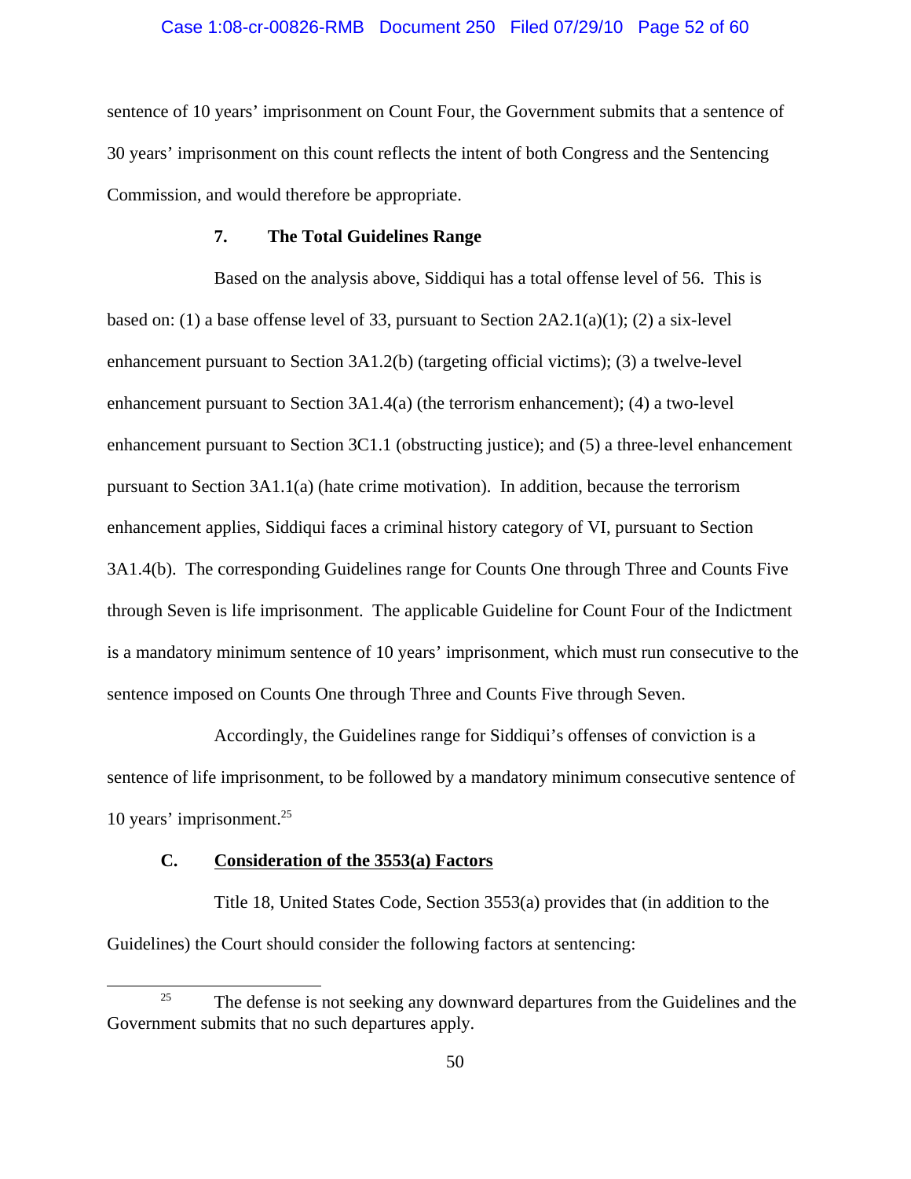sentence of 10 years' imprisonment on Count Four, the Government submits that a sentence of 30 years' imprisonment on this count reflects the intent of both Congress and the Sentencing Commission, and would therefore be appropriate.

**7. The Total Guidelines Range**

Based on the analysis above, Siddiqui has a total offense level of 56. This is based on: (1) a base offense level of 33, pursuant to Section 2A2.1(a)(1); (2) a six-level enhancement pursuant to Section 3A1.2(b) (targeting official victims); (3) a twelve-level enhancement pursuant to Section 3A1.4(a) (the terrorism enhancement); (4) a two-level enhancement pursuant to Section 3C1.1 (obstructing justice); and (5) a three-level enhancement pursuant to Section 3A1.1(a) (hate crime motivation). In addition, because the terrorism enhancement applies, Siddiqui faces a criminal history category of VI, pursuant to Section 3A1.4(b). The corresponding Guidelines range for Counts One through Three and Counts Five through Seven is life imprisonment. The applicable Guideline for Count Four of the Indictment is a mandatory minimum sentence of 10 years' imprisonment, which must run consecutive to the sentence imposed on Counts One through Three and Counts Five through Seven.

Accordingly, the Guidelines range for Siddiqui's offenses of conviction is a sentence of life imprisonment, to be followed by a mandatory minimum consecutive sentence of 10 years' imprisonment.[25]

**C. <u>Consideration of the 3553(a) Factors</u>**

Title 18, United States Code, Section 3553(a) provides that (in addition to the Guidelines) the Court should consider the following factors at sentencing:

---

[25] The defense is not seeking any downward departures from the Guidelines and the Government submits that no such departures apply.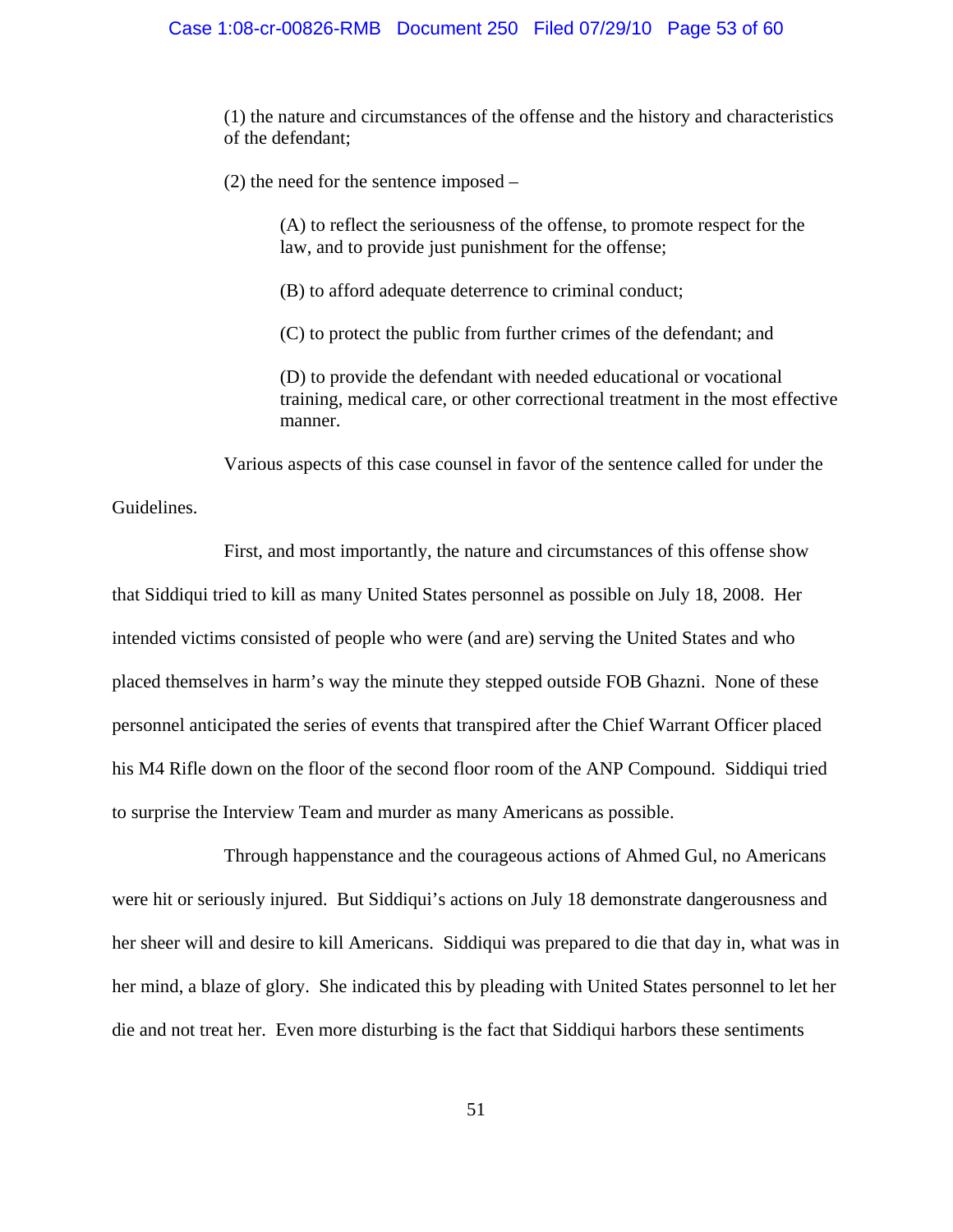(1) the nature and circumstances of the offense and the history and characteristics of the defendant;

(2) the need for the sentence imposed –

> (A) to reflect the seriousness of the offense, to promote respect for the law, and to provide just punishment for the offense;
>
> (B) to afford adequate deterrence to criminal conduct;
>
> (C) to protect the public from further crimes of the defendant; and
>
> (D) to provide the defendant with needed educational or vocational training, medical care, or other correctional treatment in the most effective manner.

Various aspects of this case counsel in favor of the sentence called for under the Guidelines.

First, and most importantly, the nature and circumstances of this offense show that Siddiqui tried to kill as many United States personnel as possible on July 18, 2008. Her intended victims consisted of people who were (and are) serving the United States and who placed themselves in harm's way the minute they stepped outside FOB Ghazni. None of these personnel anticipated the series of events that transpired after the Chief Warrant Officer placed his M4 Rifle down on the floor of the second floor room of the ANP Compound. Siddiqui tried to surprise the Interview Team and murder as many Americans as possible.

Through happenstance and the courageous actions of Ahmed Gul, no Americans were hit or seriously injured. But Siddiqui's actions on July 18 demonstrate dangerousness and her sheer will and desire to kill Americans. Siddiqui was prepared to die that day in, what was in her mind, a blaze of glory. She indicated this by pleading with United States personnel to let her die and not treat her. Even more disturbing is the fact that Siddiqui harbors these sentiments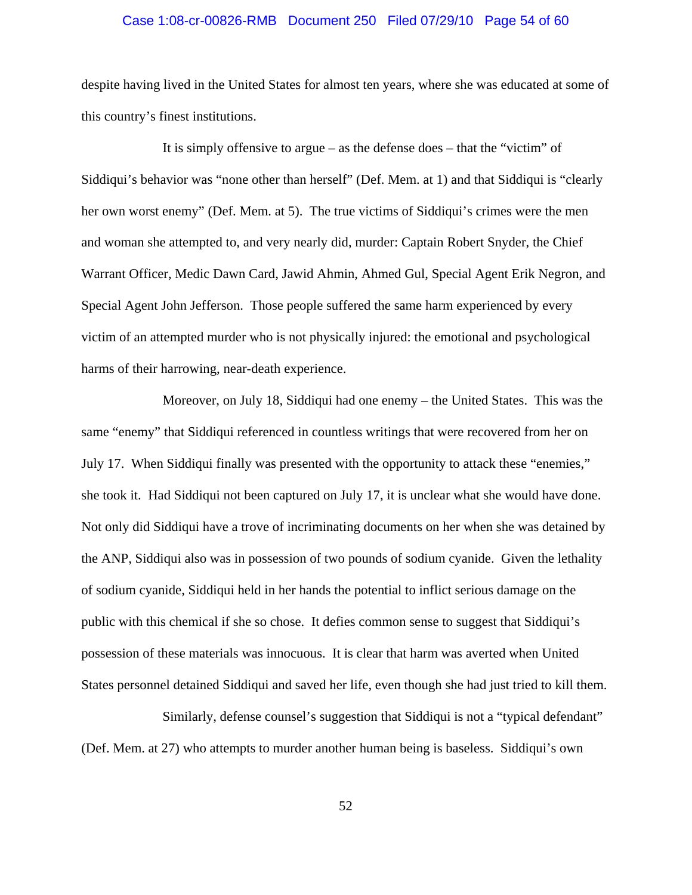despite having lived in the United States for almost ten years, where she was educated at some of this country's finest institutions.

It is simply offensive to argue – as the defense does – that the "victim" of Siddiqui's behavior was "none other than herself" (Def. Mem. at 1) and that Siddiqui is "clearly her own worst enemy" (Def. Mem. at 5). The true victims of Siddiqui's crimes were the men and woman she attempted to, and very nearly did, murder: Captain Robert Snyder, the Chief Warrant Officer, Medic Dawn Card, Jawid Ahmin, Ahmed Gul, Special Agent Erik Negron, and Special Agent John Jefferson. Those people suffered the same harm experienced by every victim of an attempted murder who is not physically injured: the emotional and psychological harms of their harrowing, near-death experience.

Moreover, on July 18, Siddiqui had one enemy – the United States. This was the same "enemy" that Siddiqui referenced in countless writings that were recovered from her on July 17. When Siddiqui finally was presented with the opportunity to attack these "enemies," she took it. Had Siddiqui not been captured on July 17, it is unclear what she would have done. Not only did Siddiqui have a trove of incriminating documents on her when she was detained by the ANP, Siddiqui also was in possession of two pounds of sodium cyanide. Given the lethality of sodium cyanide, Siddiqui held in her hands the potential to inflict serious damage on the public with this chemical if she so chose. It defies common sense to suggest that Siddiqui's possession of these materials was innocuous. It is clear that harm was averted when United States personnel detained Siddiqui and saved her life, even though she had just tried to kill them.

Similarly, defense counsel's suggestion that Siddiqui is not a "typical defendant" (Def. Mem. at 27) who attempts to murder another human being is baseless. Siddiqui's own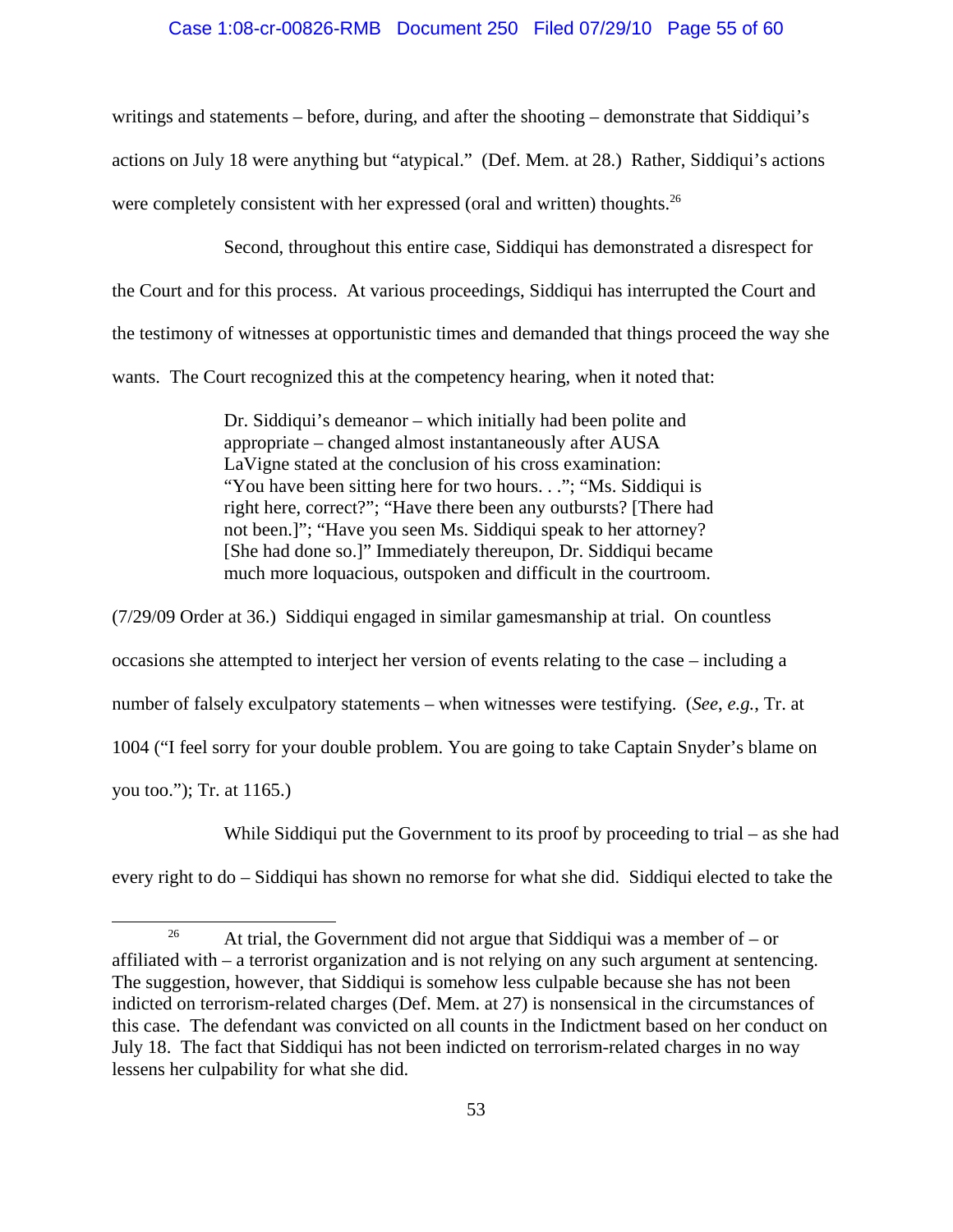writings and statements – before, during, and after the shooting – demonstrate that Siddiqui's actions on July 18 were anything but "atypical." (Def. Mem. at 28.) Rather, Siddiqui's actions were completely consistent with her expressed (oral and written) thoughts.[26]

Second, throughout this entire case, Siddiqui has demonstrated a disrespect for the Court and for this process. At various proceedings, Siddiqui has interrupted the Court and the testimony of witnesses at opportunistic times and demanded that things proceed the way she wants. The Court recognized this at the competency hearing, when it noted that:

> Dr. Siddiqui's demeanor – which initially had been polite and appropriate – changed almost instantaneously after AUSA LaVigne stated at the conclusion of his cross examination: "You have been sitting here for two hours. . ."; "Ms. Siddiqui is right here, correct?"; "Have there been any outbursts? [There had not been.]"; "Have you seen Ms. Siddiqui speak to her attorney? [She had done so.]" Immediately thereupon, Dr. Siddiqui became much more loquacious, outspoken and difficult in the courtroom.

(7/29/09 Order at 36.) Siddiqui engaged in similar gamesmanship at trial. On countless occasions she attempted to interject her version of events relating to the case – including a number of falsely exculpatory statements – when witnesses were testifying. (*See, e.g.*, Tr. at 1004 ("I feel sorry for your double problem. You are going to take Captain Snyder's blame on you too."); Tr. at 1165.)

While Siddiqui put the Government to its proof by proceeding to trial – as she had every right to do – Siddiqui has shown no remorse for what she did. Siddiqui elected to take the

---

[26] At trial, the Government did not argue that Siddiqui was a member of – or affiliated with – a terrorist organization and is not relying on any such argument at sentencing. The suggestion, however, that Siddiqui is somehow less culpable because she has not been indicted on terrorism-related charges (Def. Mem. at 27) is nonsensical in the circumstances of this case. The defendant was convicted on all counts in the Indictment based on her conduct on July 18. The fact that Siddiqui has not been indicted on terrorism-related charges in no way lessens her culpability for what she did.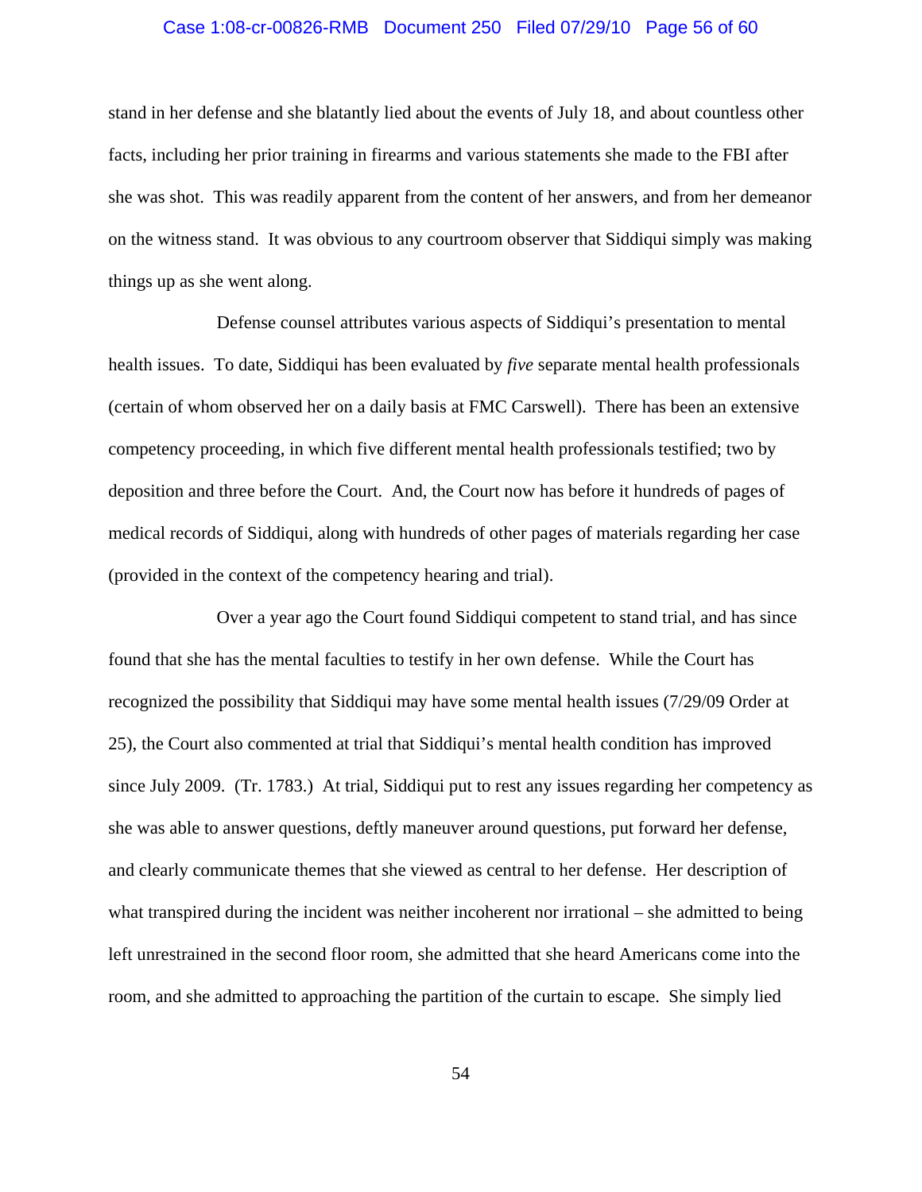stand in her defense and she blatantly lied about the events of July 18, and about countless other facts, including her prior training in firearms and various statements she made to the FBI after she was shot. This was readily apparent from the content of her answers, and from her demeanor on the witness stand. It was obvious to any courtroom observer that Siddiqui simply was making things up as she went along.

Defense counsel attributes various aspects of Siddiqui's presentation to mental health issues. To date, Siddiqui has been evaluated by *five* separate mental health professionals (certain of whom observed her on a daily basis at FMC Carswell). There has been an extensive competency proceeding, in which five different mental health professionals testified; two by deposition and three before the Court. And, the Court now has before it hundreds of pages of medical records of Siddiqui, along with hundreds of other pages of materials regarding her case (provided in the context of the competency hearing and trial).

Over a year ago the Court found Siddiqui competent to stand trial, and has since found that she has the mental faculties to testify in her own defense. While the Court has recognized the possibility that Siddiqui may have some mental health issues (7/29/09 Order at 25), the Court also commented at trial that Siddiqui's mental health condition has improved since July 2009. (Tr. 1783.) At trial, Siddiqui put to rest any issues regarding her competency as she was able to answer questions, deftly maneuver around questions, put forward her defense, and clearly communicate themes that she viewed as central to her defense. Her description of what transpired during the incident was neither incoherent nor irrational – she admitted to being left unrestrained in the second floor room, she admitted that she heard Americans come into the room, and she admitted to approaching the partition of the curtain to escape. She simply lied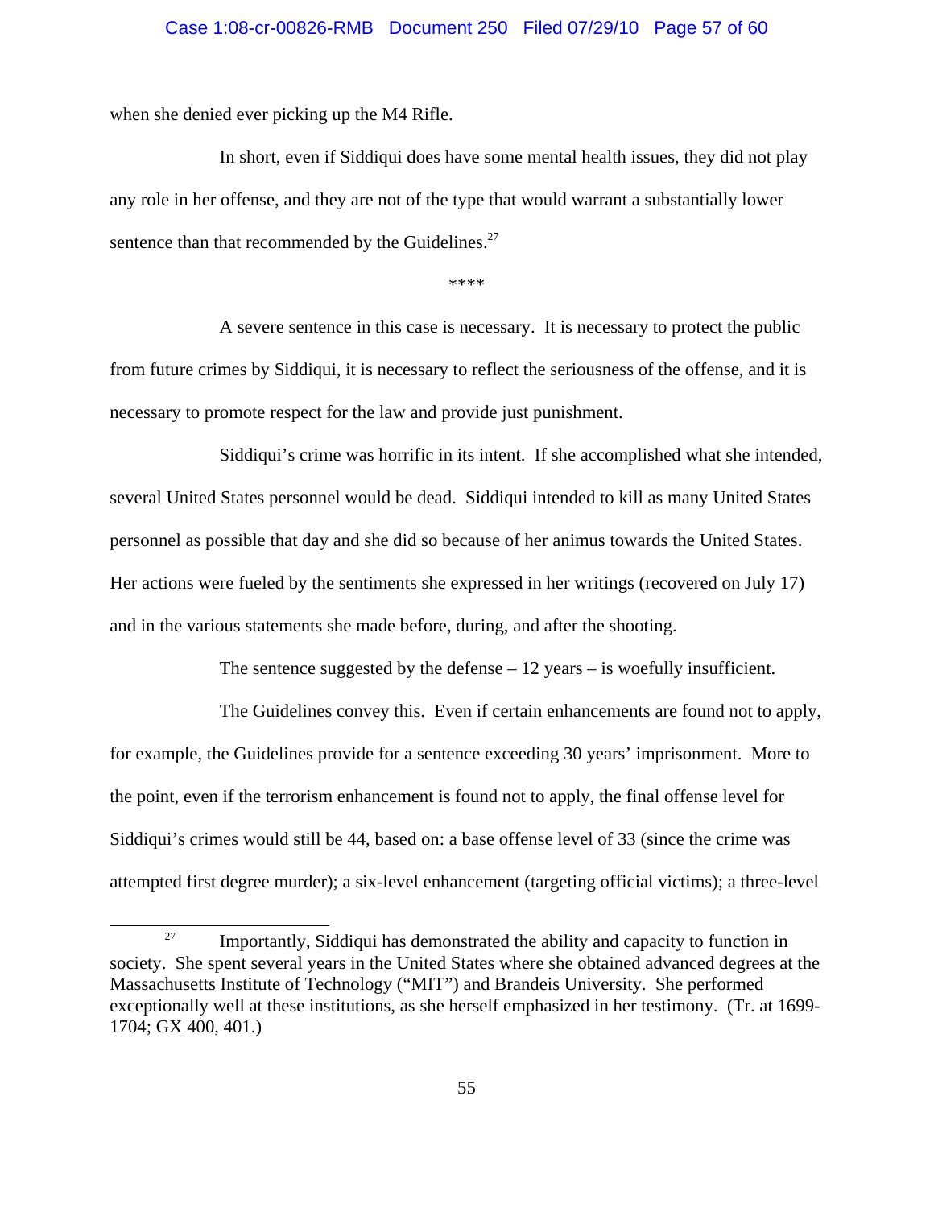when she denied ever picking up the M4 Rifle.

In short, even if Siddiqui does have some mental health issues, they did not play any role in her offense, and they are not of the type that would warrant a substantially lower sentence than that recommended by the Guidelines.[27]

****

A severe sentence in this case is necessary. It is necessary to protect the public from future crimes by Siddiqui, it is necessary to reflect the seriousness of the offense, and it is necessary to promote respect for the law and provide just punishment.

Siddiqui's crime was horrific in its intent. If she accomplished what she intended, several United States personnel would be dead. Siddiqui intended to kill as many United States personnel as possible that day and she did so because of her animus towards the United States. Her actions were fueled by the sentiments she expressed in her writings (recovered on July 17) and in the various statements she made before, during, and after the shooting.

The sentence suggested by the defense – 12 years – is woefully insufficient.

The Guidelines convey this. Even if certain enhancements are found not to apply, for example, the Guidelines provide for a sentence exceeding 30 years' imprisonment. More to the point, even if the terrorism enhancement is found not to apply, the final offense level for Siddiqui's crimes would still be 44, based on: a base offense level of 33 (since the crime was attempted first degree murder); a six-level enhancement (targeting official victims); a three-level

---

[27] Importantly, Siddiqui has demonstrated the ability and capacity to function in society. She spent several years in the United States where she obtained advanced degrees at the Massachusetts Institute of Technology ("MIT") and Brandeis University. She performed exceptionally well at these institutions, as she herself emphasized in her testimony. (Tr. at 1699-1704; GX 400, 401.)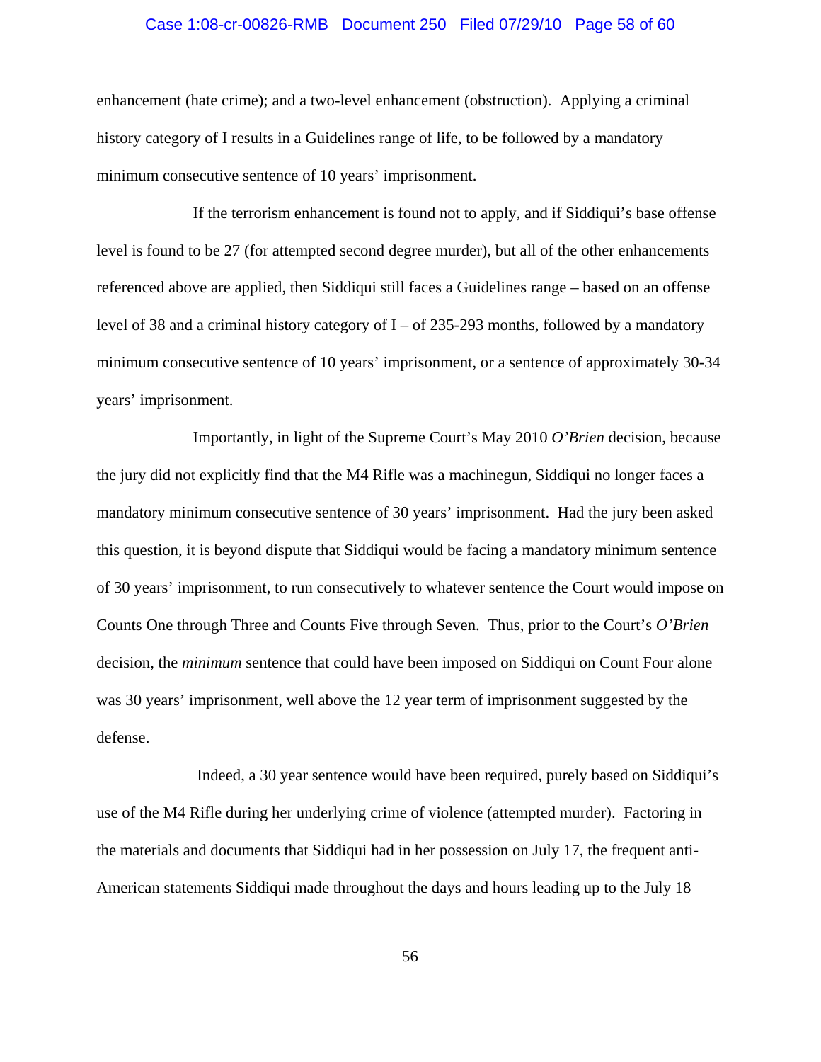enhancement (hate crime); and a two-level enhancement (obstruction). Applying a criminal history category of I results in a Guidelines range of life, to be followed by a mandatory minimum consecutive sentence of 10 years' imprisonment.

If the terrorism enhancement is found not to apply, and if Siddiqui's base offense level is found to be 27 (for attempted second degree murder), but all of the other enhancements referenced above are applied, then Siddiqui still faces a Guidelines range – based on an offense level of 38 and a criminal history category of I – of 235-293 months, followed by a mandatory minimum consecutive sentence of 10 years' imprisonment, or a sentence of approximately 30-34 years' imprisonment.

Importantly, in light of the Supreme Court's May 2010 *O'Brien* decision, because the jury did not explicitly find that the M4 Rifle was a machinegun, Siddiqui no longer faces a mandatory minimum consecutive sentence of 30 years' imprisonment. Had the jury been asked this question, it is beyond dispute that Siddiqui would be facing a mandatory minimum sentence of 30 years' imprisonment, to run consecutively to whatever sentence the Court would impose on Counts One through Three and Counts Five through Seven. Thus, prior to the Court's *O'Brien* decision, the *minimum* sentence that could have been imposed on Siddiqui on Count Four alone was 30 years' imprisonment, well above the 12 year term of imprisonment suggested by the defense.

Indeed, a 30 year sentence would have been required, purely based on Siddiqui's use of the M4 Rifle during her underlying crime of violence (attempted murder). Factoring in the materials and documents that Siddiqui had in her possession on July 17, the frequent anti-American statements Siddiqui made throughout the days and hours leading up to the July 18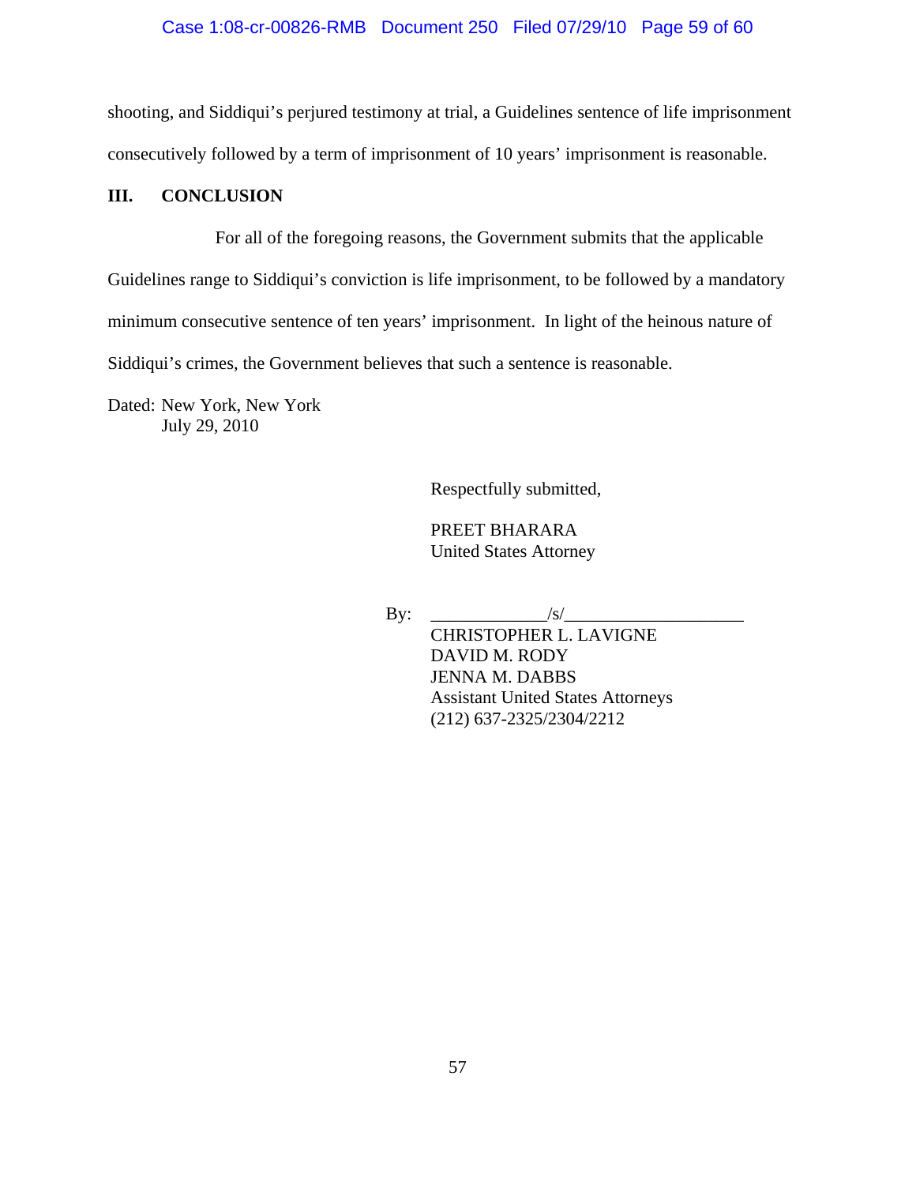shooting, and Siddiqui's perjured testimony at trial, a Guidelines sentence of life imprisonment consecutively followed by a term of imprisonment of 10 years' imprisonment is reasonable.

## III. CONCLUSION

For all of the foregoing reasons, the Government submits that the applicable Guidelines range to Siddiqui's conviction is life imprisonment, to be followed by a mandatory minimum consecutive sentence of ten years' imprisonment. In light of the heinous nature of Siddiqui's crimes, the Government believes that such a sentence is reasonable.

Dated: New York, New York
July 29, 2010

Respectfully submitted,

PREET BHARARA
United States Attorney

By: ____________/s/____________________
CHRISTOPHER L. LAVIGNE
DAVID M. RODY
JENNA M. DABBS
Assistant United States Attorneys
(212) 637-2325/2304/2212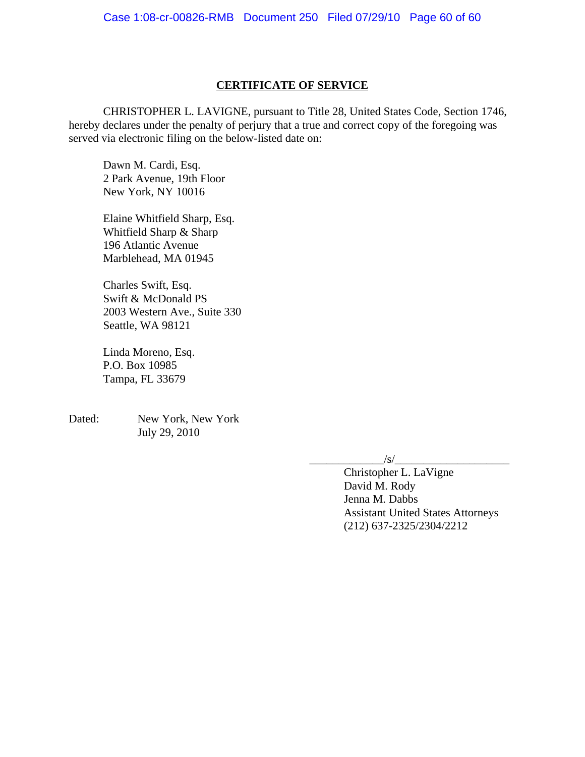## CERTIFICATE OF SERVICE

CHRISTOPHER L. LAVIGNE, pursuant to Title 28, United States Code, Section 1746, hereby declares under the penalty of perjury that a true and correct copy of the foregoing was served via electronic filing on the below-listed date on:

Dawn M. Cardi, Esq.
2 Park Avenue, 19th Floor
New York, NY 10016

Elaine Whitfield Sharp, Esq.
Whitfield Sharp & Sharp
196 Atlantic Avenue
Marblehead, MA 01945

Charles Swift, Esq.
Swift & McDonald PS
2003 Western Ave., Suite 330
Seattle, WA 98121

Linda Moreno, Esq.
P.O. Box 10985
Tampa, FL 33679

Dated: New York, New York
July 29, 2010

_____________/s/____________________
Christopher L. LaVigne
David M. Rody
Jenna M. Dabbs
Assistant United States Attorneys
(212) 637-2325/2304/2212